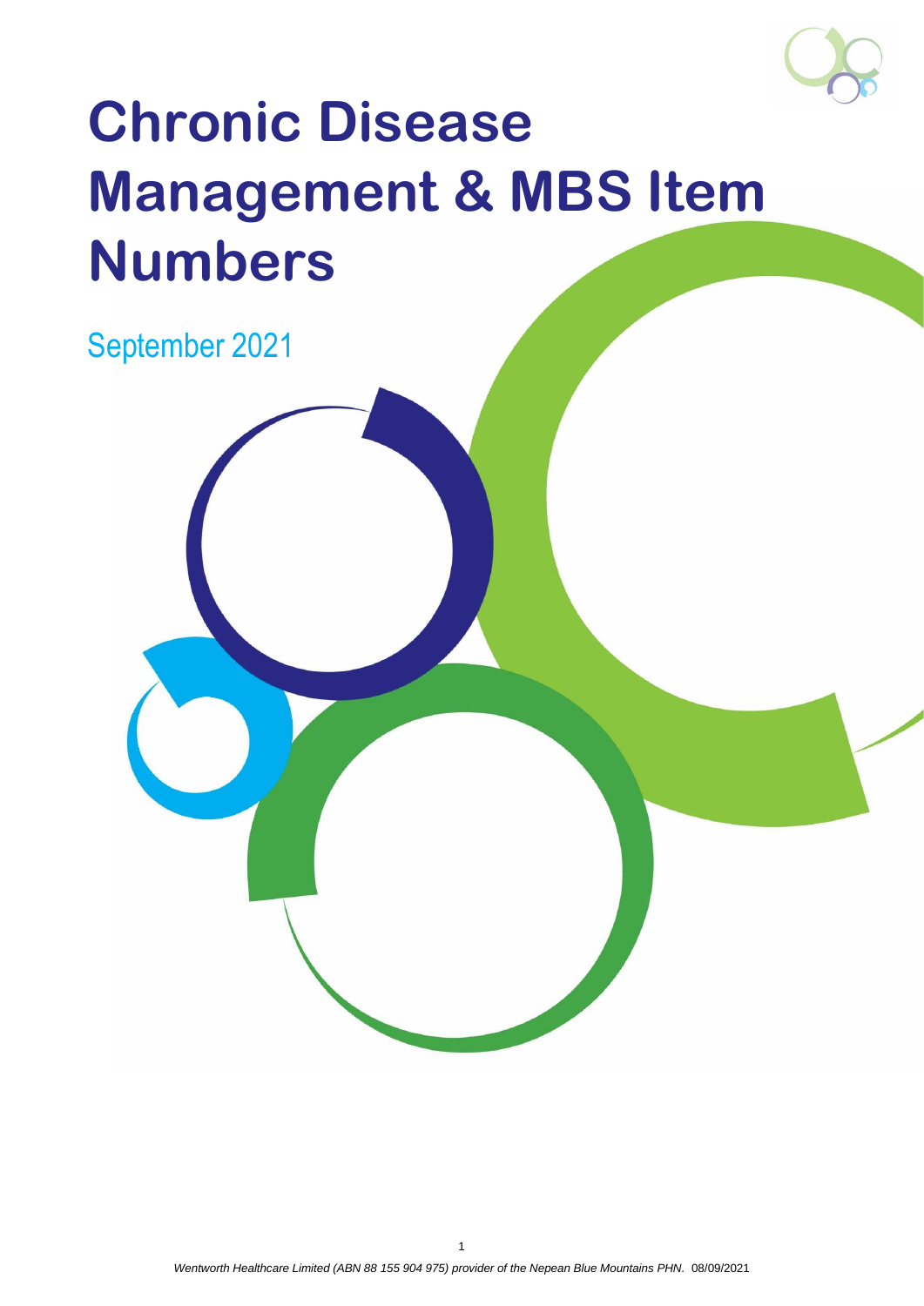# Chronic Disease Management & MBS Item Numbers

September 2021

*Wentworth Healthcare Limited (ABN 88 155 904 975) provider of the Nepean Blue Mountains PHN.* 08/09/2021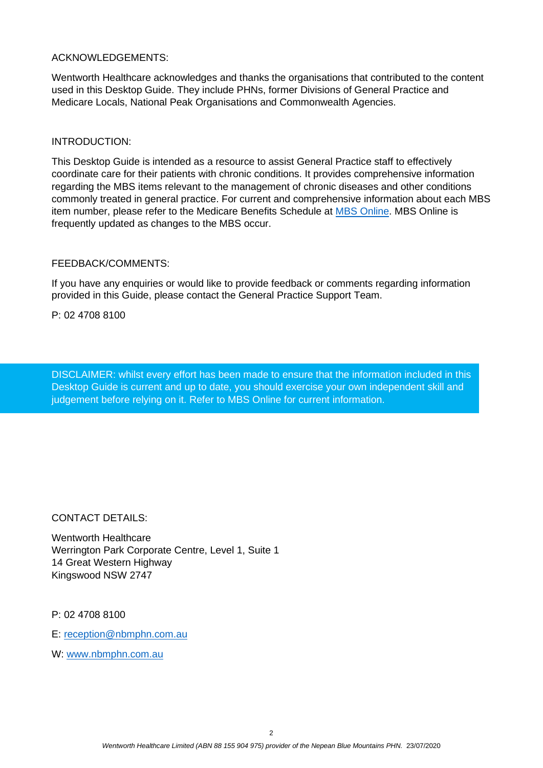ACKNOWLEDGEMENTS:

Wentworth Healthcare acknowledges and thanks the organisations that contributed to the content used in this Desktop Guide. They include PHNs, former Divisions of General Practice and Medicare Locals, National Peak Organisations and Commonwealth Agencies.

INTRODUCTION:

This Desktop Guide is intended as a resource to assist General Practice staff to effectively coordinate care for their patients with chronic conditions. It provides comprehensive information regarding the MBS items relevant to the management of chronic diseases and other conditions commonly treated in general practice. For current and comprehensive information about each MBS item number, please refer to the Medicare Benefits Schedule at MBS Online. MBS Online is frequently updated as changes to the MBS occur.

FEEDBACK/COMMENTS:

If you have any enquiries or would like to provide feedback or comments regarding information provided in this Guide, please contact the General Practice Support Team.

P: 02 4708 8100

DISCLAIMER: whilst every effort has been made to ensure that the information included in this Desktop Guide is current and up to date, you should exercise your own independent skill and judgement before relying on it. Refer to MBS Online for current information.

CONTACT DETAILS:

Wentworth Healthcare
Werrington Park Corporate Centre, Level 1, Suite 1
14 Great Western Highway
Kingswood NSW 2747

P: 02 4708 8100

E: reception@nbmphn.com.au

W: www.nbmphn.com.au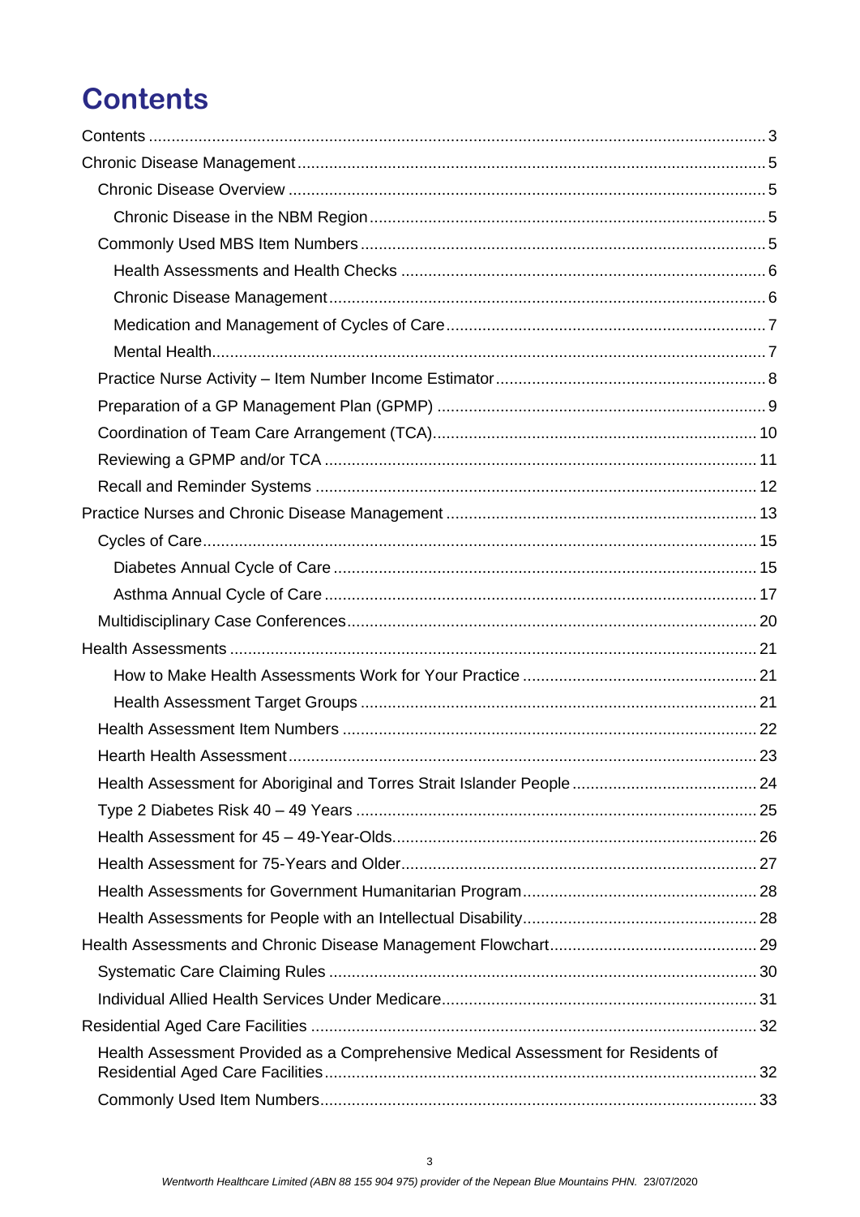# Contents

- Contents .......... 3
- Chronic Disease Management .......... 5
  - Chronic Disease Overview .......... 5
    - Chronic Disease in the NBM Region .......... 5
  - Commonly Used MBS Item Numbers .......... 5
    - Health Assessments and Health Checks .......... 6
    - Chronic Disease Management .......... 6
    - Medication and Management of Cycles of Care .......... 7
    - Mental Health .......... 7
  - Practice Nurse Activity – Item Number Income Estimator .......... 8
  - Preparation of a GP Management Plan (GPMP) .......... 9
  - Coordination of Team Care Arrangement (TCA) .......... 10
  - Reviewing a GPMP and/or TCA .......... 11
  - Recall and Reminder Systems .......... 12
- Practice Nurses and Chronic Disease Management .......... 13
  - Cycles of Care .......... 15
    - Diabetes Annual Cycle of Care .......... 15
    - Asthma Annual Cycle of Care .......... 17
  - Multidisciplinary Case Conferences .......... 20
- Health Assessments .......... 21
    - How to Make Health Assessments Work for Your Practice .......... 21
    - Health Assessment Target Groups .......... 21
  - Health Assessment Item Numbers .......... 22
  - Hearth Health Assessment .......... 23
  - Health Assessment for Aboriginal and Torres Strait Islander People .......... 24
  - Type 2 Diabetes Risk 40 – 49 Years .......... 25
  - Health Assessment for 45 – 49-Year-Olds .......... 26
  - Health Assessment for 75-Years and Older .......... 27
  - Health Assessments for Government Humanitarian Program .......... 28
  - Health Assessments for People with an Intellectual Disability .......... 28
- Health Assessments and Chronic Disease Management Flowchart .......... 29
  - Systematic Care Claiming Rules .......... 30
  - Individual Allied Health Services Under Medicare .......... 31
- Residential Aged Care Facilities .......... 32
  - Health Assessment Provided as a Comprehensive Medical Assessment for Residents of Residential Aged Care Facilities .......... 32
  - Commonly Used Item Numbers .......... 33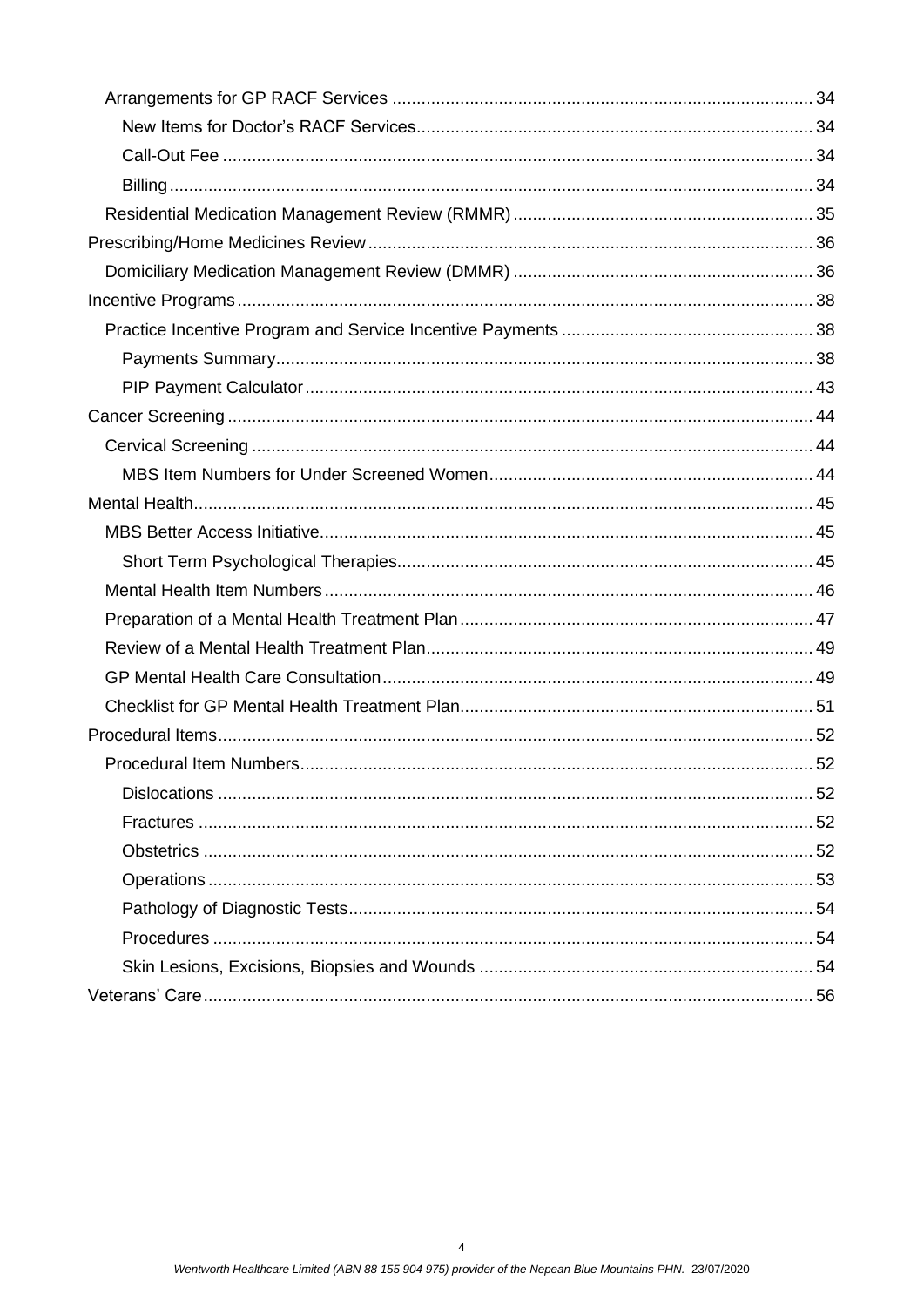- Arrangements for GP RACF Services ........................................................................ 34
  - New Items for Doctor's RACF Services ........................................................................ 34
  - Call-Out Fee ........................................................................ 34
  - Billing ........................................................................ 34
- Residential Medication Management Review (RMMR) ........................................................................ 35

Prescribing/Home Medicines Review ........................................................................ 36

- Domiciliary Medication Management Review (DMMR) ........................................................................ 36

Incentive Programs ........................................................................ 38

- Practice Incentive Program and Service Incentive Payments ........................................................................ 38
  - Payments Summary ........................................................................ 38
  - PIP Payment Calculator ........................................................................ 43

Cancer Screening ........................................................................ 44

- Cervical Screening ........................................................................ 44
  - MBS Item Numbers for Under Screened Women ........................................................................ 44

Mental Health ........................................................................ 45

- MBS Better Access Initiative ........................................................................ 45
  - Short Term Psychological Therapies ........................................................................ 45
- Mental Health Item Numbers ........................................................................ 46
- Preparation of a Mental Health Treatment Plan ........................................................................ 47
- Review of a Mental Health Treatment Plan ........................................................................ 49
- GP Mental Health Care Consultation ........................................................................ 49
- Checklist for GP Mental Health Treatment Plan ........................................................................ 51

Procedural Items ........................................................................ 52

- Procedural Item Numbers ........................................................................ 52
  - Dislocations ........................................................................ 52
  - Fractures ........................................................................ 52
  - Obstetrics ........................................................................ 52
  - Operations ........................................................................ 53
  - Pathology of Diagnostic Tests ........................................................................ 54
  - Procedures ........................................................................ 54
  - Skin Lesions, Excisions, Biopsies and Wounds ........................................................................ 54

Veterans' Care ........................................................................ 56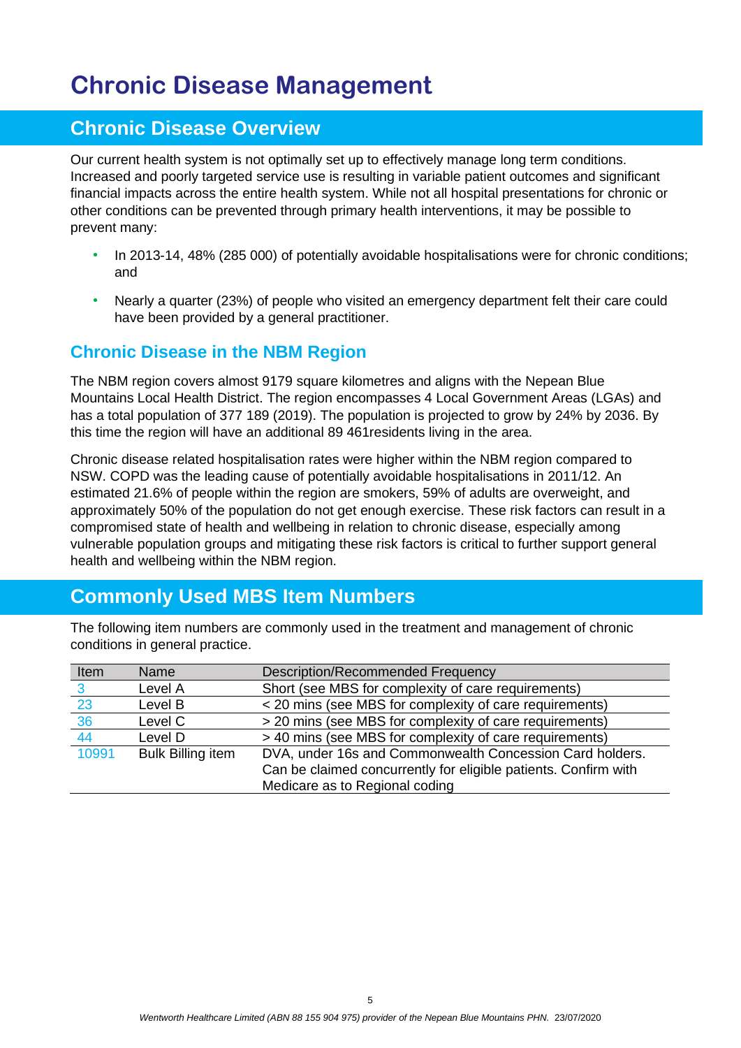# Chronic Disease Management

## Chronic Disease Overview

Our current health system is not optimally set up to effectively manage long term conditions. Increased and poorly targeted service use is resulting in variable patient outcomes and significant financial impacts across the entire health system. While not all hospital presentations for chronic or other conditions can be prevented through primary health interventions, it may be possible to prevent many:

- In 2013-14, 48% (285 000) of potentially avoidable hospitalisations were for chronic conditions; and
- Nearly a quarter (23%) of people who visited an emergency department felt their care could have been provided by a general practitioner.

### Chronic Disease in the NBM Region

The NBM region covers almost 9179 square kilometres and aligns with the Nepean Blue Mountains Local Health District. The region encompasses 4 Local Government Areas (LGAs) and has a total population of 377 189 (2019). The population is projected to grow by 24% by 2036. By this time the region will have an additional 89 461residents living in the area.

Chronic disease related hospitalisation rates were higher within the NBM region compared to NSW. COPD was the leading cause of potentially avoidable hospitalisations in 2011/12. An estimated 21.6% of people within the region are smokers, 59% of adults are overweight, and approximately 50% of the population do not get enough exercise. These risk factors can result in a compromised state of health and wellbeing in relation to chronic disease, especially among vulnerable population groups and mitigating these risk factors is critical to further support general health and wellbeing within the NBM region.

## Commonly Used MBS Item Numbers

The following item numbers are commonly used in the treatment and management of chronic conditions in general practice.

| Item | Name | Description/Recommended Frequency |
|---|---|---|
| 3 | Level A | Short (see MBS for complexity of care requirements) |
| 23 | Level B | < 20 mins (see MBS for complexity of care requirements) |
| 36 | Level C | > 20 mins (see MBS for complexity of care requirements) |
| 44 | Level D | > 40 mins (see MBS for complexity of care requirements) |
| 10991 | Bulk Billing item | DVA, under 16s and Commonwealth Concession Card holders. Can be claimed concurrently for eligible patients. Confirm with Medicare as to Regional coding |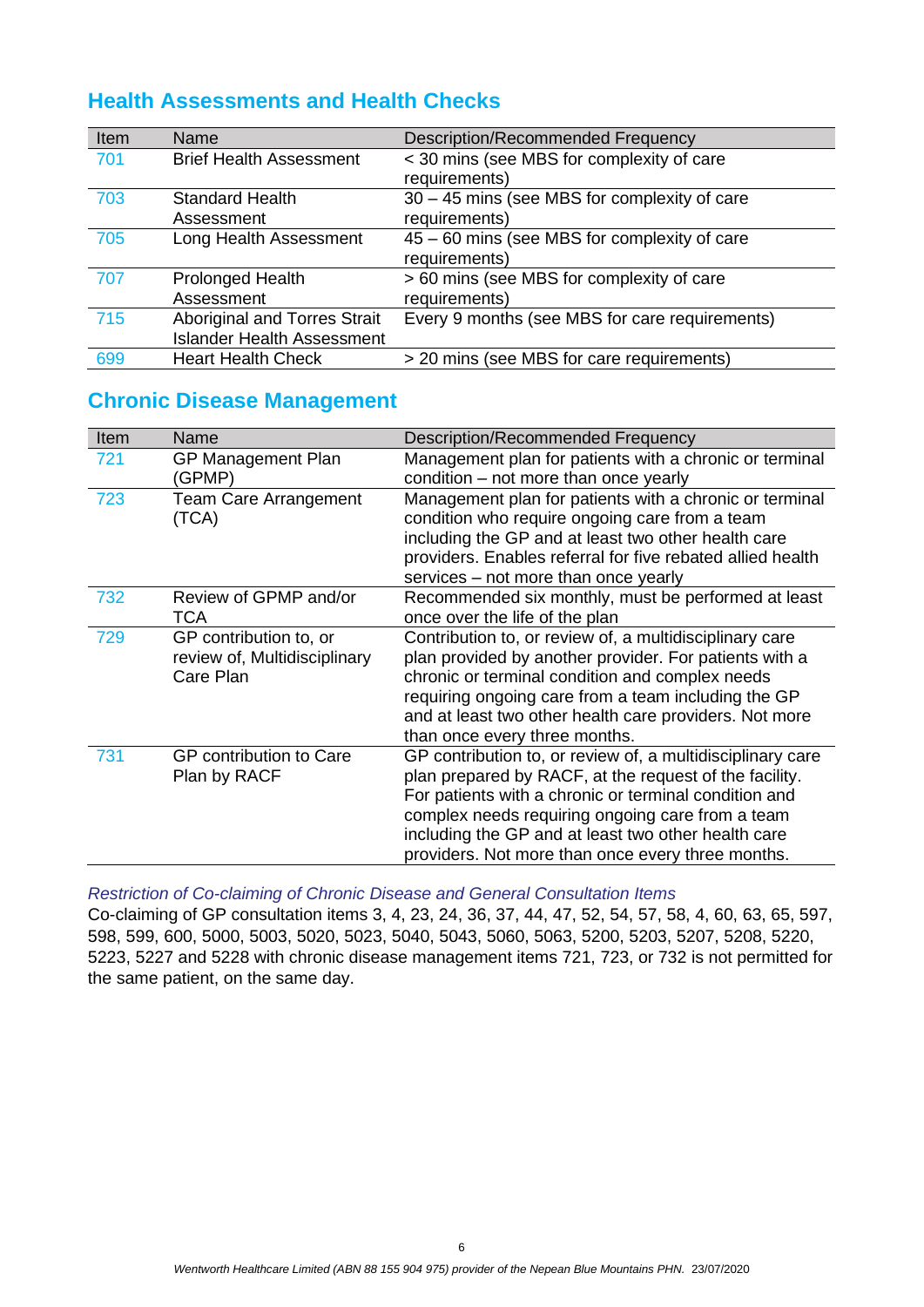## Health Assessments and Health Checks

| Item | Name | Description/Recommended Frequency |
| --- | --- | --- |
| 701 | Brief Health Assessment | < 30 mins (see MBS for complexity of care requirements) |
| 703 | Standard Health Assessment | 30 – 45 mins (see MBS for complexity of care requirements) |
| 705 | Long Health Assessment | 45 – 60 mins (see MBS for complexity of care requirements) |
| 707 | Prolonged Health Assessment | > 60 mins (see MBS for complexity of care requirements) |
| 715 | Aboriginal and Torres Strait Islander Health Assessment | Every 9 months (see MBS for care requirements) |
| 699 | Heart Health Check | > 20 mins (see MBS for care requirements) |

## Chronic Disease Management

| Item | Name | Description/Recommended Frequency |
| --- | --- | --- |
| 721 | GP Management Plan (GPMP) | Management plan for patients with a chronic or terminal condition – not more than once yearly |
| 723 | Team Care Arrangement (TCA) | Management plan for patients with a chronic or terminal condition who require ongoing care from a team including the GP and at least two other health care providers. Enables referral for five rebated allied health services – not more than once yearly |
| 732 | Review of GPMP and/or TCA | Recommended six monthly, must be performed at least once over the life of the plan |
| 729 | GP contribution to, or review of, Multidisciplinary Care Plan | Contribution to, or review of, a multidisciplinary care plan provided by another provider. For patients with a chronic or terminal condition and complex needs requiring ongoing care from a team including the GP and at least two other health care providers. Not more than once every three months. |
| 731 | GP contribution to Care Plan by RACF | GP contribution to, or review of, a multidisciplinary care plan prepared by RACF, at the request of the facility. For patients with a chronic or terminal condition and complex needs requiring ongoing care from a team including the GP and at least two other health care providers. Not more than once every three months. |

*Restriction of Co-claiming of Chronic Disease and General Consultation Items*

Co-claiming of GP consultation items 3, 4, 23, 24, 36, 37, 44, 47, 52, 54, 57, 58, 4, 60, 63, 65, 597, 598, 599, 600, 5000, 5003, 5020, 5023, 5040, 5043, 5060, 5063, 5200, 5203, 5207, 5208, 5220, 5223, 5227 and 5228 with chronic disease management items 721, 723, or 732 is not permitted for the same patient, on the same day.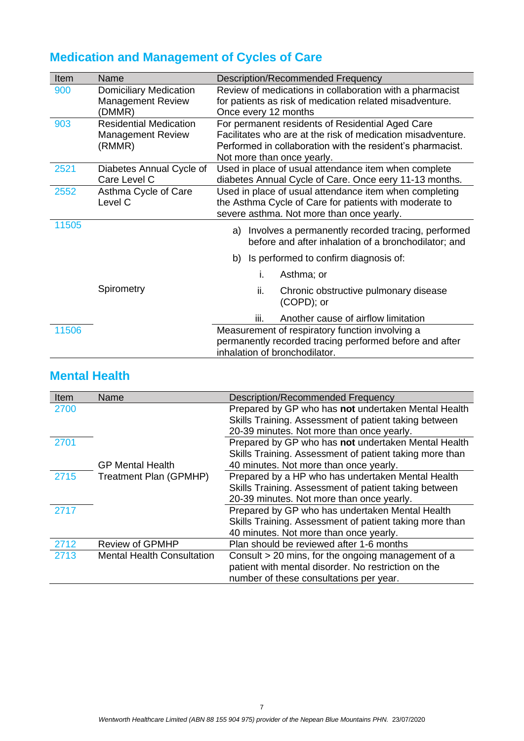## Medication and Management of Cycles of Care

| Item | Name | Description/Recommended Frequency |
|---|---|---|
| 900 | Domiciliary Medication Management Review (DMMR) | Review of medications in collaboration with a pharmacist for patients as risk of medication related misadventure. Once every 12 months |
| 903 | Residential Medication Management Review (RMMR) | For permanent residents of Residential Aged Care Facilitates who are at the risk of medication misadventure. Performed in collaboration with the resident's pharmacist. Not more than once yearly. |
| 2521 | Diabetes Annual Cycle of Care Level C | Used in place of usual attendance item when complete diabetes Annual Cycle of Care. Once eery 11-13 months. |
| 2552 | Asthma Cycle of Care Level C | Used in place of usual attendance item when completing the Asthma Cycle of Care for patients with moderate to severe asthma. Not more than once yearly. |
| 11505 | Spirometry | a) Involves a permanently recorded tracing, performed before and after inhalation of a bronchodilator; and<br>b) Is performed to confirm diagnosis of:<br>i. Asthma; or<br>ii. Chronic obstructive pulmonary disease (COPD); or<br>iii. Another cause of airflow limitation |
| 11506 | | Measurement of respiratory function involving a permanently recorded tracing performed before and after inhalation of bronchodilator. |

## Mental Health

| Item | Name | Description/Recommended Frequency |
|---|---|---|
| 2700 | GP Mental Health Treatment Plan (GPMHP) | Prepared by GP who has **not** undertaken Mental Health Skills Training. Assessment of patient taking between 20-39 minutes. Not more than once yearly. |
| 2701 | | Prepared by GP who has **not** undertaken Mental Health Skills Training. Assessment of patient taking more than 40 minutes. Not more than once yearly. |
| 2715 | | Prepared by a HP who has undertaken Mental Health Skills Training. Assessment of patient taking between 20-39 minutes. Not more than once yearly. |
| 2717 | | Prepared by GP who has undertaken Mental Health Skills Training. Assessment of patient taking more than 40 minutes. Not more than once yearly. |
| 2712 | Review of GPMHP | Plan should be reviewed after 1-6 months |
| 2713 | Mental Health Consultation | Consult > 20 mins, for the ongoing management of a patient with mental disorder. No restriction on the number of these consultations per year. |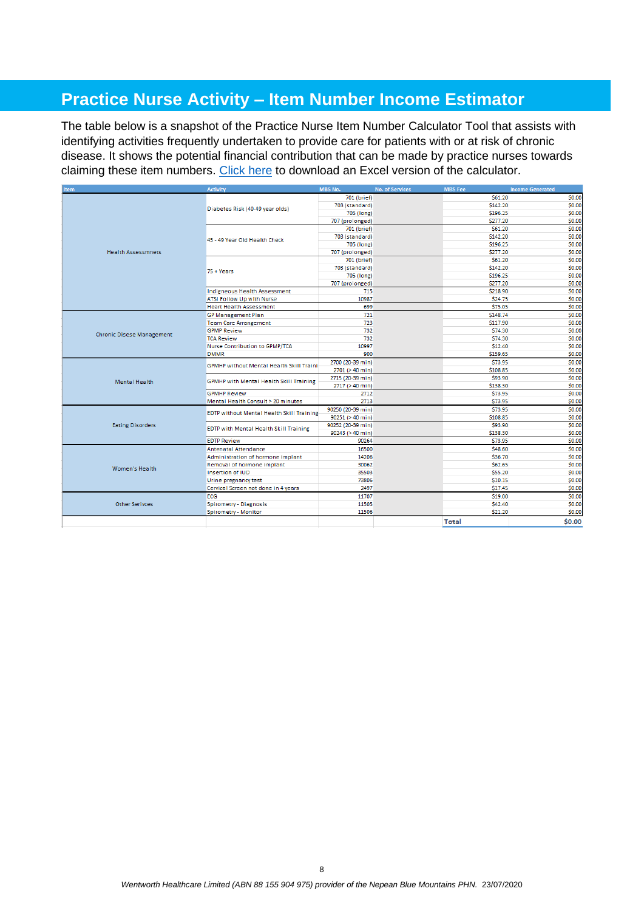# Practice Nurse Activity – Item Number Income Estimator

The table below is a snapshot of the Practice Nurse Item Number Calculator Tool that assists with identifying activities frequently undertaken to provide care for patients with or at risk of chronic disease. It shows the potential financial contribution that can be made by practice nurses towards claiming these item numbers. [Click here](#) to download an Excel version of the calculator.

| Item | Activity | MBS No. | No. of Services | MBS Fee | Income Generated |
|---|---|---|---|---|---|
| Health Assessmnets | Diabetes Risk (40-49 year olds) | 701 (brief) | | $61.20 | $0.00 |
| | | 703 (standard) | | $142.20 | $0.00 |
| | | 705 (long) | | $196.25 | $0.00 |
| | | 707 (prolonged) | | $277.20 | $0.00 |
| | 45 - 49 Year Old Health Check | 701 (brief) | | $61.20 | $0.00 |
| | | 703 (standard) | | $142.20 | $0.00 |
| | | 705 (long) | | $196.25 | $0.00 |
| | | 707 (prolonged) | | $277.20 | $0.00 |
| | 75 + Years | 701 (brief) | | $61.20 | $0.00 |
| | | 703 (standard) | | $142.20 | $0.00 |
| | | 705 (long) | | $196.25 | $0.00 |
| | | 707 (prolonged) | | $277.20 | $0.00 |
| | Indigneous Health Assessment | 715 | | $218.90 | $0.00 |
| | ATSI Follow Up with Nurse | 10987 | | $24.75 | $0.00 |
| | Heart Health Assessment | 699 | | $75.05 | $0.00 |
| Chronic Disese Management | GP Management Plan | 721 | | $148.74 | $0.00 |
| | Team Care Arrangement | 723 | | $117.90 | $0.00 |
| | GPMP Review | 732 | | $74.30 | $0.00 |
| | TCA Review | 732 | | $74.30 | $0.00 |
| | Nurse Contribution to GPMP/TCA | 10997 | | $12.40 | $0.00 |
| | DMMR | 900 | | $159.65 | $0.00 |
| Mental Health | GPMHP without Mental Health Skill Traini | 2700 (20-39 min) | | $73.95 | $0.00 |
| | | 2701 (> 40 min) | | $108.85 | $0.00 |
| | GPMHP with Mental Health Skill Training | 2715 (20-39 min) | | $93.90 | $0.00 |
| | | 2717 (> 40 min) | | $138.30 | $0.00 |
| | GPMHP Review | 2712 | | $73.95 | $0.00 |
| | Mental Health Consult > 20 minutes | 2713 | | $73.95 | $0.00 |
| Eating Disorders | EDTP without Mental Health Skill Training | 90250 (20-39 min) | | $73.95 | $0.00 |
| | | 90251 (> 40 min) | | $108.85 | $0.00 |
| | EDTP with Mental Health Skill Training | 90252 (20-39 min) | | $93.90 | $0.00 |
| | | 90243 (> 40 min) | | $138.30 | $0.00 |
| | EDTP Review | 90264 | | $73.95 | $0.00 |
| Women's Health | Antenatal Attendance | 16500 | | $48.60 | $0.00 |
| | Administration of hormone implant | 14206 | | $36.70 | $0.00 |
| | Removal of hormone implant | 30062 | | $62.65 | $0.00 |
| | Insertion of IUD | 35503 | | $55.20 | $0.00 |
| | Urine pregnancy test | 73806 | | $10.15 | $0.00 |
| | Cervical Screen not done in 4 years | 2497 | | $17.45 | $0.00 |
| Other Serivces | ECG | 11707 | | $19.00 | $0.00 |
| | Spirometry - Diagnosis | 11505 | | $42.40 | $0.00 |
| | Spirometry - Monitor | 11506 | | $21.20 | $0.00 |
| | | | | **Total** | **$0.00** |

*Wentworth Healthcare Limited (ABN 88 155 904 975) provider of the Nepean Blue Mountains PHN. 23/07/2020*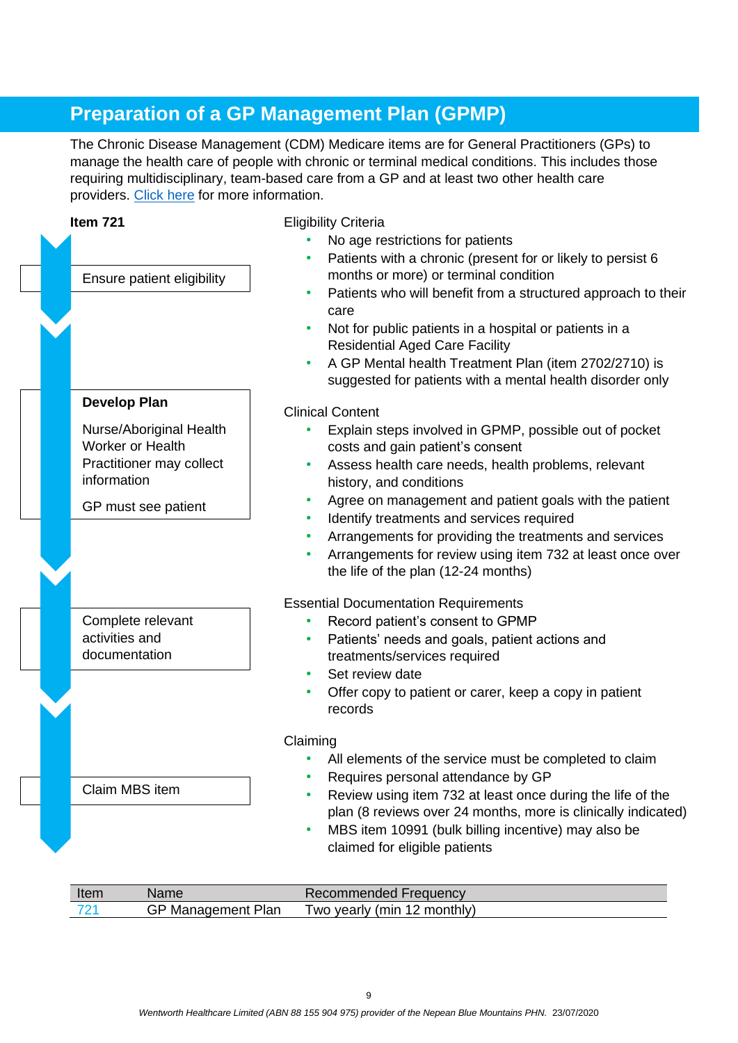## Preparation of a GP Management Plan (GPMP)

The Chronic Disease Management (CDM) Medicare items are for General Practitioners (GPs) to manage the health care of people with chronic or terminal medical conditions. This includes those requiring multidisciplinary, team-based care from a GP and at least two other health care providers. [Click here](#) for more information.

**Item 721**

**Ensure patient eligibility**

Eligibility Criteria

- No age restrictions for patients
- Patients with a chronic (present for or likely to persist 6 months or more) or terminal condition
- Patients who will benefit from a structured approach to their care
- Not for public patients in a hospital or patients in a Residential Aged Care Facility
- A GP Mental health Treatment Plan (item 2702/2710) is suggested for patients with a mental health disorder only

**Develop Plan**

Nurse/Aboriginal Health Worker or Health Practitioner may collect information

GP must see patient

Clinical Content

- Explain steps involved in GPMP, possible out of pocket costs and gain patient's consent
- Assess health care needs, health problems, relevant history, and conditions
- Agree on management and patient goals with the patient
- Identify treatments and services required
- Arrangements for providing the treatments and services
- Arrangements for review using item 732 at least once over the life of the plan (12-24 months)

**Complete relevant activities and documentation**

Essential Documentation Requirements

- Record patient's consent to GPMP
- Patients' needs and goals, patient actions and treatments/services required
- Set review date
- Offer copy to patient or carer, keep a copy in patient records

**Claim MBS item**

Claiming

- All elements of the service must be completed to claim
- Requires personal attendance by GP
- Review using item 732 at least once during the life of the plan (8 reviews over 24 months, more is clinically indicated)
- MBS item 10991 (bulk billing incentive) may also be claimed for eligible patients

| Item | Name | Recommended Frequency |
|---|---|---|
| 721 | GP Management Plan | Two yearly (min 12 monthly) |

*Wentworth Healthcare Limited (ABN 88 155 904 975) provider of the Nepean Blue Mountains PHN. 23/07/2020*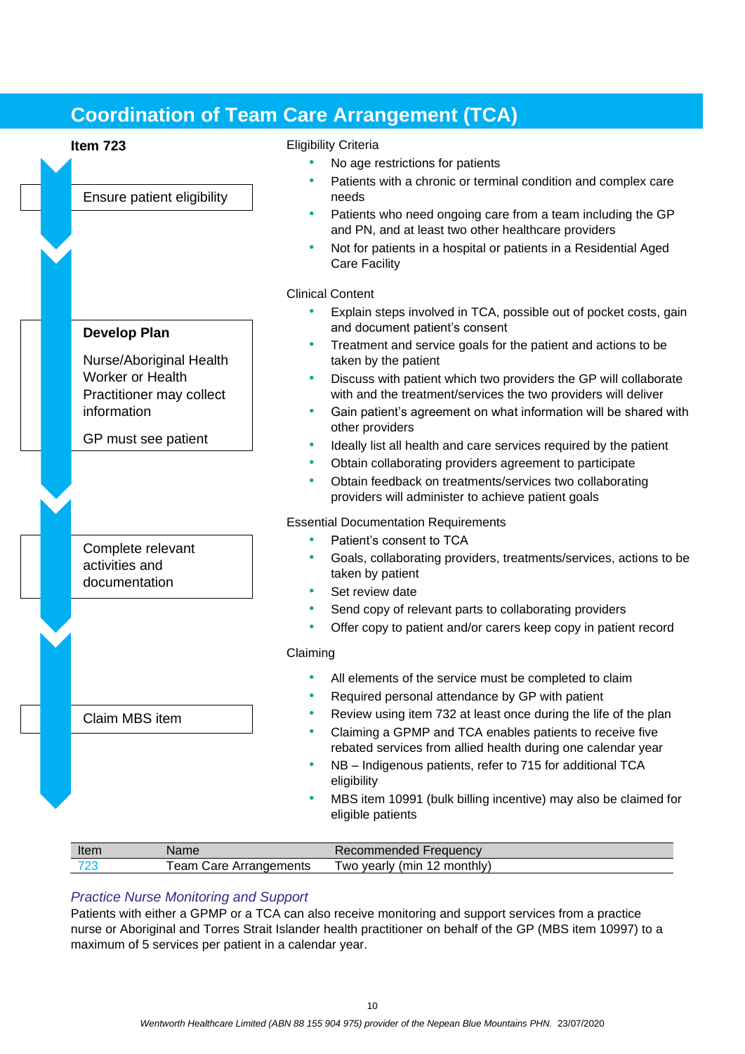# Coordination of Team Care Arrangement (TCA)

**Item 723**

Ensure patient eligibility

**Develop Plan**

Nurse/Aboriginal Health Worker or Health Practitioner may collect information

GP must see patient

Complete relevant activities and documentation

Claim MBS item

Eligibility Criteria

- No age restrictions for patients
- Patients with a chronic or terminal condition and complex care needs
- Patients who need ongoing care from a team including the GP and PN, and at least two other healthcare providers
- Not for patients in a hospital or patients in a Residential Aged Care Facility

Clinical Content

- Explain steps involved in TCA, possible out of pocket costs, gain and document patient's consent
- Treatment and service goals for the patient and actions to be taken by the patient
- Discuss with patient which two providers the GP will collaborate with and the treatment/services the two providers will deliver
- Gain patient's agreement on what information will be shared with other providers
- Ideally list all health and care services required by the patient
- Obtain collaborating providers agreement to participate
- Obtain feedback on treatments/services two collaborating providers will administer to achieve patient goals

Essential Documentation Requirements

- Patient's consent to TCA
- Goals, collaborating providers, treatments/services, actions to be taken by patient
- Set review date
- Send copy of relevant parts to collaborating providers
- Offer copy to patient and/or carers keep copy in patient record

Claiming

- All elements of the service must be completed to claim
- Required personal attendance by GP with patient
- Review using item 732 at least once during the life of the plan
- Claiming a GPMP and TCA enables patients to receive five rebated services from allied health during one calendar year
- NB – Indigenous patients, refer to 715 for additional TCA eligibility
- MBS item 10991 (bulk billing incentive) may also be claimed for eligible patients

| Item | Name | Recommended Frequency |
|---|---|---|
| 723 | Team Care Arrangements | Two yearly (min 12 monthly) |

*Practice Nurse Monitoring and Support*

Patients with either a GPMP or a TCA can also receive monitoring and support services from a practice nurse or Aboriginal and Torres Strait Islander health practitioner on behalf of the GP (MBS item 10997) to a maximum of 5 services per patient in a calendar year.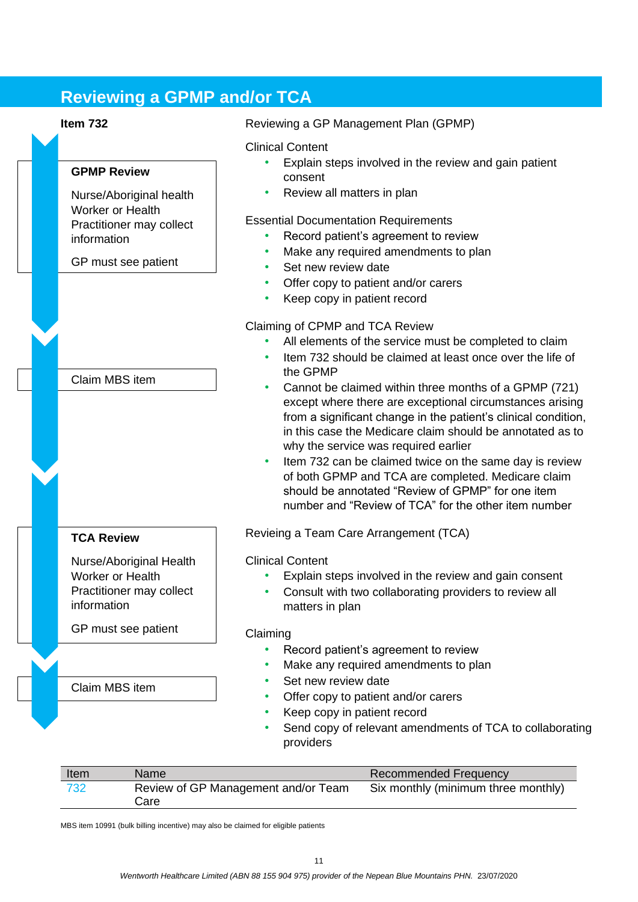## Reviewing a GPMP and/or TCA

**Item 732**

**GPMP Review**

Nurse/Aboriginal health Worker or Health Practitioner may collect information

GP must see patient

Claim MBS item

**TCA Review**

Nurse/Aboriginal Health Worker or Health Practitioner may collect information

GP must see patient

Claim MBS item

Reviewing a GP Management Plan (GPMP)

Clinical Content

- Explain steps involved in the review and gain patient consent
- Review all matters in plan

Essential Documentation Requirements

- Record patient's agreement to review
- Make any required amendments to plan
- Set new review date
- Offer copy to patient and/or carers
- Keep copy in patient record

Claiming of CPMP and TCA Review

- All elements of the service must be completed to claim
- Item 732 should be claimed at least once over the life of the GPMP
- Cannot be claimed within three months of a GPMP (721) except where there are exceptional circumstances arising from a significant change in the patient's clinical condition, in this case the Medicare claim should be annotated as to why the service was required earlier
- Item 732 can be claimed twice on the same day is review of both GPMP and TCA are completed. Medicare claim should be annotated "Review of GPMP" for one item number and "Review of TCA" for the other item number

Revieing a Team Care Arrangement (TCA)

Clinical Content

- Explain steps involved in the review and gain consent
- Consult with two collaborating providers to review all matters in plan

Claiming

- Record patient's agreement to review
- Make any required amendments to plan
- Set new review date
- Offer copy to patient and/or carers
- Keep copy in patient record
- Send copy of relevant amendments of TCA to collaborating providers

| Item | Name | Recommended Frequency |
|---|---|---|
| 732 | Review of GP Management and/or Team Care | Six monthly (minimum three monthly) |

MBS item 10991 (bulk billing incentive) may also be claimed for eligible patients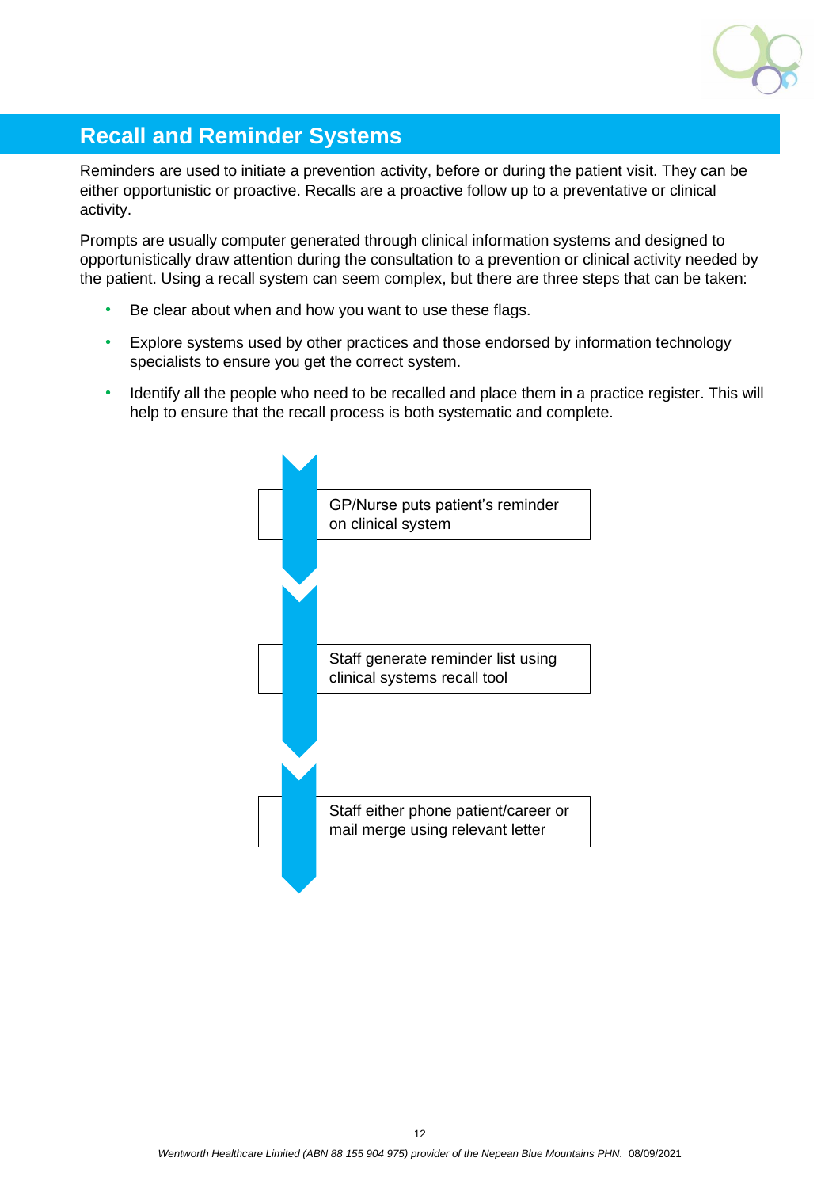## Recall and Reminder Systems

Reminders are used to initiate a prevention activity, before or during the patient visit. They can be either opportunistic or proactive. Recalls are a proactive follow up to a preventative or clinical activity.

Prompts are usually computer generated through clinical information systems and designed to opportunistically draw attention during the consultation to a prevention or clinical activity needed by the patient. Using a recall system can seem complex, but there are three steps that can be taken:

- Be clear about when and how you want to use these flags.
- Explore systems used by other practices and those endorsed by information technology specialists to ensure you get the correct system.
- Identify all the people who need to be recalled and place them in a practice register. This will help to ensure that the recall process is both systematic and complete.

GP/Nurse puts patient's reminder on clinical system

Staff generate reminder list using clinical systems recall tool

Staff either phone patient/career or mail merge using relevant letter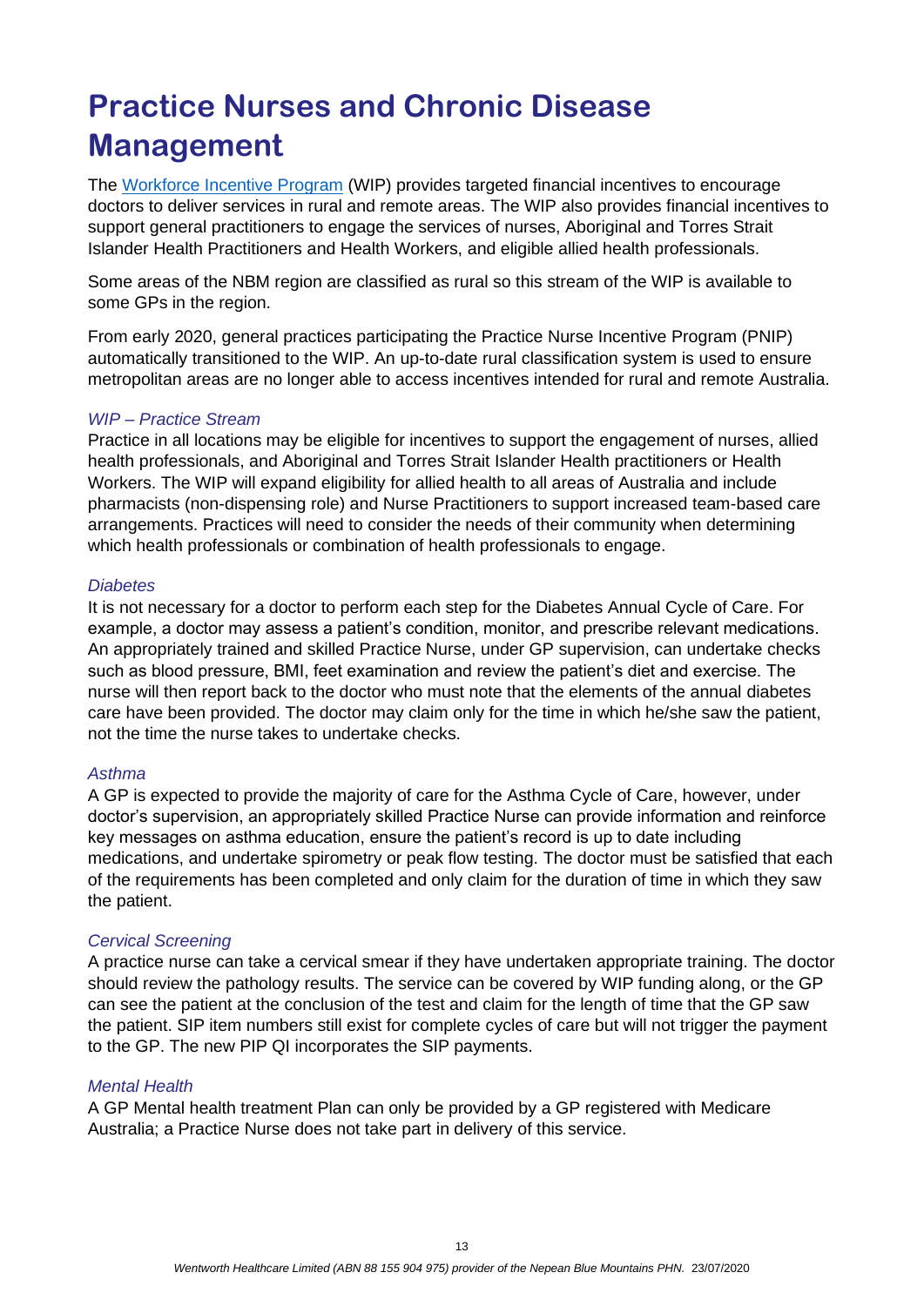# Practice Nurses and Chronic Disease Management

The [Workforce Incentive Program](Workforce Incentive Program) (WIP) provides targeted financial incentives to encourage doctors to deliver services in rural and remote areas. The WIP also provides financial incentives to support general practitioners to engage the services of nurses, Aboriginal and Torres Strait Islander Health Practitioners and Health Workers, and eligible allied health professionals.

Some areas of the NBM region are classified as rural so this stream of the WIP is available to some GPs in the region.

From early 2020, general practices participating the Practice Nurse Incentive Program (PNIP) automatically transitioned to the WIP. An up-to-date rural classification system is used to ensure metropolitan areas are no longer able to access incentives intended for rural and remote Australia.

*WIP – Practice Stream*

Practice in all locations may be eligible for incentives to support the engagement of nurses, allied health professionals, and Aboriginal and Torres Strait Islander Health practitioners or Health Workers. The WIP will expand eligibility for allied health to all areas of Australia and include pharmacists (non-dispensing role) and Nurse Practitioners to support increased team-based care arrangements. Practices will need to consider the needs of their community when determining which health professionals or combination of health professionals to engage.

*Diabetes*

It is not necessary for a doctor to perform each step for the Diabetes Annual Cycle of Care. For example, a doctor may assess a patient's condition, monitor, and prescribe relevant medications. An appropriately trained and skilled Practice Nurse, under GP supervision, can undertake checks such as blood pressure, BMI, feet examination and review the patient's diet and exercise. The nurse will then report back to the doctor who must note that the elements of the annual diabetes care have been provided. The doctor may claim only for the time in which he/she saw the patient, not the time the nurse takes to undertake checks.

*Asthma*

A GP is expected to provide the majority of care for the Asthma Cycle of Care, however, under doctor's supervision, an appropriately skilled Practice Nurse can provide information and reinforce key messages on asthma education, ensure the patient's record is up to date including medications, and undertake spirometry or peak flow testing. The doctor must be satisfied that each of the requirements has been completed and only claim for the duration of time in which they saw the patient.

*Cervical Screening*

A practice nurse can take a cervical smear if they have undertaken appropriate training. The doctor should review the pathology results. The service can be covered by WIP funding along, or the GP can see the patient at the conclusion of the test and claim for the length of time that the GP saw the patient. SIP item numbers still exist for complete cycles of care but will not trigger the payment to the GP. The new PIP QI incorporates the SIP payments.

*Mental Health*

A GP Mental health treatment Plan can only be provided by a GP registered with Medicare Australia; a Practice Nurse does not take part in delivery of this service.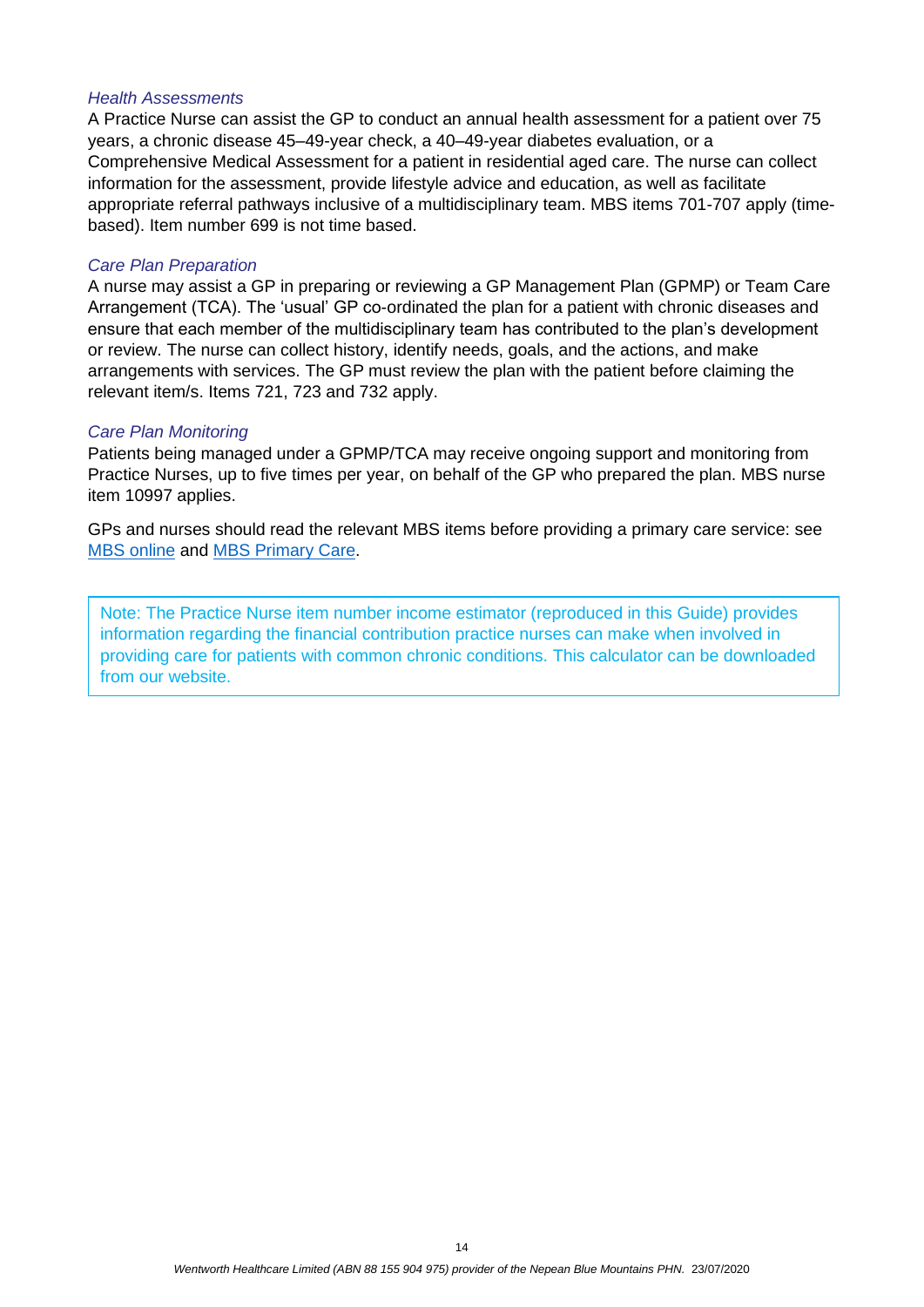*Health Assessments*

A Practice Nurse can assist the GP to conduct an annual health assessment for a patient over 75 years, a chronic disease 45–49-year check, a 40–49-year diabetes evaluation, or a Comprehensive Medical Assessment for a patient in residential aged care. The nurse can collect information for the assessment, provide lifestyle advice and education, as well as facilitate appropriate referral pathways inclusive of a multidisciplinary team. MBS items 701-707 apply (time-based). Item number 699 is not time based.

*Care Plan Preparation*

A nurse may assist a GP in preparing or reviewing a GP Management Plan (GPMP) or Team Care Arrangement (TCA). The 'usual' GP co-ordinated the plan for a patient with chronic diseases and ensure that each member of the multidisciplinary team has contributed to the plan's development or review. The nurse can collect history, identify needs, goals, and the actions, and make arrangements with services. The GP must review the plan with the patient before claiming the relevant item/s. Items 721, 723 and 732 apply.

*Care Plan Monitoring*

Patients being managed under a GPMP/TCA may receive ongoing support and monitoring from Practice Nurses, up to five times per year, on behalf of the GP who prepared the plan. MBS nurse item 10997 applies.

GPs and nurses should read the relevant MBS items before providing a primary care service: see MBS online and MBS Primary Care.

> Note: The Practice Nurse item number income estimator (reproduced in this Guide) provides information regarding the financial contribution practice nurses can make when involved in providing care for patients with common chronic conditions. This calculator can be downloaded from our website.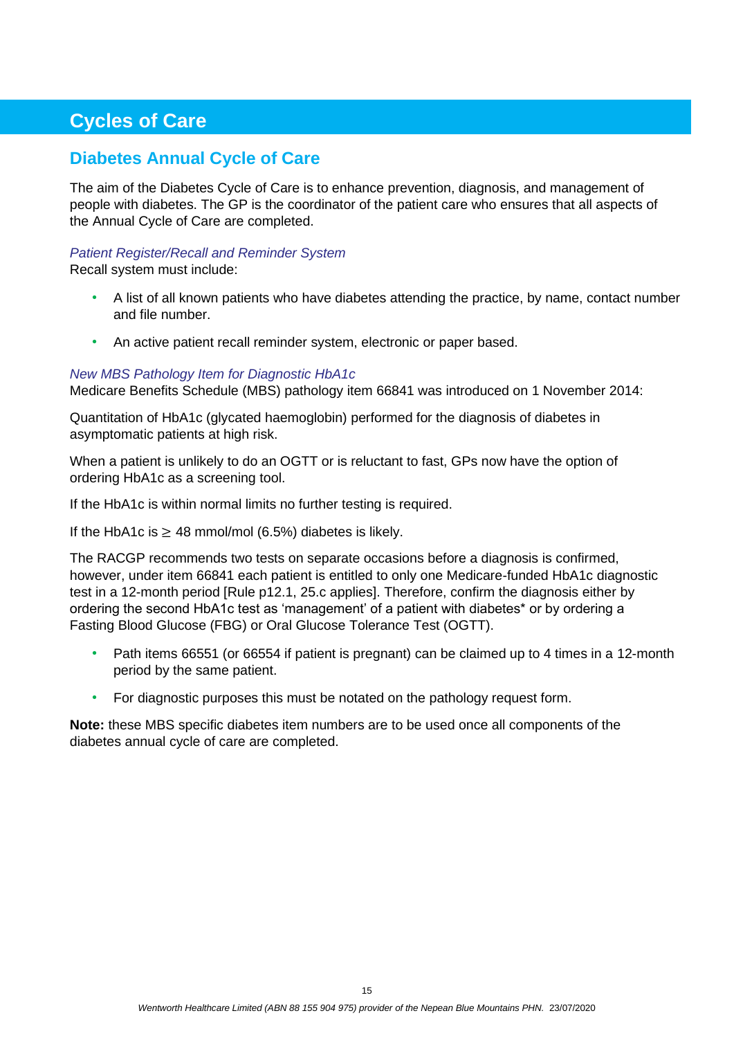# Cycles of Care

## Diabetes Annual Cycle of Care

The aim of the Diabetes Cycle of Care is to enhance prevention, diagnosis, and management of people with diabetes. The GP is the coordinator of the patient care who ensures that all aspects of the Annual Cycle of Care are completed.

*Patient Register/Recall and Reminder System*

Recall system must include:

- A list of all known patients who have diabetes attending the practice, by name, contact number and file number.
- An active patient recall reminder system, electronic or paper based.

*New MBS Pathology Item for Diagnostic HbA1c*

Medicare Benefits Schedule (MBS) pathology item 66841 was introduced on 1 November 2014:

Quantitation of HbA1c (glycated haemoglobin) performed for the diagnosis of diabetes in asymptomatic patients at high risk.

When a patient is unlikely to do an OGTT or is reluctant to fast, GPs now have the option of ordering HbA1c as a screening tool.

If the HbA1c is within normal limits no further testing is required.

If the HbA1c is $\geq$ 48 mmol/mol (6.5%) diabetes is likely.

The RACGP recommends two tests on separate occasions before a diagnosis is confirmed, however, under item 66841 each patient is entitled to only one Medicare-funded HbA1c diagnostic test in a 12-month period [Rule p12.1, 25.c applies]. Therefore, confirm the diagnosis either by ordering the second HbA1c test as 'management' of a patient with diabetes* or by ordering a Fasting Blood Glucose (FBG) or Oral Glucose Tolerance Test (OGTT).

- Path items 66551 (or 66554 if patient is pregnant) can be claimed up to 4 times in a 12-month period by the same patient.
- For diagnostic purposes this must be notated on the pathology request form.

**Note:** these MBS specific diabetes item numbers are to be used once all components of the diabetes annual cycle of care are completed.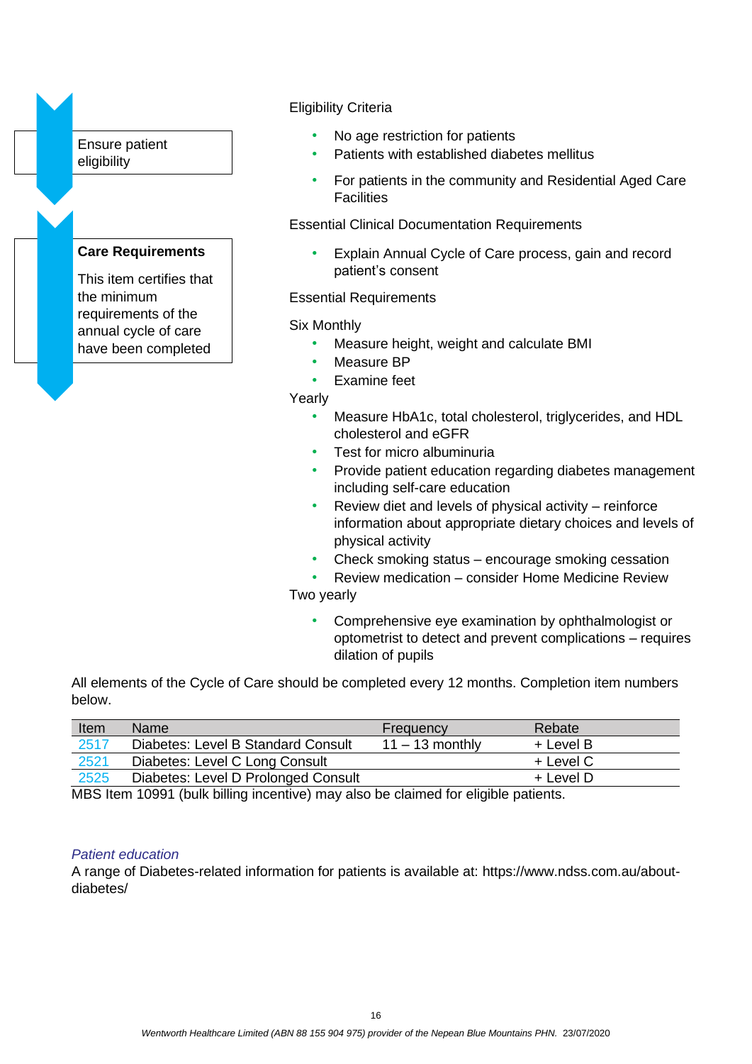**Ensure patient eligibility**

Eligibility Criteria

- No age restriction for patients
- Patients with established diabetes mellitus
- For patients in the community and Residential Aged Care Facilities

**Care Requirements**

This item certifies that the minimum requirements of the annual cycle of care have been completed

Essential Clinical Documentation Requirements

- Explain Annual Cycle of Care process, gain and record patient's consent

Essential Requirements

Six Monthly

- Measure height, weight and calculate BMI
- Measure BP
- Examine feet

Yearly

- Measure HbA1c, total cholesterol, triglycerides, and HDL cholesterol and eGFR
- Test for micro albuminuria
- Provide patient education regarding diabetes management including self-care education
- Review diet and levels of physical activity – reinforce information about appropriate dietary choices and levels of physical activity
- Check smoking status – encourage smoking cessation
- Review medication – consider Home Medicine Review

Two yearly

- Comprehensive eye examination by ophthalmologist or optometrist to detect and prevent complications – requires dilation of pupils

All elements of the Cycle of Care should be completed every 12 months. Completion item numbers below.

| Item | Name | Frequency | Rebate |
|---|---|---|---|
| 2517 | Diabetes: Level B Standard Consult | 11 – 13 monthly | + Level B |
| 2521 | Diabetes: Level C Long Consult | | + Level C |
| 2525 | Diabetes: Level D Prolonged Consult | | + Level D |

MBS Item 10991 (bulk billing incentive) may also be claimed for eligible patients.

*Patient education*

A range of Diabetes-related information for patients is available at: https://www.ndss.com.au/about-diabetes/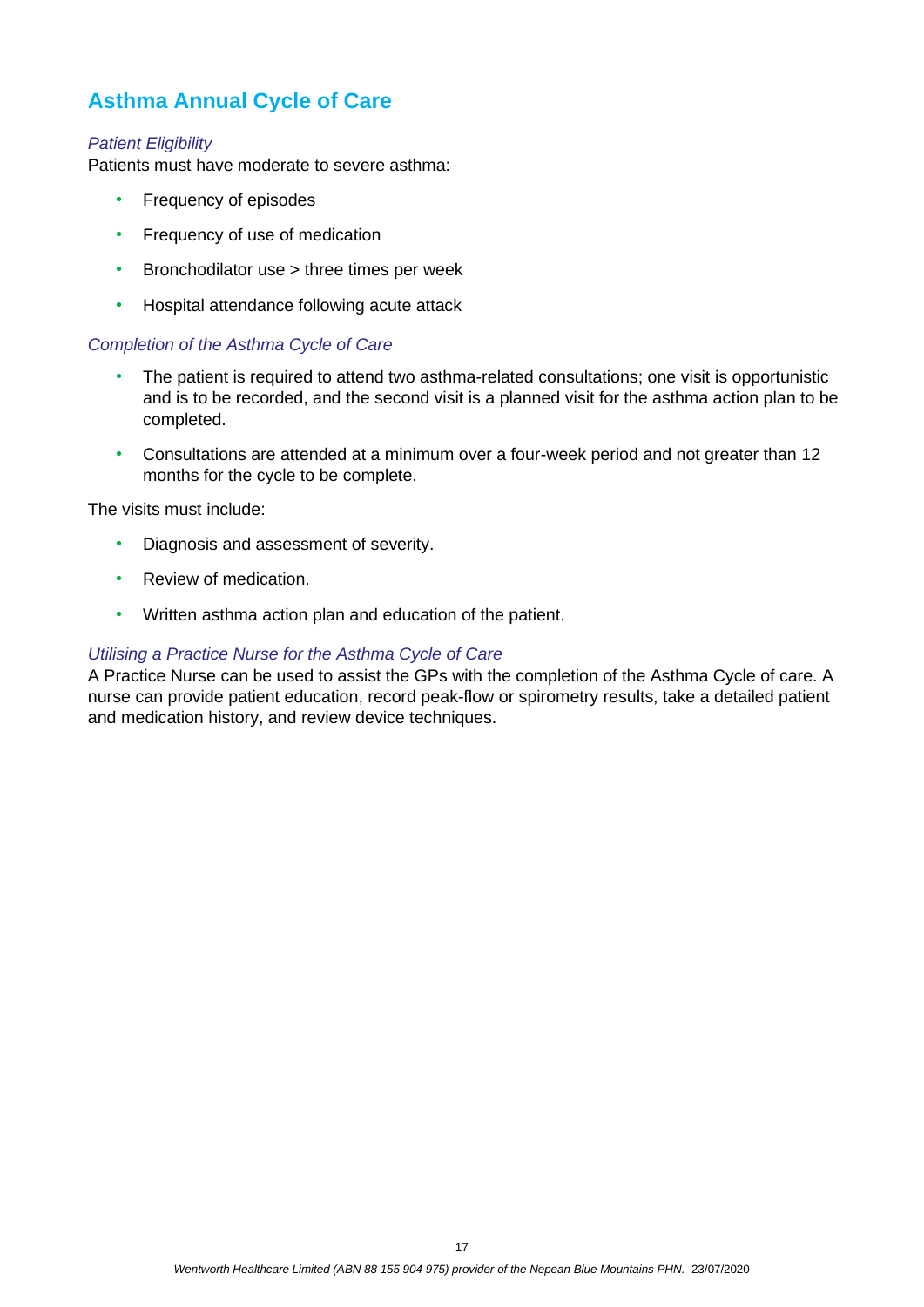## Asthma Annual Cycle of Care

*Patient Eligibility*

Patients must have moderate to severe asthma:

- Frequency of episodes
- Frequency of use of medication
- Bronchodilator use > three times per week
- Hospital attendance following acute attack

*Completion of the Asthma Cycle of Care*

- The patient is required to attend two asthma-related consultations; one visit is opportunistic and is to be recorded, and the second visit is a planned visit for the asthma action plan to be completed.
- Consultations are attended at a minimum over a four-week period and not greater than 12 months for the cycle to be complete.

The visits must include:

- Diagnosis and assessment of severity.
- Review of medication.
- Written asthma action plan and education of the patient.

*Utilising a Practice Nurse for the Asthma Cycle of Care*

A Practice Nurse can be used to assist the GPs with the completion of the Asthma Cycle of care. A nurse can provide patient education, record peak-flow or spirometry results, take a detailed patient and medication history, and review device techniques.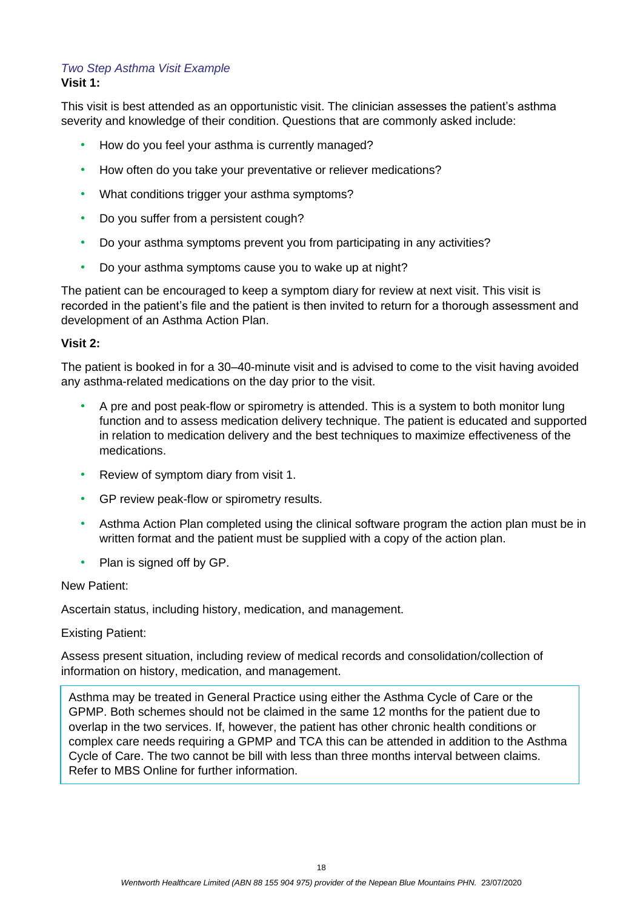*Two Step Asthma Visit Example*

**Visit 1:**

This visit is best attended as an opportunistic visit. The clinician assesses the patient's asthma severity and knowledge of their condition. Questions that are commonly asked include:

- How do you feel your asthma is currently managed?
- How often do you take your preventative or reliever medications?
- What conditions trigger your asthma symptoms?
- Do you suffer from a persistent cough?
- Do your asthma symptoms prevent you from participating in any activities?
- Do your asthma symptoms cause you to wake up at night?

The patient can be encouraged to keep a symptom diary for review at next visit. This visit is recorded in the patient's file and the patient is then invited to return for a thorough assessment and development of an Asthma Action Plan.

**Visit 2:**

The patient is booked in for a 30–40-minute visit and is advised to come to the visit having avoided any asthma-related medications on the day prior to the visit.

- A pre and post peak-flow or spirometry is attended. This is a system to both monitor lung function and to assess medication delivery technique. The patient is educated and supported in relation to medication delivery and the best techniques to maximize effectiveness of the medications.
- Review of symptom diary from visit 1.
- GP review peak-flow or spirometry results.
- Asthma Action Plan completed using the clinical software program the action plan must be in written format and the patient must be supplied with a copy of the action plan.
- Plan is signed off by GP.

New Patient:

Ascertain status, including history, medication, and management.

Existing Patient:

Assess present situation, including review of medical records and consolidation/collection of information on history, medication, and management.

> Asthma may be treated in General Practice using either the Asthma Cycle of Care or the GPMP. Both schemes should not be claimed in the same 12 months for the patient due to overlap in the two services. If, however, the patient has other chronic health conditions or complex care needs requiring a GPMP and TCA this can be attended in addition to the Asthma Cycle of Care. The two cannot be bill with less than three months interval between claims. Refer to MBS Online for further information.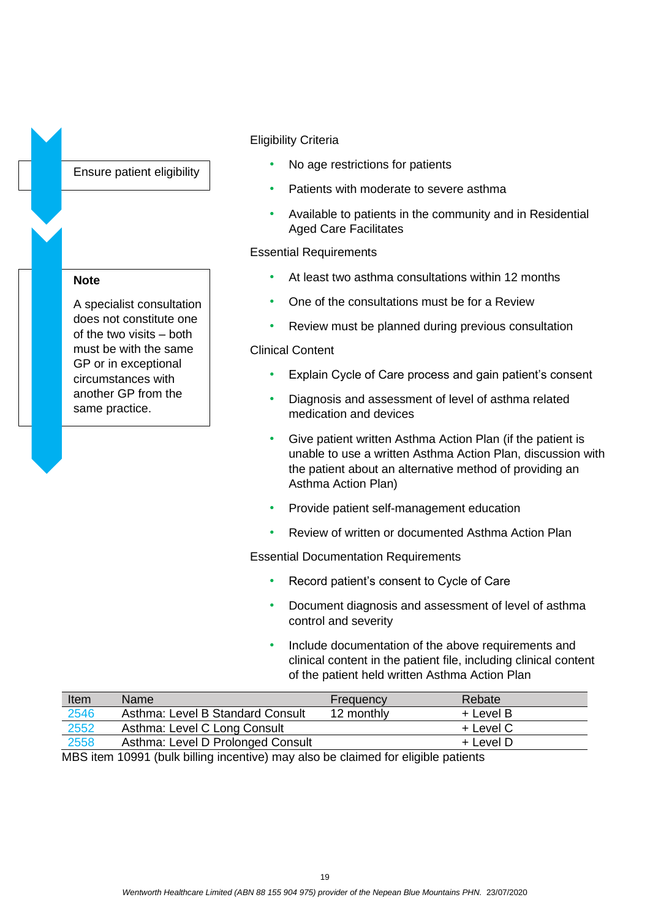Ensure patient eligibility

**Note**

A specialist consultation does not constitute one of the two visits – both must be with the same GP or in exceptional circumstances with another GP from the same practice.

Eligibility Criteria

- No age restrictions for patients
- Patients with moderate to severe asthma
- Available to patients in the community and in Residential Aged Care Facilitates

Essential Requirements

- At least two asthma consultations within 12 months
- One of the consultations must be for a Review
- Review must be planned during previous consultation

Clinical Content

- Explain Cycle of Care process and gain patient's consent
- Diagnosis and assessment of level of asthma related medication and devices
- Give patient written Asthma Action Plan (if the patient is unable to use a written Asthma Action Plan, discussion with the patient about an alternative method of providing an Asthma Action Plan)
- Provide patient self-management education
- Review of written or documented Asthma Action Plan

Essential Documentation Requirements

- Record patient's consent to Cycle of Care
- Document diagnosis and assessment of level of asthma control and severity
- Include documentation of the above requirements and clinical content in the patient file, including clinical content of the patient held written Asthma Action Plan

| Item | Name | Frequency | Rebate |
|---|---|---|---|
| 2546 | Asthma: Level B Standard Consult | 12 monthly | + Level B |
| 2552 | Asthma: Level C Long Consult | | + Level C |
| 2558 | Asthma: Level D Prolonged Consult | | + Level D |

MBS item 10991 (bulk billing incentive) may also be claimed for eligible patients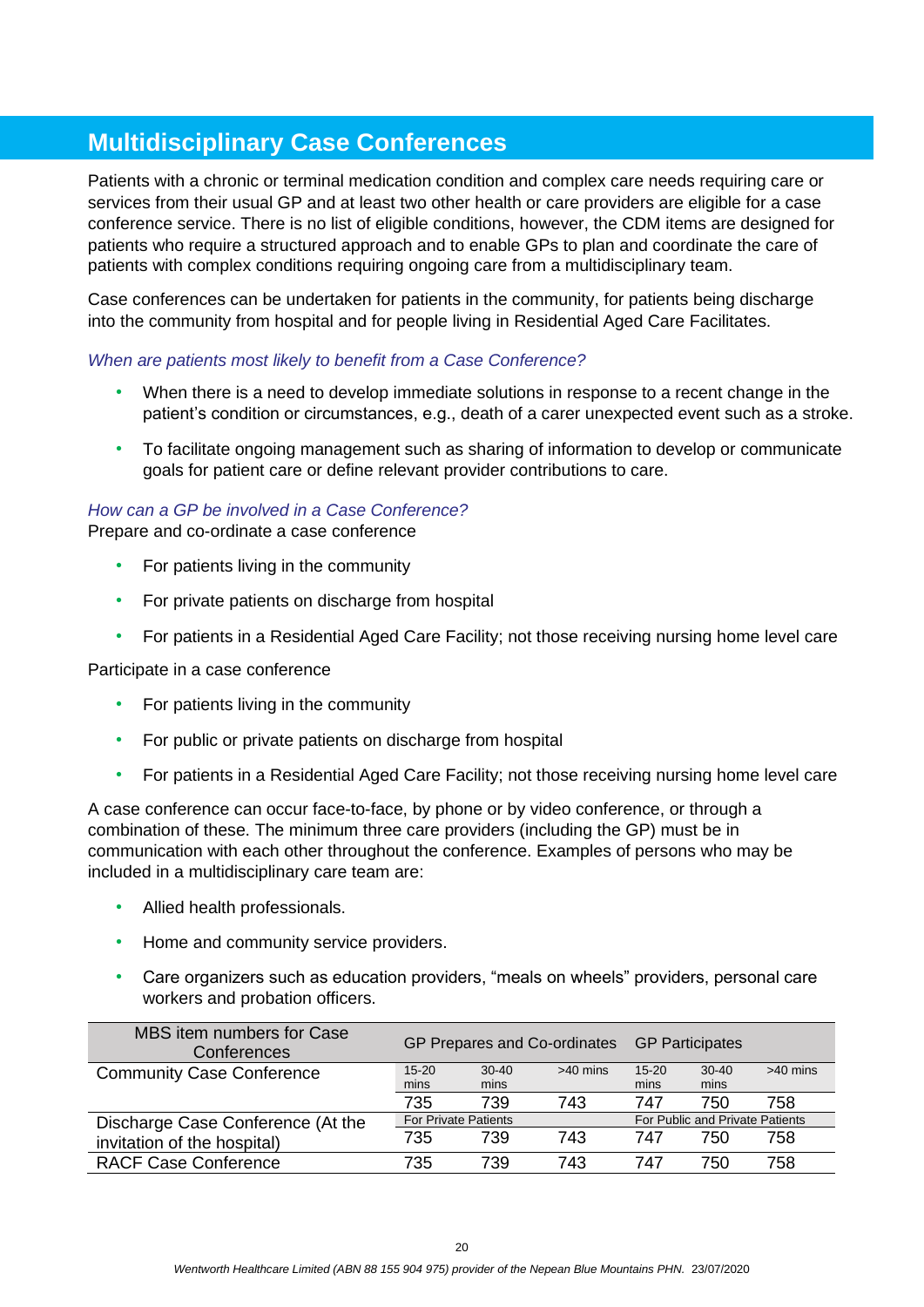## Multidisciplinary Case Conferences

Patients with a chronic or terminal medication condition and complex care needs requiring care or services from their usual GP and at least two other health or care providers are eligible for a case conference service. There is no list of eligible conditions, however, the CDM items are designed for patients who require a structured approach and to enable GPs to plan and coordinate the care of patients with complex conditions requiring ongoing care from a multidisciplinary team.

Case conferences can be undertaken for patients in the community, for patients being discharge into the community from hospital and for people living in Residential Aged Care Facilitates.

*When are patients most likely to benefit from a Case Conference?*

- When there is a need to develop immediate solutions in response to a recent change in the patient's condition or circumstances, e.g., death of a carer unexpected event such as a stroke.
- To facilitate ongoing management such as sharing of information to develop or communicate goals for patient care or define relevant provider contributions to care.

*How can a GP be involved in a Case Conference?*
Prepare and co-ordinate a case conference

- For patients living in the community
- For private patients on discharge from hospital
- For patients in a Residential Aged Care Facility; not those receiving nursing home level care

Participate in a case conference

- For patients living in the community
- For public or private patients on discharge from hospital
- For patients in a Residential Aged Care Facility; not those receiving nursing home level care

A case conference can occur face-to-face, by phone or by video conference, or through a combination of these. The minimum three care providers (including the GP) must be in communication with each other throughout the conference. Examples of persons who may be included in a multidisciplinary care team are:

- Allied health professionals.
- Home and community service providers.
- Care organizers such as education providers, "meals on wheels" providers, personal care workers and probation officers.

| MBS item numbers for Case Conferences | GP Prepares and Co-ordinates | | | GP Participates | | |
|---|---|---|---|---|---|---|
| Community Case Conference | 15-20 mins | 30-40 mins | >40 mins | 15-20 mins | 30-40 mins | >40 mins |
| | 735 | 739 | 743 | 747 | 750 | 758 |
| Discharge Case Conference (At the invitation of the hospital) | For Private Patients | | | For Public and Private Patients | | |
| | 735 | 739 | 743 | 747 | 750 | 758 |
| RACF Case Conference | 735 | 739 | 743 | 747 | 750 | 758 |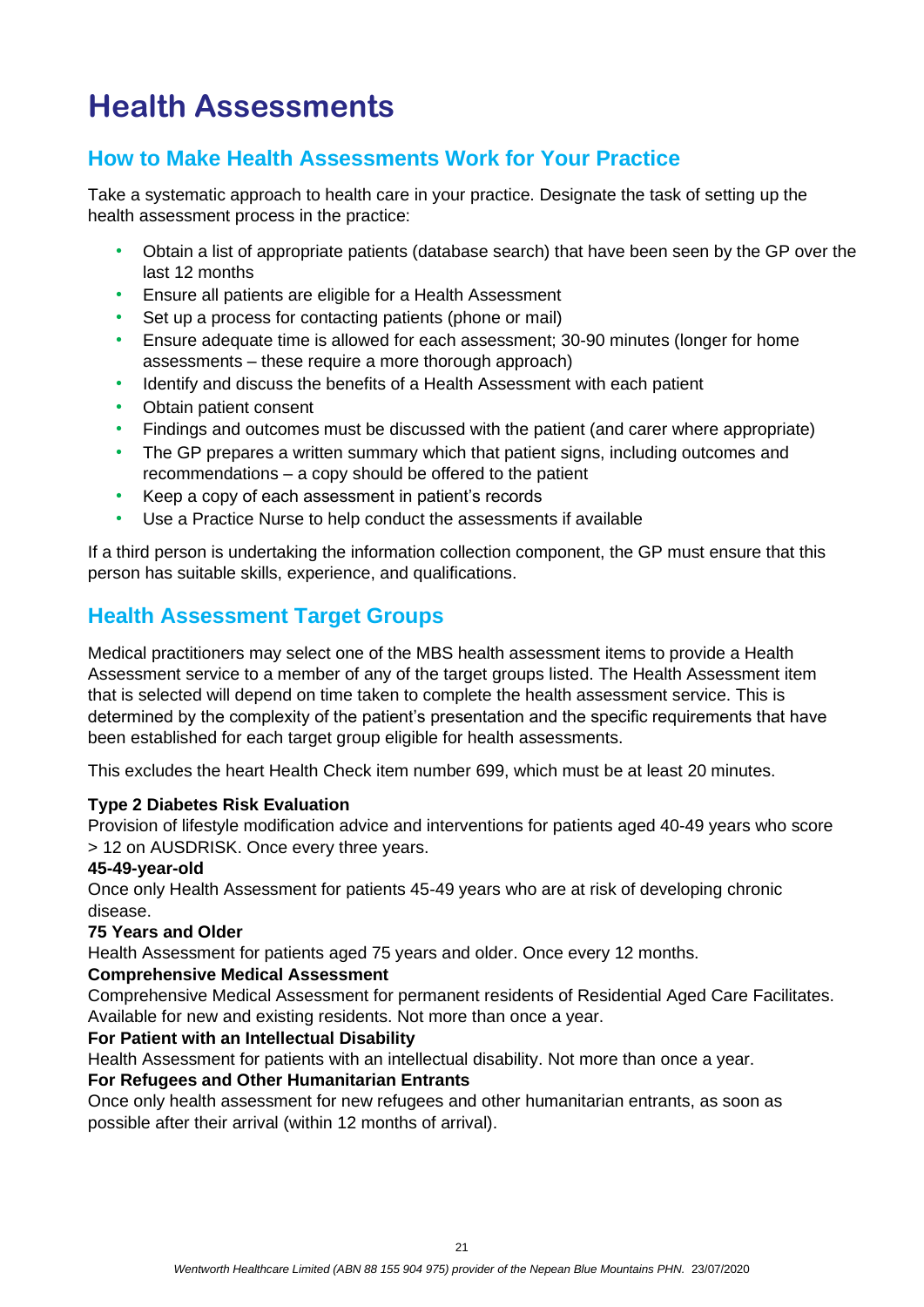# Health Assessments

## How to Make Health Assessments Work for Your Practice

Take a systematic approach to health care in your practice. Designate the task of setting up the health assessment process in the practice:

- Obtain a list of appropriate patients (database search) that have been seen by the GP over the last 12 months
- Ensure all patients are eligible for a Health Assessment
- Set up a process for contacting patients (phone or mail)
- Ensure adequate time is allowed for each assessment; 30-90 minutes (longer for home assessments – these require a more thorough approach)
- Identify and discuss the benefits of a Health Assessment with each patient
- Obtain patient consent
- Findings and outcomes must be discussed with the patient (and carer where appropriate)
- The GP prepares a written summary which that patient signs, including outcomes and recommendations – a copy should be offered to the patient
- Keep a copy of each assessment in patient's records
- Use a Practice Nurse to help conduct the assessments if available

If a third person is undertaking the information collection component, the GP must ensure that this person has suitable skills, experience, and qualifications.

## Health Assessment Target Groups

Medical practitioners may select one of the MBS health assessment items to provide a Health Assessment service to a member of any of the target groups listed. The Health Assessment item that is selected will depend on time taken to complete the health assessment service. This is determined by the complexity of the patient's presentation and the specific requirements that have been established for each target group eligible for health assessments.

This excludes the heart Health Check item number 699, which must be at least 20 minutes.

**Type 2 Diabetes Risk Evaluation**
Provision of lifestyle modification advice and interventions for patients aged 40-49 years who score > 12 on AUSDRISK. Once every three years.

**45-49-year-old**
Once only Health Assessment for patients 45-49 years who are at risk of developing chronic disease.

**75 Years and Older**
Health Assessment for patients aged 75 years and older. Once every 12 months.

**Comprehensive Medical Assessment**
Comprehensive Medical Assessment for permanent residents of Residential Aged Care Facilitates. Available for new and existing residents. Not more than once a year.

**For Patient with an Intellectual Disability**
Health Assessment for patients with an intellectual disability. Not more than once a year.

**For Refugees and Other Humanitarian Entrants**
Once only health assessment for new refugees and other humanitarian entrants, as soon as possible after their arrival (within 12 months of arrival).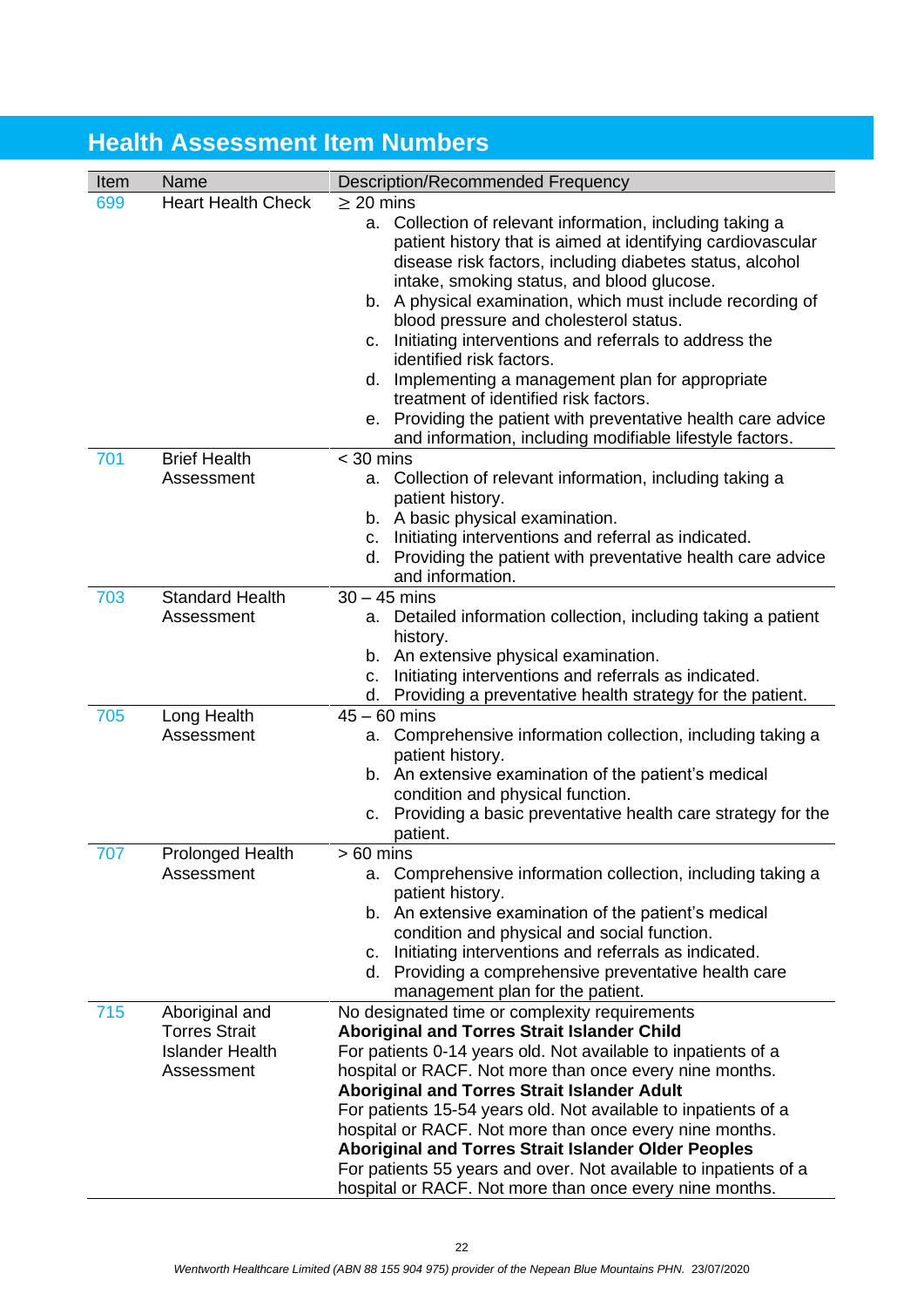## Health Assessment Item Numbers

| Item | Name | Description/Recommended Frequency |
|---|---|---|
| 699 | Heart Health Check | ≥ 20 mins<br>a. Collection of relevant information, including taking a patient history that is aimed at identifying cardiovascular disease risk factors, including diabetes status, alcohol intake, smoking status, and blood glucose.<br>b. A physical examination, which must include recording of blood pressure and cholesterol status.<br>c. Initiating interventions and referrals to address the identified risk factors.<br>d. Implementing a management plan for appropriate treatment of identified risk factors.<br>e. Providing the patient with preventative health care advice and information, including modifiable lifestyle factors. |
| 701 | Brief Health Assessment | < 30 mins<br>a. Collection of relevant information, including taking a patient history.<br>b. A basic physical examination.<br>c. Initiating interventions and referral as indicated.<br>d. Providing the patient with preventative health care advice and information. |
| 703 | Standard Health Assessment | 30 – 45 mins<br>a. Detailed information collection, including taking a patient history.<br>b. An extensive physical examination.<br>c. Initiating interventions and referrals as indicated.<br>d. Providing a preventative health strategy for the patient. |
| 705 | Long Health Assessment | 45 – 60 mins<br>a. Comprehensive information collection, including taking a patient history.<br>b. An extensive examination of the patient's medical condition and physical function.<br>c. Providing a basic preventative health care strategy for the patient. |
| 707 | Prolonged Health Assessment | > 60 mins<br>a. Comprehensive information collection, including taking a patient history.<br>b. An extensive examination of the patient's medical condition and physical and social function.<br>c. Initiating interventions and referrals as indicated.<br>d. Providing a comprehensive preventative health care management plan for the patient. |
| 715 | Aboriginal and Torres Strait Islander Health Assessment | No designated time or complexity requirements<br>**Aboriginal and Torres Strait Islander Child**<br>For patients 0-14 years old. Not available to inpatients of a hospital or RACF. Not more than once every nine months.<br>**Aboriginal and Torres Strait Islander Adult**<br>For patients 15-54 years old. Not available to inpatients of a hospital or RACF. Not more than once every nine months.<br>**Aboriginal and Torres Strait Islander Older Peoples**<br>For patients 55 years and over. Not available to inpatients of a hospital or RACF. Not more than once every nine months. |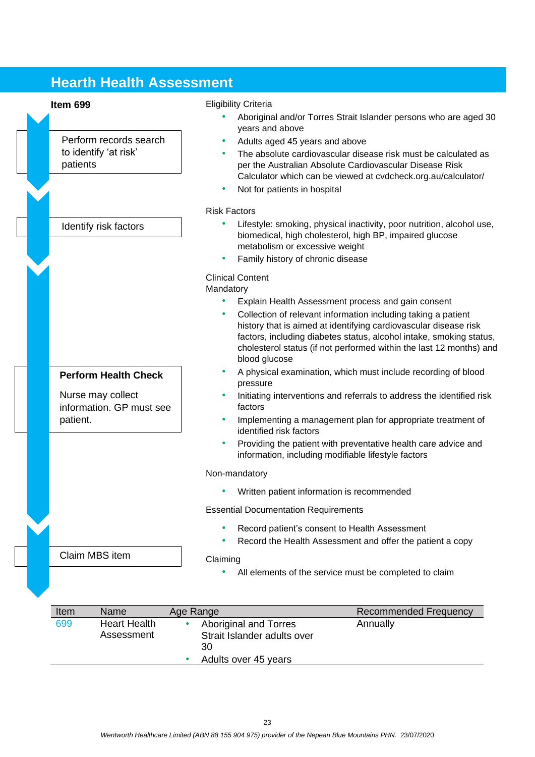# Hearth Health Assessment

**Item 699**

Perform records search to identify 'at risk' patients

Identify risk factors

**Perform Health Check**

Nurse may collect information. GP must see patient.

Claim MBS item

Eligibility Criteria

- Aboriginal and/or Torres Strait Islander persons who are aged 30 years and above
- Adults aged 45 years and above
- The absolute cardiovascular disease risk must be calculated as per the Australian Absolute Cardiovascular Disease Risk Calculator which can be viewed at cvdcheck.org.au/calculator/
- Not for patients in hospital

Risk Factors

- Lifestyle: smoking, physical inactivity, poor nutrition, alcohol use, biomedical, high cholesterol, high BP, impaired glucose metabolism or excessive weight
- Family history of chronic disease

Clinical Content

Mandatory

- Explain Health Assessment process and gain consent
- Collection of relevant information including taking a patient history that is aimed at identifying cardiovascular disease risk factors, including diabetes status, alcohol intake, smoking status, cholesterol status (if not performed within the last 12 months) and blood glucose
- A physical examination, which must include recording of blood pressure
- Initiating interventions and referrals to address the identified risk factors
- Implementing a management plan for appropriate treatment of identified risk factors
- Providing the patient with preventative health care advice and information, including modifiable lifestyle factors

Non-mandatory

- Written patient information is recommended

Essential Documentation Requirements

- Record patient's consent to Health Assessment
- Record the Health Assessment and offer the patient a copy

Claiming

- All elements of the service must be completed to claim

| Item | Name | Age Range | Recommended Frequency |
|---|---|---|---|
| 699 | Heart Health Assessment | • Aboriginal and Torres Strait Islander adults over 30<br>• Adults over 45 years | Annually |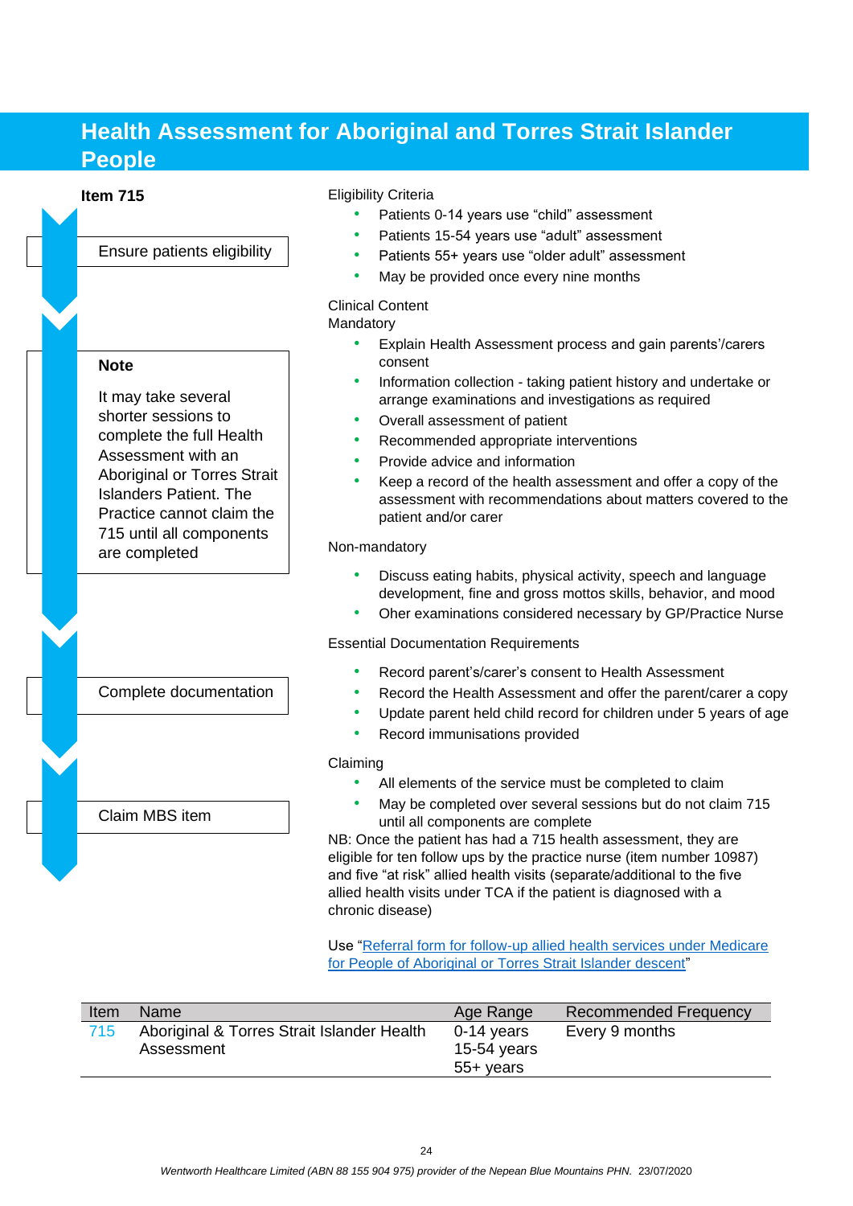# Health Assessment for Aboriginal and Torres Strait Islander People

**Item 715**

Ensure patients eligibility

**Note**

It may take several shorter sessions to complete the full Health Assessment with an Aboriginal or Torres Strait Islanders Patient. The Practice cannot claim the 715 until all components are completed

Complete documentation

Claim MBS item

Eligibility Criteria

- Patients 0-14 years use "child" assessment
- Patients 15-54 years use "adult" assessment
- Patients 55+ years use "older adult" assessment
- May be provided once every nine months

Clinical Content

Mandatory

- Explain Health Assessment process and gain parents'/carers consent
- Information collection - taking patient history and undertake or arrange examinations and investigations as required
- Overall assessment of patient
- Recommended appropriate interventions
- Provide advice and information
- Keep a record of the health assessment and offer a copy of the assessment with recommendations about matters covered to the patient and/or carer

Non-mandatory

- Discuss eating habits, physical activity, speech and language development, fine and gross mottos skills, behavior, and mood
- Oher examinations considered necessary by GP/Practice Nurse

Essential Documentation Requirements

- Record parent's/carer's consent to Health Assessment
- Record the Health Assessment and offer the parent/carer a copy
- Update parent held child record for children under 5 years of age
- Record immunisations provided

Claiming

- All elements of the service must be completed to claim
- May be completed over several sessions but do not claim 715 until all components are complete

NB: Once the patient has had a 715 health assessment, they are eligible for ten follow ups by the practice nurse (item number 10987) and five "at risk" allied health visits (separate/additional to the five allied health visits under TCA if the patient is diagnosed with a chronic disease)

Use "Referral form for follow-up allied health services under Medicare for People of Aboriginal or Torres Strait Islander descent"

| Item | Name | Age Range | Recommended Frequency |
|---|---|---|---|
| 715 | Aboriginal & Torres Strait Islander Health Assessment | 0-14 years<br>15-54 years<br>55+ years | Every 9 months |

*Wentworth Healthcare Limited (ABN 88 155 904 975) provider of the Nepean Blue Mountains PHN. 23/07/2020*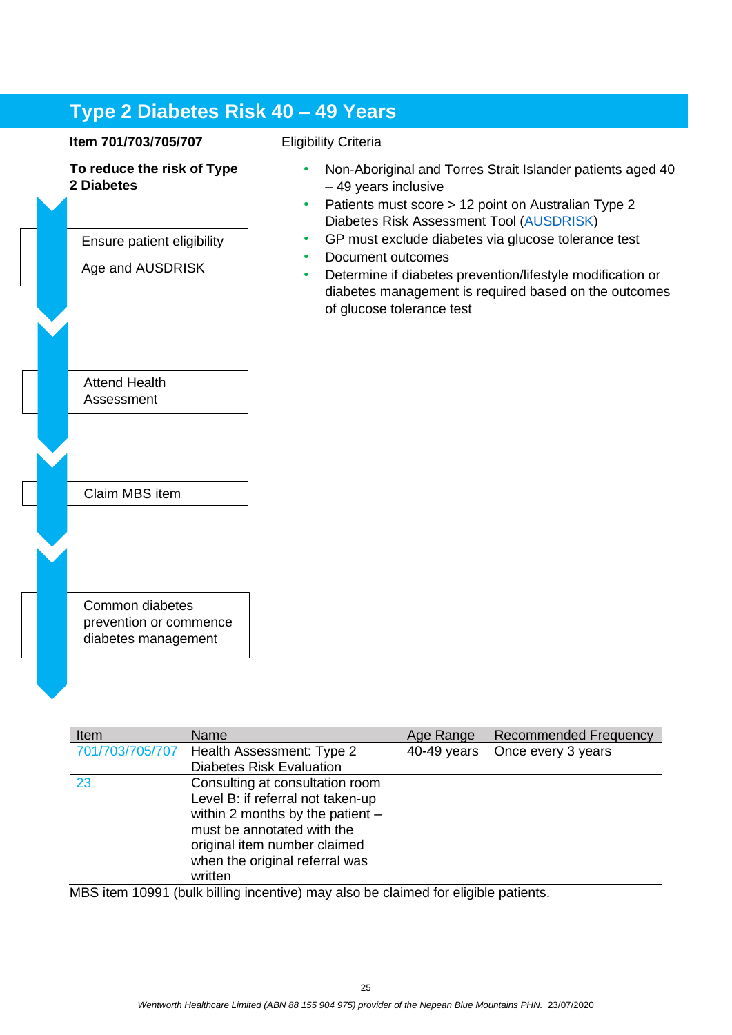# Type 2 Diabetes Risk 40 – 49 Years

**Item 701/703/705/707**

**To reduce the risk of Type 2 Diabetes**

Ensure patient eligibility

Age and AUSDRISK

Attend Health Assessment

Claim MBS item

Common diabetes prevention or commence diabetes management

Eligibility Criteria

- Non-Aboriginal and Torres Strait Islander patients aged 40 – 49 years inclusive
- Patients must score > 12 point on Australian Type 2 Diabetes Risk Assessment Tool (AUSDRISK)
- GP must exclude diabetes via glucose tolerance test
- Document outcomes
- Determine if diabetes prevention/lifestyle modification or diabetes management is required based on the outcomes of glucose tolerance test

| Item | Name | Age Range | Recommended Frequency |
|---|---|---|---|
| 701/703/705/707 | Health Assessment: Type 2 Diabetes Risk Evaluation | 40-49 years | Once every 3 years |
| 23 | Consulting at consultation room Level B: if referral not taken-up within 2 months by the patient – must be annotated with the original item number claimed when the original referral was written | | |

MBS item 10991 (bulk billing incentive) may also be claimed for eligible patients.

*Wentworth Healthcare Limited (ABN 88 155 904 975) provider of the Nepean Blue Mountains PHN.* 23/07/2020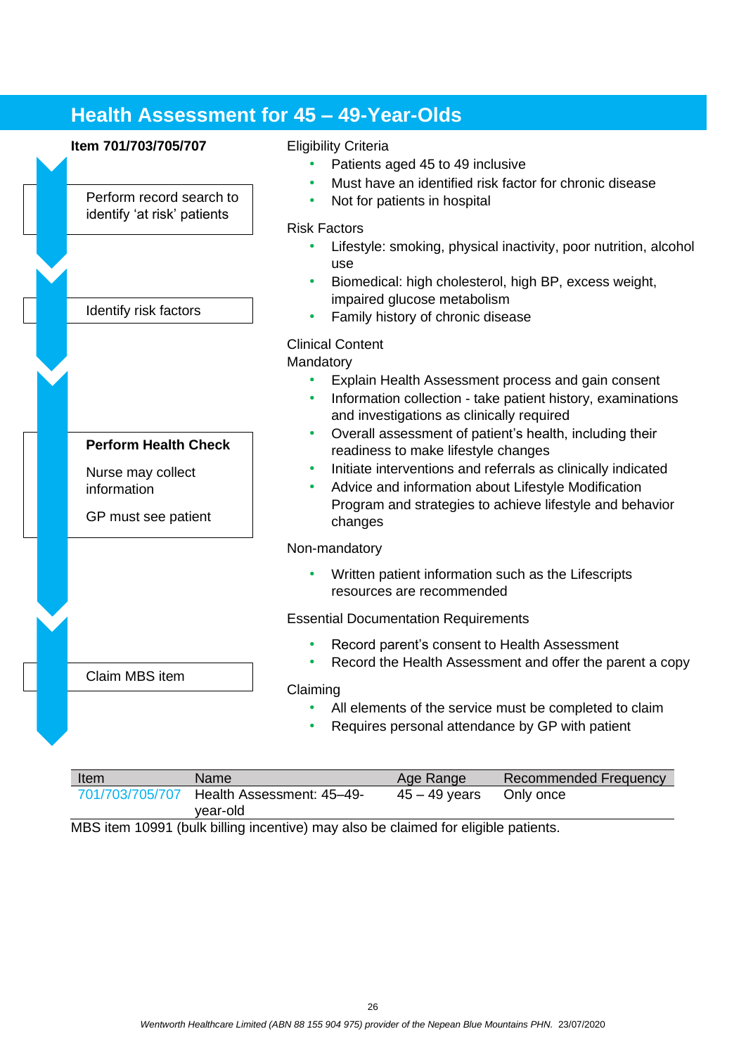# Health Assessment for 45 – 49-Year-Olds

**Item 701/703/705/707**

Perform record search to identify 'at risk' patients

Identify risk factors

**Perform Health Check**

Nurse may collect information

GP must see patient

Claim MBS item

Eligibility Criteria

- Patients aged 45 to 49 inclusive
- Must have an identified risk factor for chronic disease
- Not for patients in hospital

Risk Factors

- Lifestyle: smoking, physical inactivity, poor nutrition, alcohol use
- Biomedical: high cholesterol, high BP, excess weight, impaired glucose metabolism
- Family history of chronic disease

Clinical Content

Mandatory

- Explain Health Assessment process and gain consent
- Information collection - take patient history, examinations and investigations as clinically required
- Overall assessment of patient's health, including their readiness to make lifestyle changes
- Initiate interventions and referrals as clinically indicated
- Advice and information about Lifestyle Modification Program and strategies to achieve lifestyle and behavior changes

Non-mandatory

- Written patient information such as the Lifescripts resources are recommended

Essential Documentation Requirements

- Record parent's consent to Health Assessment
- Record the Health Assessment and offer the parent a copy

Claiming

- All elements of the service must be completed to claim
- Requires personal attendance by GP with patient

| Item | Name | Age Range | Recommended Frequency |
|---|---|---|---|
| 701/703/705/707 | Health Assessment: 45–49-year-old | 45 – 49 years | Only once |

MBS item 10991 (bulk billing incentive) may also be claimed for eligible patients.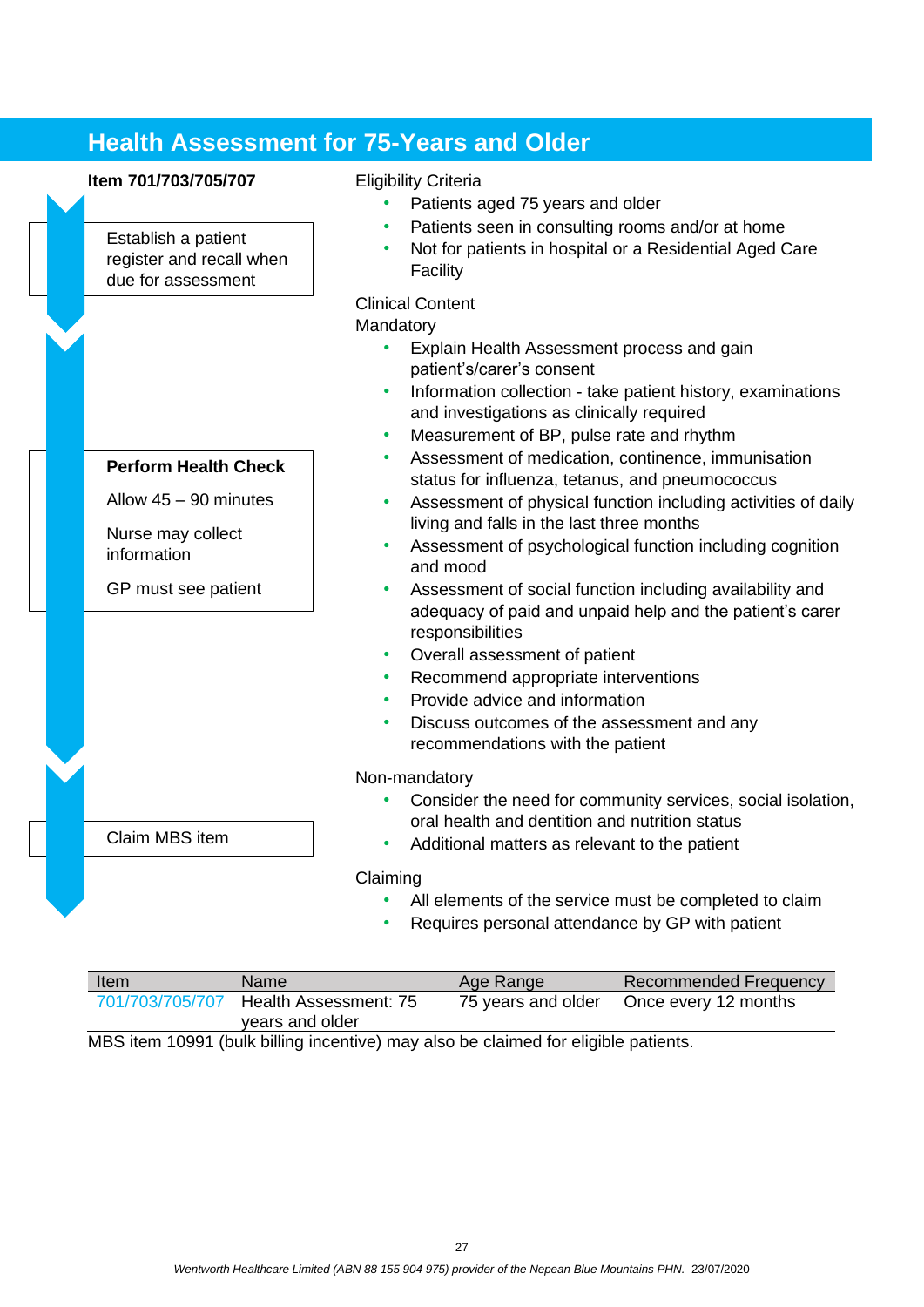## Health Assessment for 75-Years and Older

**Item 701/703/705/707**

Establish a patient register and recall when due for assessment

**Perform Health Check**

Allow 45 – 90 minutes

Nurse may collect information

GP must see patient

Claim MBS item

Eligibility Criteria

- Patients aged 75 years and older
- Patients seen in consulting rooms and/or at home
- Not for patients in hospital or a Residential Aged Care Facility

Clinical Content

Mandatory

- Explain Health Assessment process and gain patient's/carer's consent
- Information collection - take patient history, examinations and investigations as clinically required
- Measurement of BP, pulse rate and rhythm
- Assessment of medication, continence, immunisation status for influenza, tetanus, and pneumococcus
- Assessment of physical function including activities of daily living and falls in the last three months
- Assessment of psychological function including cognition and mood
- Assessment of social function including availability and adequacy of paid and unpaid help and the patient's carer responsibilities
- Overall assessment of patient
- Recommend appropriate interventions
- Provide advice and information
- Discuss outcomes of the assessment and any recommendations with the patient

Non-mandatory

- Consider the need for community services, social isolation, oral health and dentition and nutrition status
- Additional matters as relevant to the patient

Claiming

- All elements of the service must be completed to claim
- Requires personal attendance by GP with patient

| Item | Name | Age Range | Recommended Frequency |
|---|---|---|---|
| 701/703/705/707 | Health Assessment: 75 years and older | 75 years and older | Once every 12 months |

MBS item 10991 (bulk billing incentive) may also be claimed for eligible patients.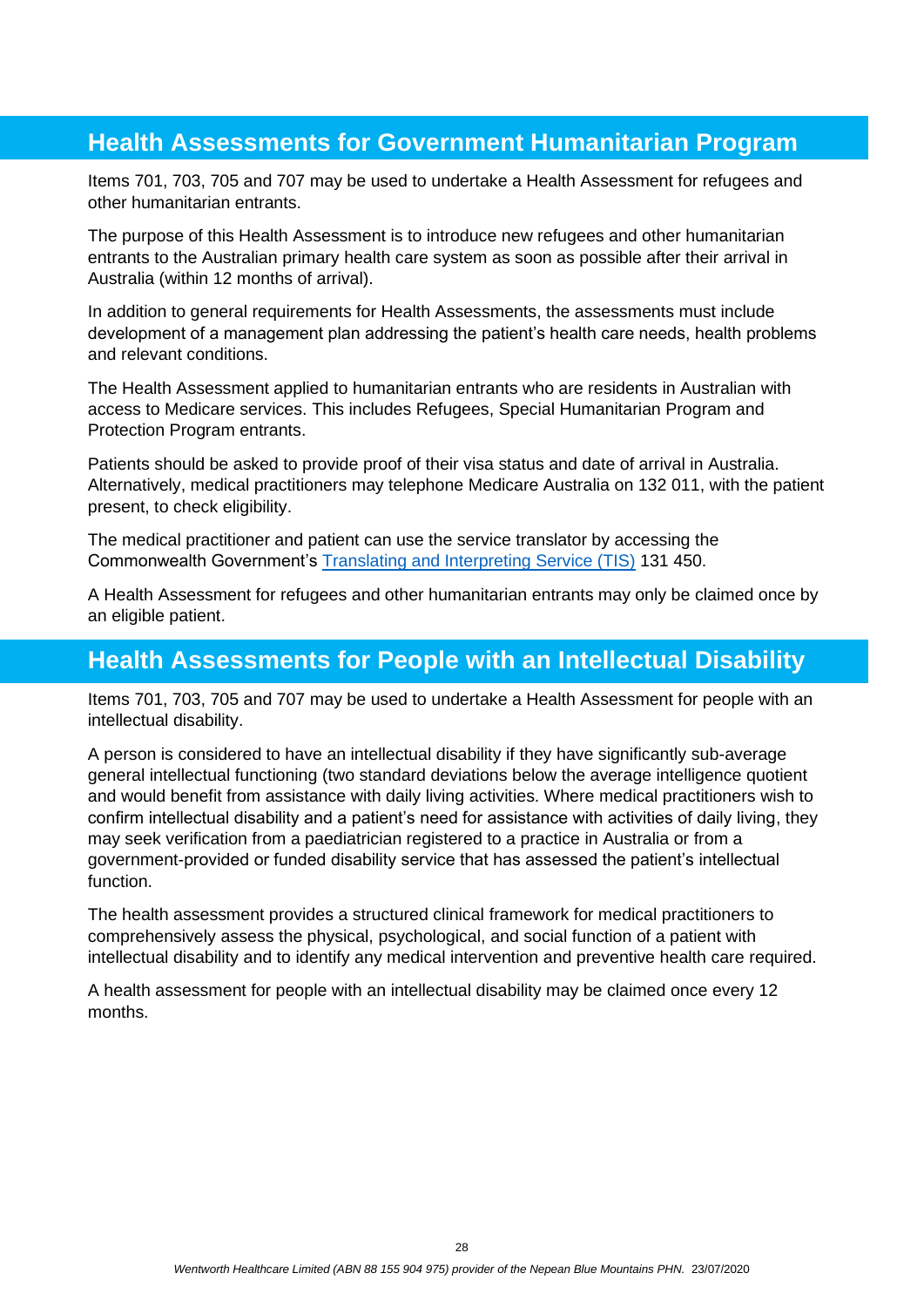## Health Assessments for Government Humanitarian Program

Items 701, 703, 705 and 707 may be used to undertake a Health Assessment for refugees and other humanitarian entrants.

The purpose of this Health Assessment is to introduce new refugees and other humanitarian entrants to the Australian primary health care system as soon as possible after their arrival in Australia (within 12 months of arrival).

In addition to general requirements for Health Assessments, the assessments must include development of a management plan addressing the patient's health care needs, health problems and relevant conditions.

The Health Assessment applied to humanitarian entrants who are residents in Australian with access to Medicare services. This includes Refugees, Special Humanitarian Program and Protection Program entrants.

Patients should be asked to provide proof of their visa status and date of arrival in Australia. Alternatively, medical practitioners may telephone Medicare Australia on 132 011, with the patient present, to check eligibility.

The medical practitioner and patient can use the service translator by accessing the Commonwealth Government's [Translating and Interpreting Service (TIS)] 131 450.

A Health Assessment for refugees and other humanitarian entrants may only be claimed once by an eligible patient.

## Health Assessments for People with an Intellectual Disability

Items 701, 703, 705 and 707 may be used to undertake a Health Assessment for people with an intellectual disability.

A person is considered to have an intellectual disability if they have significantly sub-average general intellectual functioning (two standard deviations below the average intelligence quotient and would benefit from assistance with daily living activities. Where medical practitioners wish to confirm intellectual disability and a patient's need for assistance with activities of daily living, they may seek verification from a paediatrician registered to a practice in Australia or from a government-provided or funded disability service that has assessed the patient's intellectual function.

The health assessment provides a structured clinical framework for medical practitioners to comprehensively assess the physical, psychological, and social function of a patient with intellectual disability and to identify any medical intervention and preventive health care required.

A health assessment for people with an intellectual disability may be claimed once every 12 months.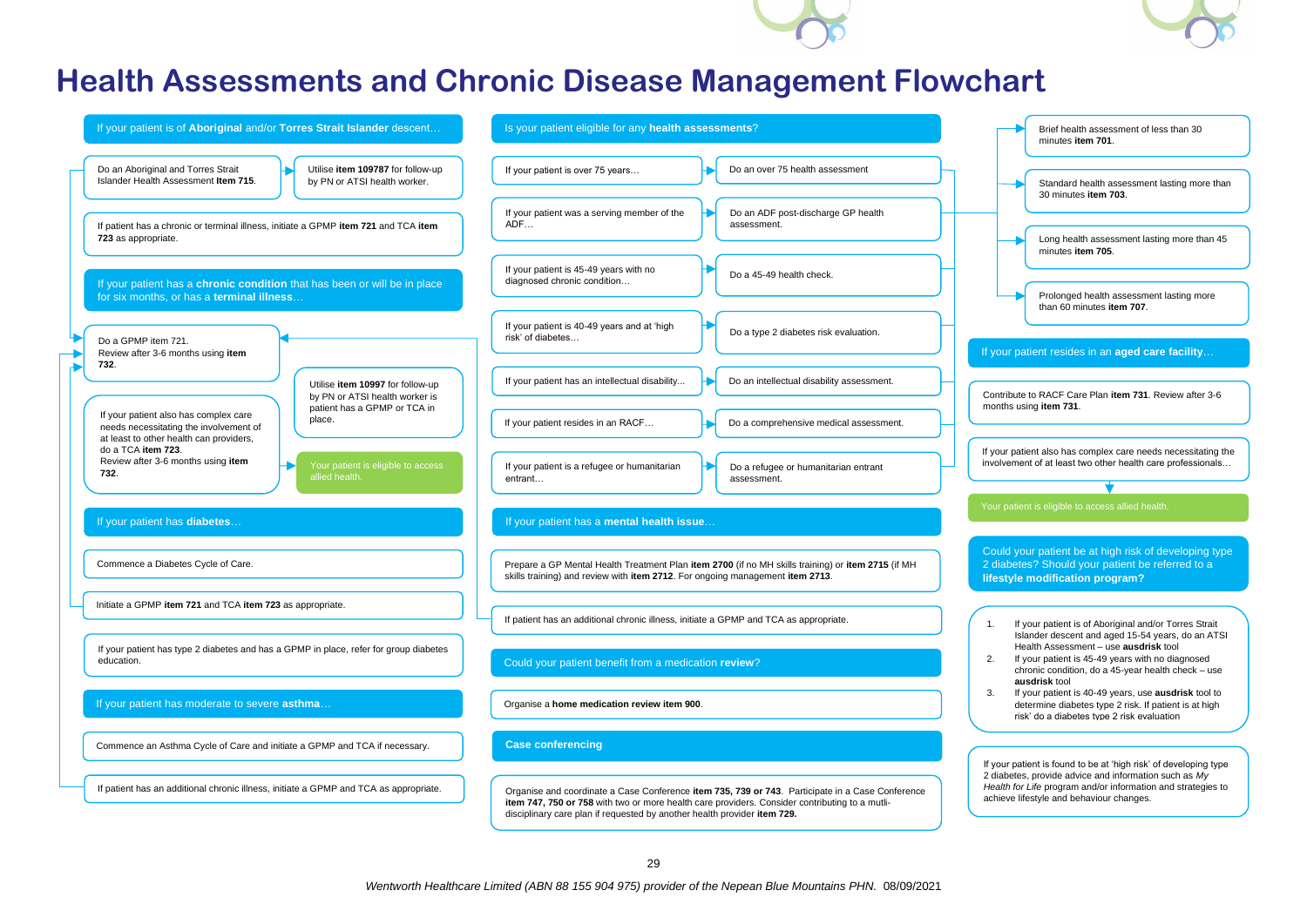# Health Assessments and Chronic Disease Management Flowchart

## If your patient is of **Aboriginal** and/or **Torres Strait Islander** descent…

- Do an Aboriginal and Torres Strait Islander Health Assessment **Item 715**.
  - Utilise **item 109787** for follow-up by PN or ATSI health worker.
- If patient has a chronic or terminal illness, initiate a GPMP **item 721** and TCA **item 723** as appropriate.

## If your patient has a **chronic condition** that has been or will be in place for six months, or has a **terminal illness**…

- Do a GPMP item 721. Review after 3-6 months using **item 732**.
- If your patient also has complex care needs necessitating the involvement of at least to other health can providers, do a TCA **item 723**. Review after 3-6 months using **item 732**.
  - Utilise **item 10997** for follow-up by PN or ATSI health worker is patient has a GPMP or TCA in place.
  - Your patient is eligible to access allied health.

## If your patient has **diabetes**…

- Commence a Diabetes Cycle of Care.
- Initiate a GPMP **item 721** and TCA **item 723** as appropriate.
- If your patient has type 2 diabetes and has a GPMP in place, refer for group diabetes education.

## If your patient has moderate to severe **asthma**…

- Commence an Asthma Cycle of Care and initiate a GPMP and TCA if necessary.
- If patient has an additional chronic illness, initiate a GPMP and TCA as appropriate.

## Is your patient eligible for any **health assessments**?

- If your patient is over 75 years… → Do an over 75 health assessment
- If your patient was a serving member of the ADF… → Do an ADF post-discharge GP health assessment.
- If your patient is 45-49 years with no diagnosed chronic condition… → Do a 45-49 health check.
- If your patient is 40-49 years and at 'high risk' of diabetes… → Do a type 2 diabetes risk evaluation.
- If your patient has an intellectual disability... → Do an intellectual disability assessment.
- If your patient resides in an RACF… → Do a comprehensive medical assessment.
- If your patient is a refugee or humanitarian entrant… → Do a refugee or humanitarian entrant assessment.

Health assessment items:

- Brief health assessment of less than 30 minutes **item 701**.
- Standard health assessment lasting more than 30 minutes **item 703**.
- Long health assessment lasting more than 45 minutes **item 705**.
- Prolonged health assessment lasting more than 60 minutes **item 707**.

## If your patient has a **mental health issue**…

- Prepare a GP Mental Health Treatment Plan **item 2700** (if no MH skills training) or **item 2715** (if MH skills training) and review with **item 2712**. For ongoing management **item 2713**.
- If patient has an additional chronic illness, initiate a GPMP and TCA as appropriate.

## Could your patient benefit from a medication **review**?

- Organise a **home medication review item 900**.

## **Case conferencing**

- Organise and coordinate a Case Conference **item 735, 739 or 743**. Participate in a Case Conference **item 747, 750 or 758** with two or more health care providers. Consider contributing to a mutli-disciplinary care plan if requested by another health provider **item 729.**

## If your patient resides in an **aged care facility**…

- Contribute to RACF Care Plan **item 731**. Review after 3-6 months using **item 731**.
- If your patient also has complex care needs necessitating the involvement of at least two other health care professionals…
  - Your patient is eligible to access allied health.

## Could your patient be at high risk of developing type 2 diabetes? Should your patient be referred to a **lifestyle modification program?**

1. If your patient is of Aboriginal and/or Torres Strait Islander descent and aged 15-54 years, do an ATSI Health Assessment – use **ausdrisk** tool
2. If your patient is 45-49 years with no diagnosed chronic condition, do a 45-year health check – use **ausdrisk** tool
3. If your patient is 40-49 years, use **ausdrisk** tool to determine diabetes type 2 risk. If patient is at high risk' do a diabetes type 2 risk evaluation

If your patient is found to be at 'high risk' of developing type 2 diabetes, provide advice and information such as *My Health for Life* program and/or information and strategies to achieve lifestyle and behaviour changes.

*Wentworth Healthcare Limited (ABN 88 155 904 975) provider of the Nepean Blue Mountains PHN.* 08/09/2021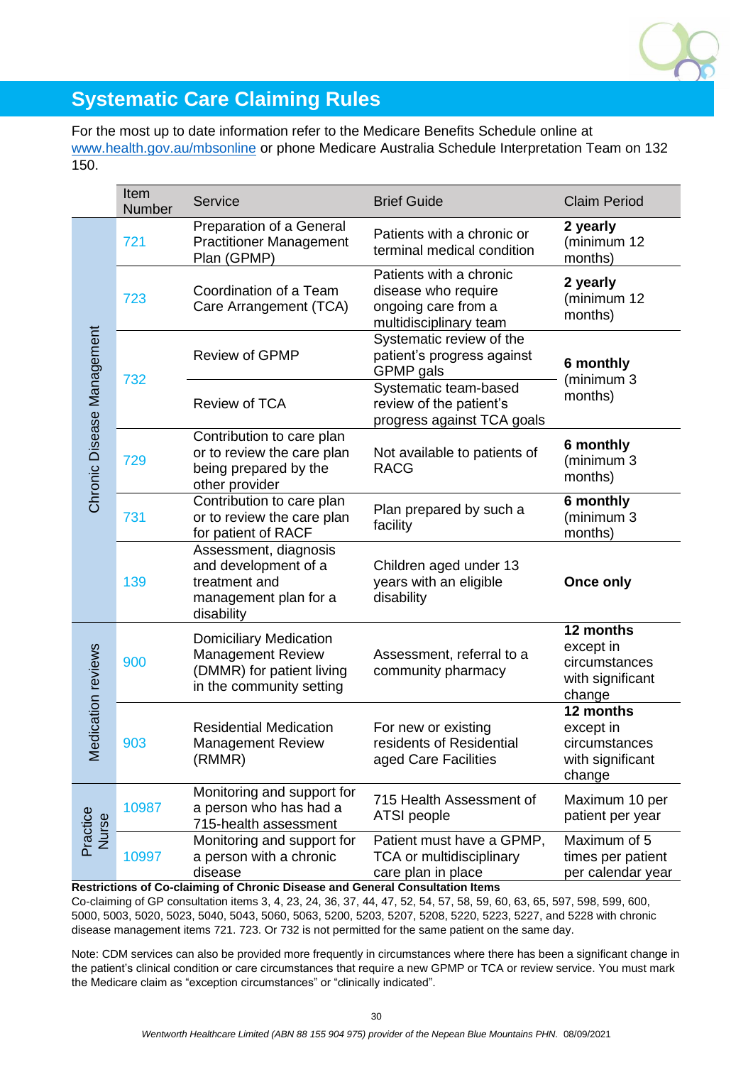# Systematic Care Claiming Rules

For the most up to date information refer to the Medicare Benefits Schedule online at www.health.gov.au/mbsonline or phone Medicare Australia Schedule Interpretation Team on 132 150.

| | Item Number | Service | Brief Guide | Claim Period |
|---|---|---|---|---|
| Chronic Disease Management | 721 | Preparation of a General Practitioner Management Plan (GPMP) | Patients with a chronic or terminal medical condition | **2 yearly** (minimum 12 months) |
| | 723 | Coordination of a Team Care Arrangement (TCA) | Patients with a chronic disease who require ongoing care from a multidisciplinary team | **2 yearly** (minimum 12 months) |
| | 732 | Review of GPMP | Systematic review of the patient's progress against GPMP gals | **6 monthly** (minimum 3 months) |
| | | Review of TCA | Systematic team-based review of the patient's progress against TCA goals | |
| | 729 | Contribution to care plan or to review the care plan being prepared by the other provider | Not available to patients of RACG | **6 monthly** (minimum 3 months) |
| | 731 | Contribution to care plan or to review the care plan for patient of RACF | Plan prepared by such a facility | **6 monthly** (minimum 3 months) |
| | 139 | Assessment, diagnosis and development of a treatment and management plan for a disability | Children aged under 13 years with an eligible disability | **Once only** |
| Medication reviews | 900 | Domiciliary Medication Management Review (DMMR) for patient living in the community setting | Assessment, referral to a community pharmacy | **12 months** except in circumstances with significant change |
| | 903 | Residential Medication Management Review (RMMR) | For new or existing residents of Residential aged Care Facilities | **12 months** except in circumstances with significant change |
| Practice Nurse | 10987 | Monitoring and support for a person who has had a 715-health assessment | 715 Health Assessment of ATSI people | Maximum 10 per patient per year |
| | 10997 | Monitoring and support for a person with a chronic disease | Patient must have a GPMP, TCA or multidisciplinary care plan in place | Maximum of 5 times per patient per calendar year |

**Restrictions of Co-claiming of Chronic Disease and General Consultation Items**

Co-claiming of GP consultation items 3, 4, 23, 24, 36, 37, 44, 47, 52, 54, 57, 58, 59, 60, 63, 65, 597, 598, 599, 600, 5000, 5003, 5020, 5023, 5040, 5043, 5060, 5063, 5200, 5203, 5207, 5208, 5220, 5223, 5227, and 5228 with chronic disease management items 721. 723. Or 732 is not permitted for the same patient on the same day.

Note: CDM services can also be provided more frequently in circumstances where there has been a significant change in the patient's clinical condition or care circumstances that require a new GPMP or TCA or review service. You must mark the Medicare claim as "exception circumstances" or "clinically indicated".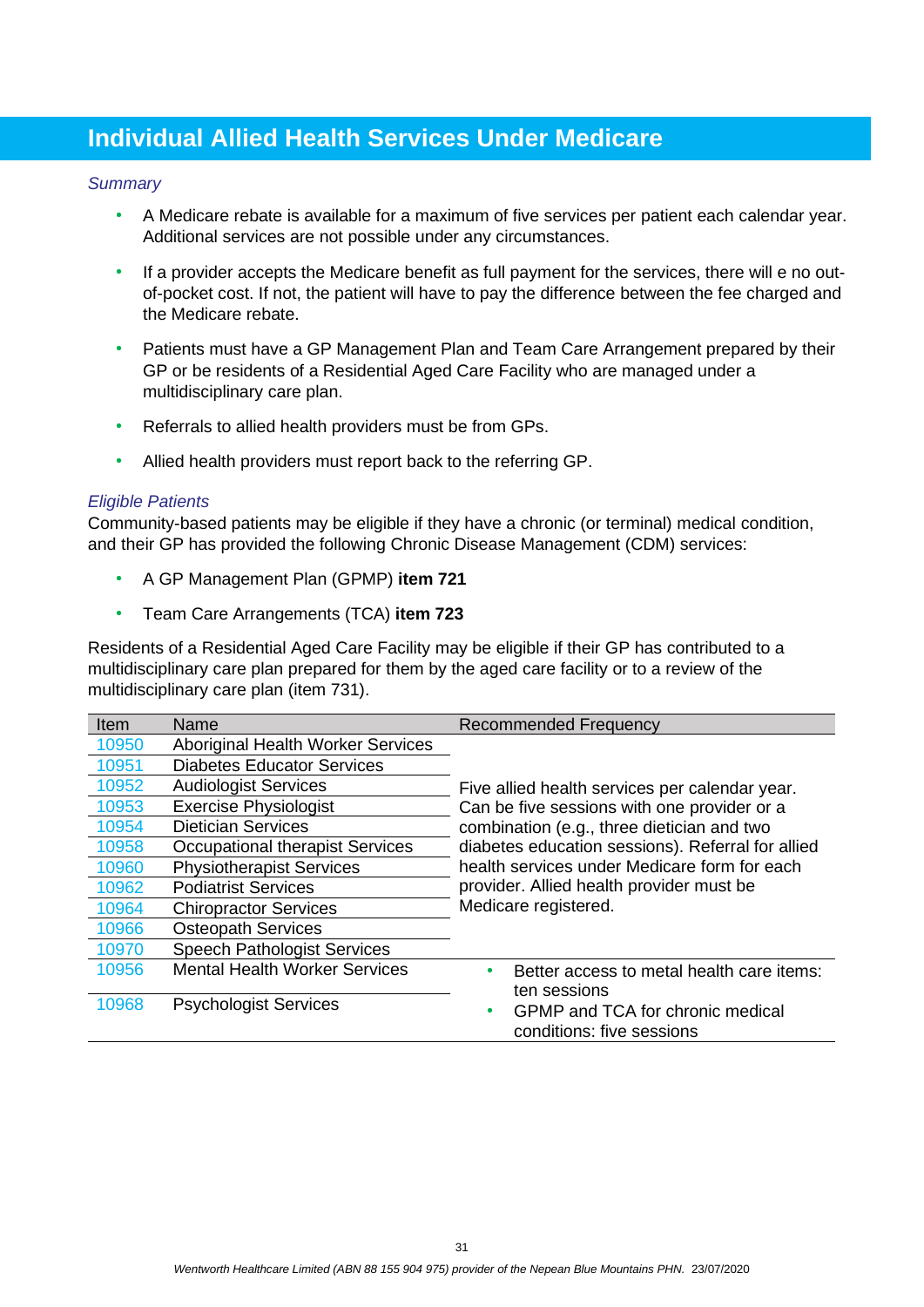## Individual Allied Health Services Under Medicare

*Summary*

- A Medicare rebate is available for a maximum of five services per patient each calendar year. Additional services are not possible under any circumstances.
- If a provider accepts the Medicare benefit as full payment for the services, there will e no out-of-pocket cost. If not, the patient will have to pay the difference between the fee charged and the Medicare rebate.
- Patients must have a GP Management Plan and Team Care Arrangement prepared by their GP or be residents of a Residential Aged Care Facility who are managed under a multidisciplinary care plan.
- Referrals to allied health providers must be from GPs.
- Allied health providers must report back to the referring GP.

*Eligible Patients*

Community-based patients may be eligible if they have a chronic (or terminal) medical condition, and their GP has provided the following Chronic Disease Management (CDM) services:

- A GP Management Plan (GPMP) **item 721**
- Team Care Arrangements (TCA) **item 723**

Residents of a Residential Aged Care Facility may be eligible if their GP has contributed to a multidisciplinary care plan prepared for them by the aged care facility or to a review of the multidisciplinary care plan (item 731).

| Item | Name | Recommended Frequency |
|---|---|---|
| 10950 | Aboriginal Health Worker Services | Five allied health services per calendar year. Can be five sessions with one provider or a combination (e.g., three dietician and two diabetes education sessions). Referral for allied health services under Medicare form for each provider. Allied health provider must be Medicare registered. |
| 10951 | Diabetes Educator Services | |
| 10952 | Audiologist Services | |
| 10953 | Exercise Physiologist | |
| 10954 | Dietician Services | |
| 10958 | Occupational therapist Services | |
| 10960 | Physiotherapist Services | |
| 10962 | Podiatrist Services | |
| 10964 | Chiropractor Services | |
| 10966 | Osteopath Services | |
| 10970 | Speech Pathologist Services | |
| 10956 | Mental Health Worker Services | • Better access to metal health care items: ten sessions<br>• GPMP and TCA for chronic medical conditions: five sessions |
| 10968 | Psychologist Services | |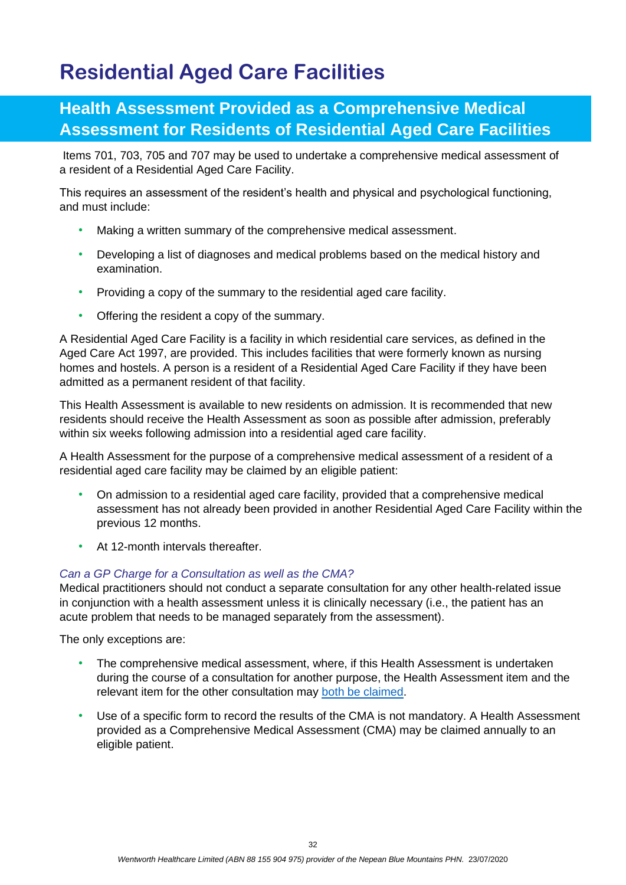# Residential Aged Care Facilities

## Health Assessment Provided as a Comprehensive Medical Assessment for Residents of Residential Aged Care Facilities

Items 701, 703, 705 and 707 may be used to undertake a comprehensive medical assessment of a resident of a Residential Aged Care Facility.

This requires an assessment of the resident's health and physical and psychological functioning, and must include:

- Making a written summary of the comprehensive medical assessment.
- Developing a list of diagnoses and medical problems based on the medical history and examination.
- Providing a copy of the summary to the residential aged care facility.
- Offering the resident a copy of the summary.

A Residential Aged Care Facility is a facility in which residential care services, as defined in the Aged Care Act 1997, are provided. This includes facilities that were formerly known as nursing homes and hostels. A person is a resident of a Residential Aged Care Facility if they have been admitted as a permanent resident of that facility.

This Health Assessment is available to new residents on admission. It is recommended that new residents should receive the Health Assessment as soon as possible after admission, preferably within six weeks following admission into a residential aged care facility.

A Health Assessment for the purpose of a comprehensive medical assessment of a resident of a residential aged care facility may be claimed by an eligible patient:

- On admission to a residential aged care facility, provided that a comprehensive medical assessment has not already been provided in another Residential Aged Care Facility within the previous 12 months.
- At 12-month intervals thereafter.

*Can a GP Charge for a Consultation as well as the CMA?*

Medical practitioners should not conduct a separate consultation for any other health-related issue in conjunction with a health assessment unless it is clinically necessary (i.e., the patient has an acute problem that needs to be managed separately from the assessment).

The only exceptions are:

- The comprehensive medical assessment, where, if this Health Assessment is undertaken during the course of a consultation for another purpose, the Health Assessment item and the relevant item for the other consultation may both be claimed.
- Use of a specific form to record the results of the CMA is not mandatory. A Health Assessment provided as a Comprehensive Medical Assessment (CMA) may be claimed annually to an eligible patient.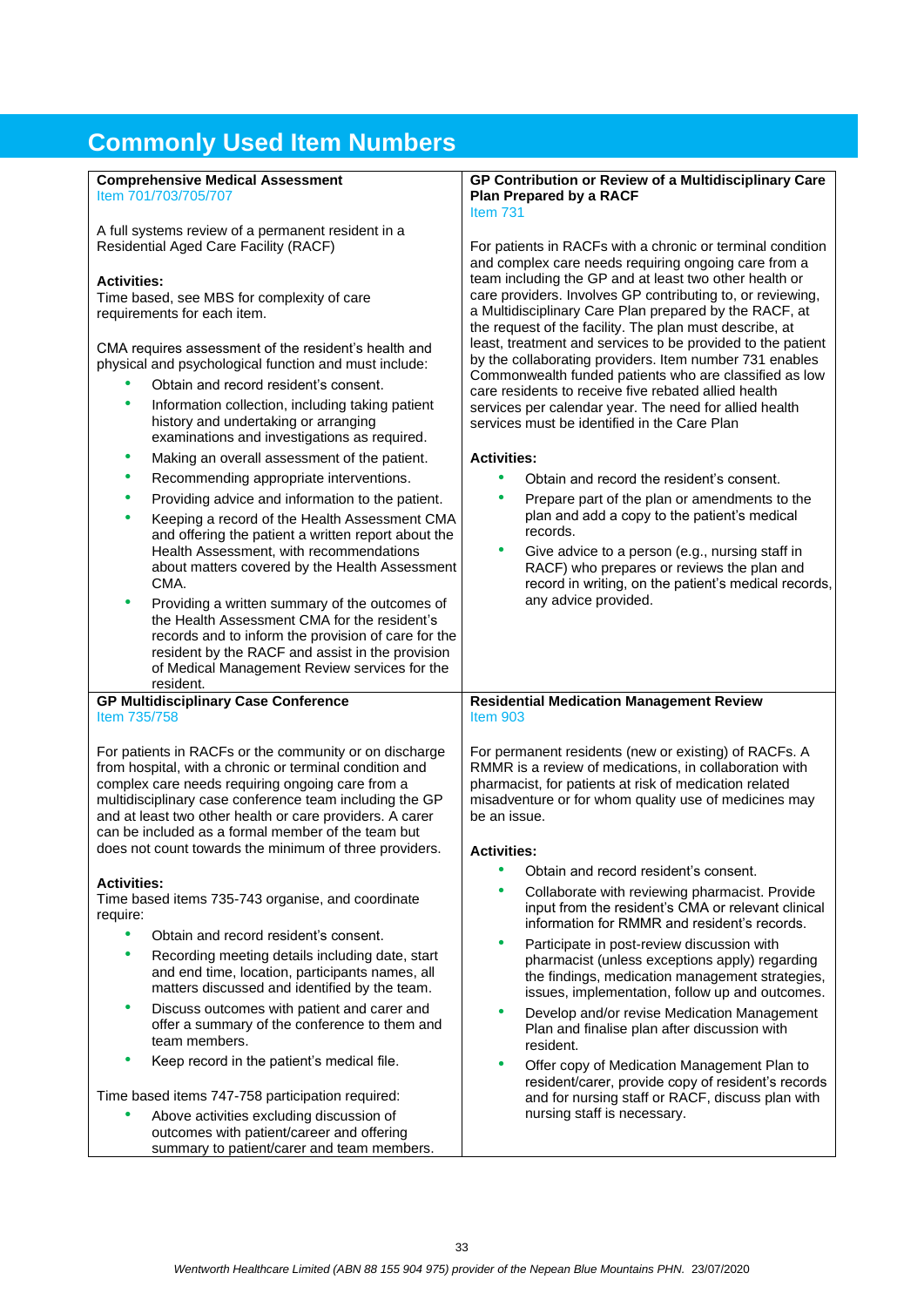# Commonly Used Item Numbers

**Comprehensive Medical Assessment**
Item 701/703/705/707

A full systems review of a permanent resident in a Residential Aged Care Facility (RACF)

**Activities:**
Time based, see MBS for complexity of care requirements for each item.

CMA requires assessment of the resident's health and physical and psychological function and must include:

- Obtain and record resident's consent.
- Information collection, including taking patient history and undertaking or arranging examinations and investigations as required.
- Making an overall assessment of the patient.
- Recommending appropriate interventions.
- Providing advice and information to the patient.
- Keeping a record of the Health Assessment CMA and offering the patient a written report about the Health Assessment, with recommendations about matters covered by the Health Assessment CMA.
- Providing a written summary of the outcomes of the Health Assessment CMA for the resident's records and to inform the provision of care for the resident by the RACF and assist in the provision of Medical Management Review services for the resident.

**GP Contribution or Review of a Multidisciplinary Care Plan Prepared by a RACF**
Item 731

For patients in RACFs with a chronic or terminal condition and complex care needs requiring ongoing care from a team including the GP and at least two other health or care providers. Involves GP contributing to, or reviewing, a Multidisciplinary Care Plan prepared by the RACF, at the request of the facility. The plan must describe, at least, treatment and services to be provided to the patient by the collaborating providers. Item number 731 enables Commonwealth funded patients who are classified as low care residents to receive five rebated allied health services per calendar year. The need for allied health services must be identified in the Care Plan

**Activities:**

- Obtain and record the resident's consent.
- Prepare part of the plan or amendments to the plan and add a copy to the patient's medical records.
- Give advice to a person (e.g., nursing staff in RACF) who prepares or reviews the plan and record in writing, on the patient's medical records, any advice provided.

**GP Multidisciplinary Case Conference**
Item 735/758

For patients in RACFs or the community or on discharge from hospital, with a chronic or terminal condition and complex care needs requiring ongoing care from a multidisciplinary case conference team including the GP and at least two other health or care providers. A carer can be included as a formal member of the team but does not count towards the minimum of three providers.

**Activities:**
Time based items 735-743 organise, and coordinate require:

- Obtain and record resident's consent.
- Recording meeting details including date, start and end time, location, participants names, all matters discussed and identified by the team.
- Discuss outcomes with patient and carer and offer a summary of the conference to them and team members.
- Keep record in the patient's medical file.

Time based items 747-758 participation required:

- Above activities excluding discussion of outcomes with patient/career and offering summary to patient/carer and team members.

**Residential Medication Management Review**
Item 903

For permanent residents (new or existing) of RACFs. A RMMR is a review of medications, in collaboration with pharmacist, for patients at risk of medication related misadventure or for whom quality use of medicines may be an issue.

**Activities:**

- Obtain and record resident's consent.
- Collaborate with reviewing pharmacist. Provide input from the resident's CMA or relevant clinical information for RMMR and resident's records.
- Participate in post-review discussion with pharmacist (unless exceptions apply) regarding the findings, medication management strategies, issues, implementation, follow up and outcomes.
- Develop and/or revise Medication Management Plan and finalise plan after discussion with resident.
- Offer copy of Medication Management Plan to resident/carer, provide copy of resident's records and for nursing staff or RACF, discuss plan with nursing staff is necessary.

*Wentworth Healthcare Limited (ABN 88 155 904 975) provider of the Nepean Blue Mountains PHN.* 23/07/2020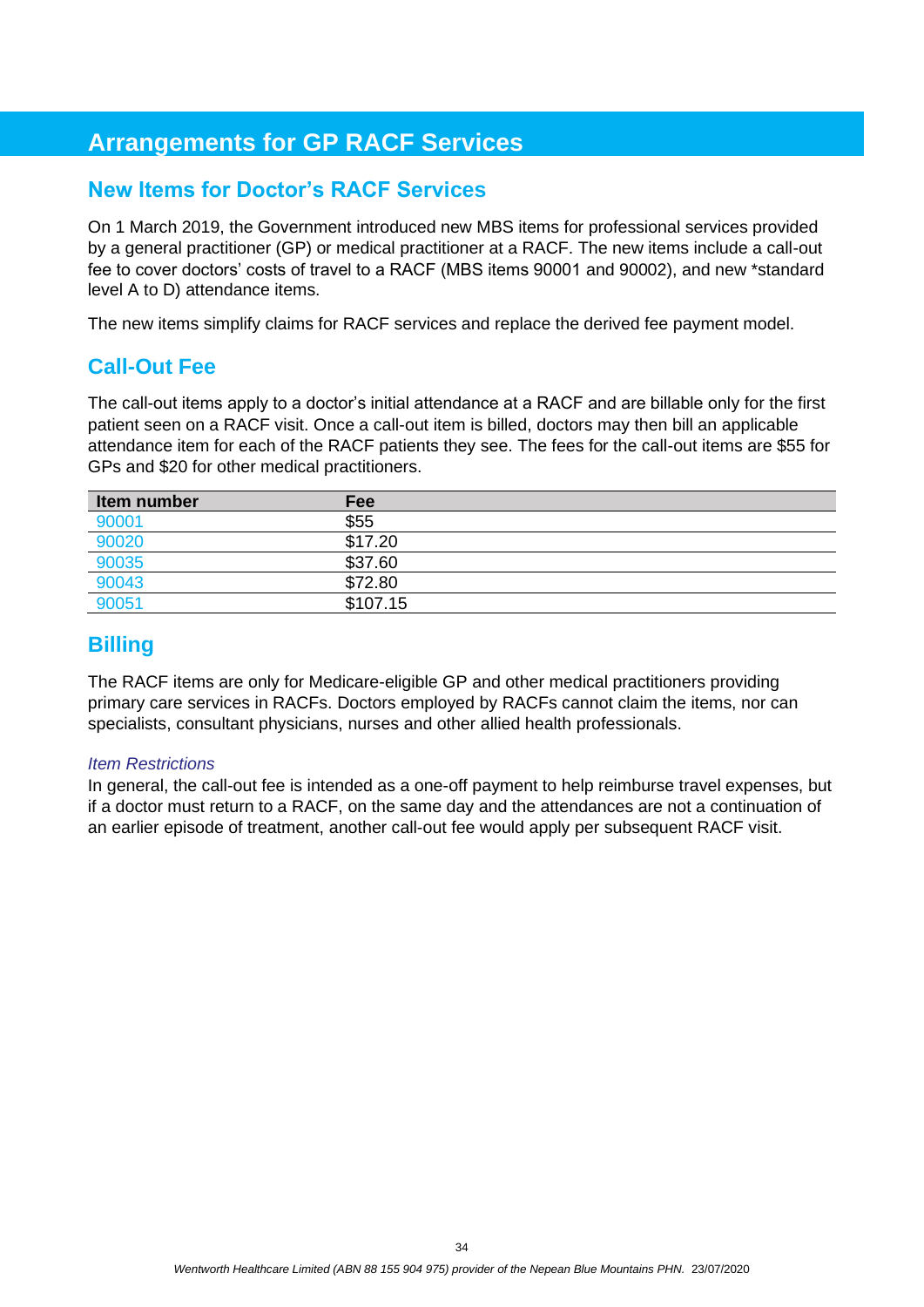# Arrangements for GP RACF Services

## New Items for Doctor's RACF Services

On 1 March 2019, the Government introduced new MBS items for professional services provided by a general practitioner (GP) or medical practitioner at a RACF. The new items include a call-out fee to cover doctors' costs of travel to a RACF (MBS items 90001 and 90002), and new *standard level A to D) attendance items.

The new items simplify claims for RACF services and replace the derived fee payment model.

## Call-Out Fee

The call-out items apply to a doctor's initial attendance at a RACF and are billable only for the first patient seen on a RACF visit. Once a call-out item is billed, doctors may then bill an applicable attendance item for each of the RACF patients they see. The fees for the call-out items are $55 for GPs and $20 for other medical practitioners.

| Item number | Fee |
|---|---|
| 90001 | $55 |
| 90020 | $17.20 |
| 90035 | $37.60 |
| 90043 | $72.80 |
| 90051 | $107.15 |

## Billing

The RACF items are only for Medicare-eligible GP and other medical practitioners providing primary care services in RACFs. Doctors employed by RACFs cannot claim the items, nor can specialists, consultant physicians, nurses and other allied health professionals.

*Item Restrictions*

In general, the call-out fee is intended as a one-off payment to help reimburse travel expenses, but if a doctor must return to a RACF, on the same day and the attendances are not a continuation of an earlier episode of treatment, another call-out fee would apply per subsequent RACF visit.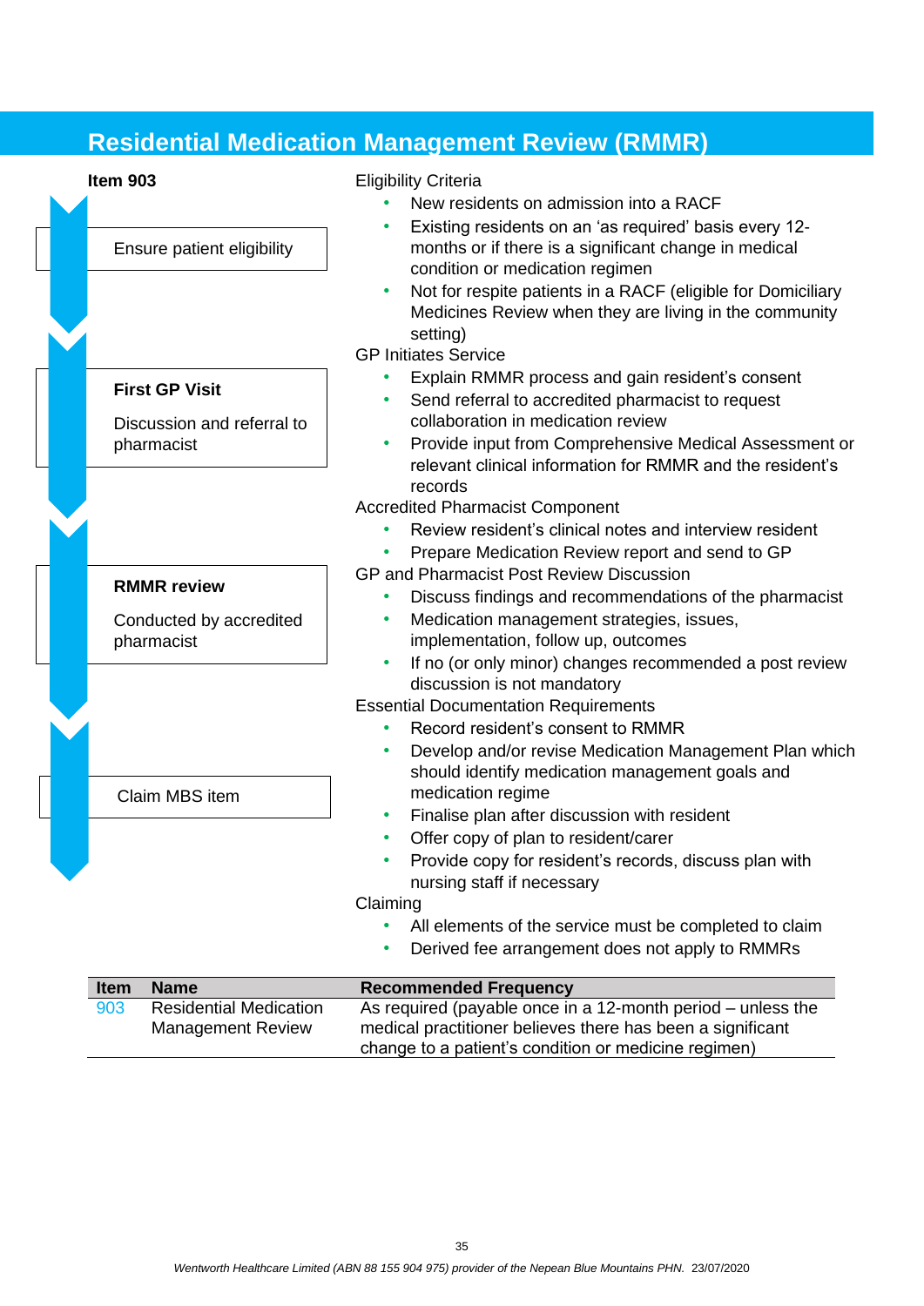# Residential Medication Management Review (RMMR)

**Item 903**

Ensure patient eligibility

**First GP Visit**

Discussion and referral to pharmacist

**RMMR review**

Conducted by accredited pharmacist

Claim MBS item

Eligibility Criteria

- New residents on admission into a RACF
- Existing residents on an 'as required' basis every 12-months or if there is a significant change in medical condition or medication regimen
- Not for respite patients in a RACF (eligible for Domiciliary Medicines Review when they are living in the community setting)

GP Initiates Service

- Explain RMMR process and gain resident's consent
- Send referral to accredited pharmacist to request collaboration in medication review
- Provide input from Comprehensive Medical Assessment or relevant clinical information for RMMR and the resident's records

Accredited Pharmacist Component

- Review resident's clinical notes and interview resident
- Prepare Medication Review report and send to GP

GP and Pharmacist Post Review Discussion

- Discuss findings and recommendations of the pharmacist
- Medication management strategies, issues, implementation, follow up, outcomes
- If no (or only minor) changes recommended a post review discussion is not mandatory

Essential Documentation Requirements

- Record resident's consent to RMMR
- Develop and/or revise Medication Management Plan which should identify medication management goals and medication regime
- Finalise plan after discussion with resident
- Offer copy of plan to resident/carer
- Provide copy for resident's records, discuss plan with nursing staff if necessary

Claiming

- All elements of the service must be completed to claim
- Derived fee arrangement does not apply to RMMRs

| Item | Name | Recommended Frequency |
|---|---|---|
| 903 | Residential Medication Management Review | As required (payable once in a 12-month period – unless the medical practitioner believes there has been a significant change to a patient's condition or medicine regimen) |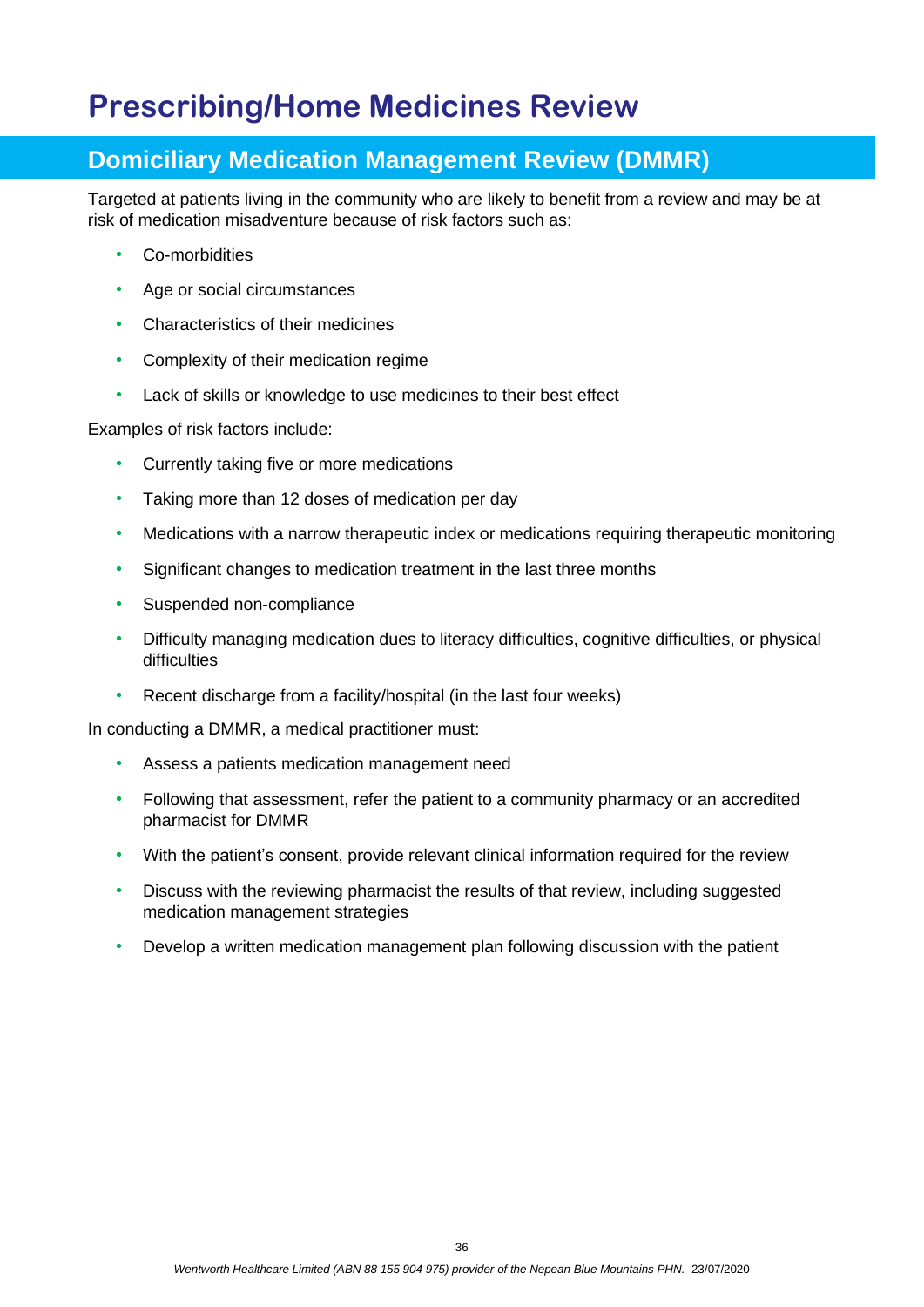# Prescribing/Home Medicines Review

## Domiciliary Medication Management Review (DMMR)

Targeted at patients living in the community who are likely to benefit from a review and may be at risk of medication misadventure because of risk factors such as:

- Co-morbidities
- Age or social circumstances
- Characteristics of their medicines
- Complexity of their medication regime
- Lack of skills or knowledge to use medicines to their best effect

Examples of risk factors include:

- Currently taking five or more medications
- Taking more than 12 doses of medication per day
- Medications with a narrow therapeutic index or medications requiring therapeutic monitoring
- Significant changes to medication treatment in the last three months
- Suspended non-compliance
- Difficulty managing medication dues to literacy difficulties, cognitive difficulties, or physical difficulties
- Recent discharge from a facility/hospital (in the last four weeks)

In conducting a DMMR, a medical practitioner must:

- Assess a patients medication management need
- Following that assessment, refer the patient to a community pharmacy or an accredited pharmacist for DMMR
- With the patient's consent, provide relevant clinical information required for the review
- Discuss with the reviewing pharmacist the results of that review, including suggested medication management strategies
- Develop a written medication management plan following discussion with the patient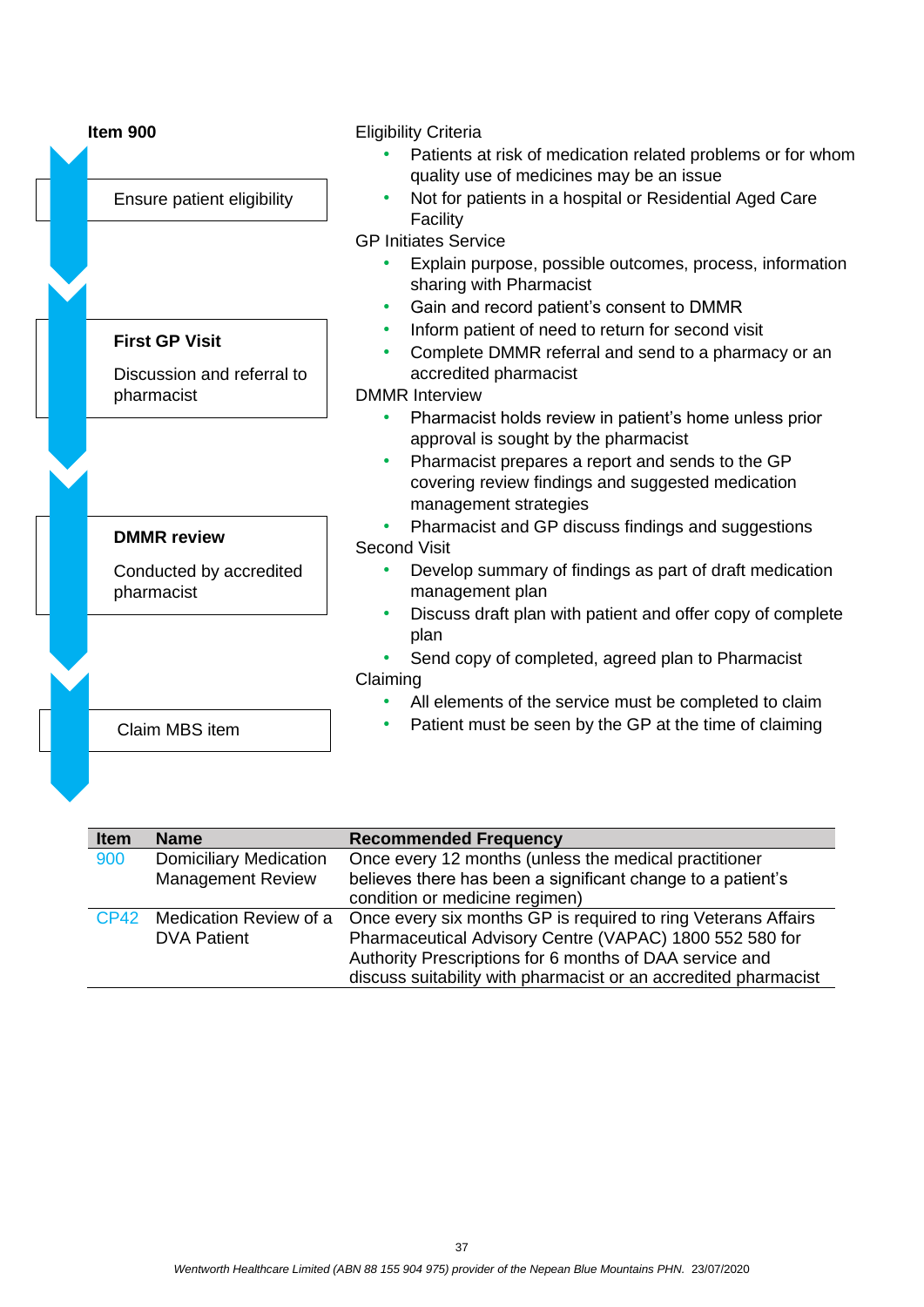## Item 900

**Ensure patient eligibility**

Eligibility Criteria

- Patients at risk of medication related problems or for whom quality use of medicines may be an issue
- Not for patients in a hospital or Residential Aged Care Facility

**First GP Visit**

Discussion and referral to pharmacist

GP Initiates Service

- Explain purpose, possible outcomes, process, information sharing with Pharmacist
- Gain and record patient's consent to DMMR
- Inform patient of need to return for second visit
- Complete DMMR referral and send to a pharmacy or an accredited pharmacist

**DMMR review**

Conducted by accredited pharmacist

DMMR Interview

- Pharmacist holds review in patient's home unless prior approval is sought by the pharmacist
- Pharmacist prepares a report and sends to the GP covering review findings and suggested medication management strategies
- Pharmacist and GP discuss findings and suggestions

Second Visit

- Develop summary of findings as part of draft medication management plan
- Discuss draft plan with patient and offer copy of complete plan
- Send copy of completed, agreed plan to Pharmacist

**Claim MBS item**

Claiming

- All elements of the service must be completed to claim
- Patient must be seen by the GP at the time of claiming

| Item | Name | Recommended Frequency |
|---|---|---|
| 900 | Domiciliary Medication Management Review | Once every 12 months (unless the medical practitioner believes there has been a significant change to a patient's condition or medicine regimen) |
| CP42 | Medication Review of a DVA Patient | Once every six months GP is required to ring Veterans Affairs Pharmaceutical Advisory Centre (VAPAC) 1800 552 580 for Authority Prescriptions for 6 months of DAA service and discuss suitability with pharmacist or an accredited pharmacist |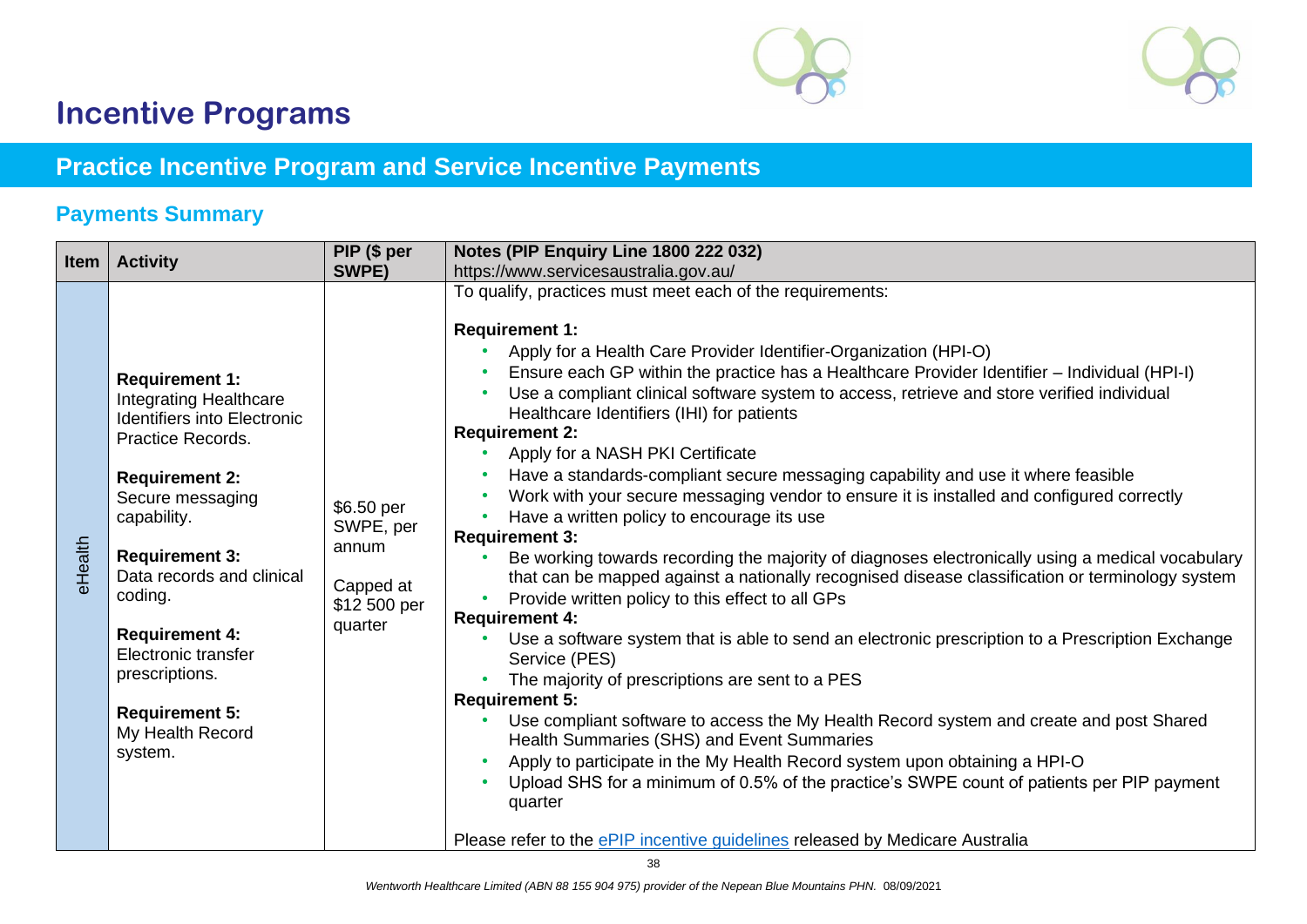# Incentive Programs

## Practice Incentive Program and Service Incentive Payments

### Payments Summary

| Item | Activity | PIP ($ per SWPE) | Notes (PIP Enquiry Line 1800 222 032) https://www.servicesaustralia.gov.au/ |
|---|---|---|---|
| eHealth | **Requirement 1:** Integrating Healthcare Identifiers into Electronic Practice Records.<br><br>**Requirement 2:** Secure messaging capability.<br><br>**Requirement 3:** Data records and clinical coding.<br><br>**Requirement 4:** Electronic transfer prescriptions.<br><br>**Requirement 5:** My Health Record system. | $6.50 per SWPE, per annum<br><br>Capped at $12 500 per quarter | To qualify, practices must meet each of the requirements:<br><br>**Requirement 1:**<br>• Apply for a Health Care Provider Identifier-Organization (HPI-O)<br>• Ensure each GP within the practice has a Healthcare Provider Identifier – Individual (HPI-I)<br>• Use a compliant clinical software system to access, retrieve and store verified individual Healthcare Identifiers (IHI) for patients<br>**Requirement 2:**<br>• Apply for a NASH PKI Certificate<br>• Have a standards-compliant secure messaging capability and use it where feasible<br>• Work with your secure messaging vendor to ensure it is installed and configured correctly<br>• Have a written policy to encourage its use<br>**Requirement 3:**<br>• Be working towards recording the majority of diagnoses electronically using a medical vocabulary that can be mapped against a nationally recognised disease classification or terminology system<br>• Provide written policy to this effect to all GPs<br>**Requirement 4:**<br>• Use a software system that is able to send an electronic prescription to a Prescription Exchange Service (PES)<br>• The majority of prescriptions are sent to a PES<br>**Requirement 5:**<br>• Use compliant software to access the My Health Record system and create and post Shared Health Summaries (SHS) and Event Summaries<br>• Apply to participate in the My Health Record system upon obtaining a HPI-O<br>• Upload SHS for a minimum of 0.5% of the practice's SWPE count of patients per PIP payment quarter<br><br>Please refer to the ePIP incentive guidelines released by Medicare Australia |

*Wentworth Healthcare Limited (ABN 88 155 904 975) provider of the Nepean Blue Mountains PHN.* 08/09/2021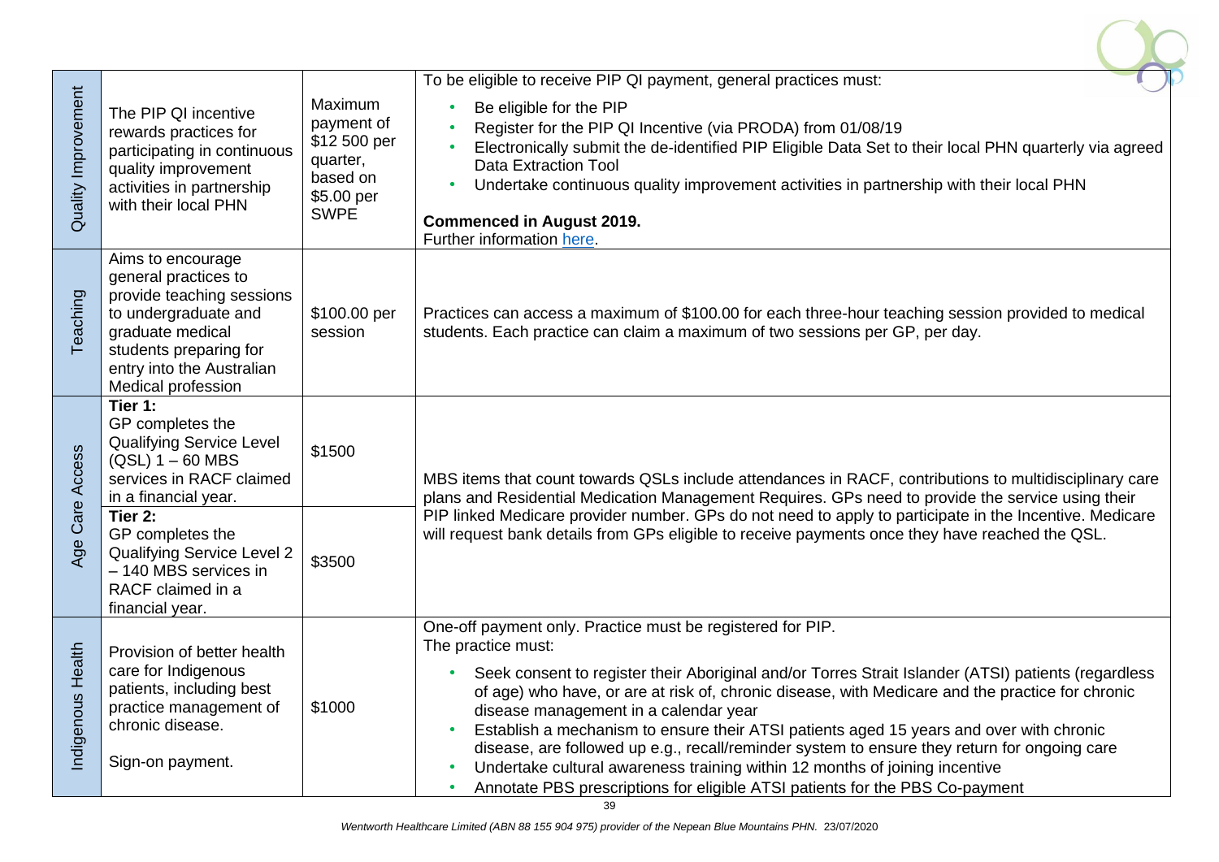| | | | |
|---|---|---|---|
| Quality Improvement | The PIP QI incentive rewards practices for participating in continuous quality improvement activities in partnership with their local PHN | Maximum payment of $12 500 per quarter, based on $5.00 per SWPE | To be eligible to receive PIP QI payment, general practices must:<br>• Be eligible for the PIP<br>• Register for the PIP QI Incentive (via PRODA) from 01/08/19<br>• Electronically submit the de-identified PIP Eligible Data Set to their local PHN quarterly via agreed Data Extraction Tool<br>• Undertake continuous quality improvement activities in partnership with their local PHN<br>**Commenced in August 2019.**<br>Further information here. |
| Teaching | Aims to encourage general practices to provide teaching sessions to undergraduate and graduate medical students preparing for entry into the Australian Medical profession | $100.00 per session | Practices can access a maximum of $100.00 for each three-hour teaching session provided to medical students. Each practice can claim a maximum of two sessions per GP, per day. |
| Age Care Access | **Tier 1:** GP completes the Qualifying Service Level (QSL) 1 – 60 MBS services in RACF claimed in a financial year. | $1500 | MBS items that count towards QSLs include attendances in RACF, contributions to multidisciplinary care plans and Residential Medication Management Requires. GPs need to provide the service using their PIP linked Medicare provider number. GPs do not need to apply to participate in the Incentive. Medicare will request bank details from GPs eligible to receive payments once they have reached the QSL. |
| | **Tier 2:** GP completes the Qualifying Service Level 2 – 140 MBS services in RACF claimed in a financial year. | $3500 | |
| Indigenous Health | Provision of better health care for Indigenous patients, including best practice management of chronic disease.<br><br>Sign-on payment. | $1000 | One-off payment only. Practice must be registered for PIP.<br>The practice must:<br>• Seek consent to register their Aboriginal and/or Torres Strait Islander (ATSI) patients (regardless of age) who have, or are at risk of, chronic disease, with Medicare and the practice for chronic disease management in a calendar year<br>• Establish a mechanism to ensure their ATSI patients aged 15 years and over with chronic disease, are followed up e.g., recall/reminder system to ensure they return for ongoing care<br>• Undertake cultural awareness training within 12 months of joining incentive<br>• Annotate PBS prescriptions for eligible ATSI patients for the PBS Co-payment |

*Wentworth Healthcare Limited (ABN 88 155 904 975) provider of the Nepean Blue Mountains PHN. 23/07/2020*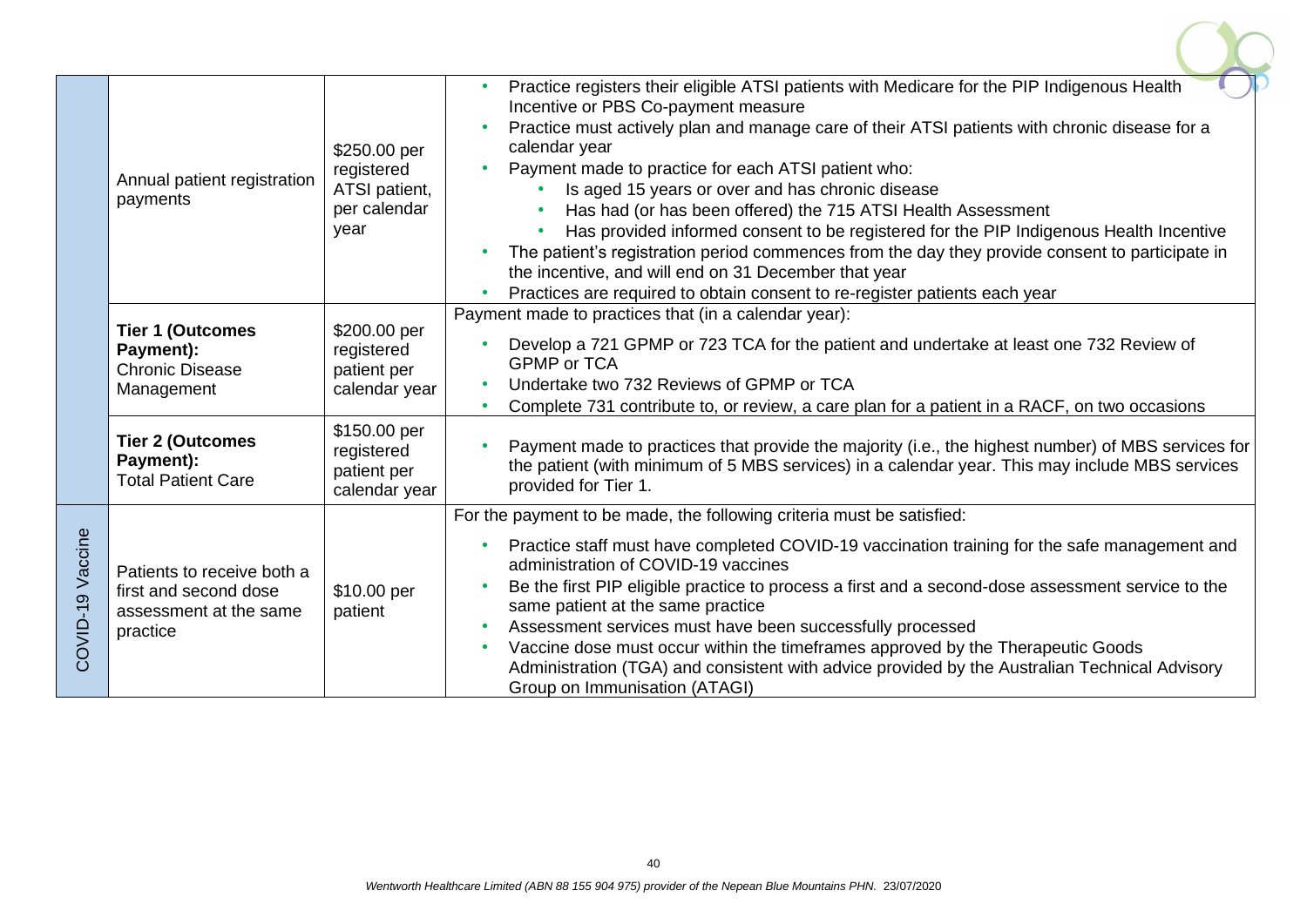| | | | |
|---|---|---|---|
| | Annual patient registration payments | $250.00 per registered ATSI patient, per calendar year | • Practice registers their eligible ATSI patients with Medicare for the PIP Indigenous Health Incentive or PBS Co-payment measure<br>• Practice must actively plan and manage care of their ATSI patients with chronic disease for a calendar year<br>• Payment made to practice for each ATSI patient who:<br>&nbsp;&nbsp;• Is aged 15 years or over and has chronic disease<br>&nbsp;&nbsp;• Has had (or has been offered) the 715 ATSI Health Assessment<br>&nbsp;&nbsp;• Has provided informed consent to be registered for the PIP Indigenous Health Incentive<br>• The patient's registration period commences from the day they provide consent to participate in the incentive, and will end on 31 December that year<br>• Practices are required to obtain consent to re-register patients each year |
| | **Tier 1 (Outcomes Payment):** Chronic Disease Management | $200.00 per registered patient per calendar year | Payment made to practices that (in a calendar year):<br>• Develop a 721 GPMP or 723 TCA for the patient and undertake at least one 732 Review of GPMP or TCA<br>• Undertake two 732 Reviews of GPMP or TCA<br>• Complete 731 contribute to, or review, a care plan for a patient in a RACF, on two occasions |
| | **Tier 2 (Outcomes Payment):** Total Patient Care | $150.00 per registered patient per calendar year | • Payment made to practices that provide the majority (i.e., the highest number) of MBS services for the patient (with minimum of 5 MBS services) in a calendar year. This may include MBS services provided for Tier 1. |
| COVID-19 Vaccine | Patients to receive both a first and second dose assessment at the same practice | $10.00 per patient | For the payment to be made, the following criteria must be satisfied:<br>• Practice staff must have completed COVID-19 vaccination training for the safe management and administration of COVID-19 vaccines<br>• Be the first PIP eligible practice to process a first and a second-dose assessment service to the same patient at the same practice<br>• Assessment services must have been successfully processed<br>• Vaccine dose must occur within the timeframes approved by the Therapeutic Goods Administration (TGA) and consistent with advice provided by the Australian Technical Advisory Group on Immunisation (ATAGI) |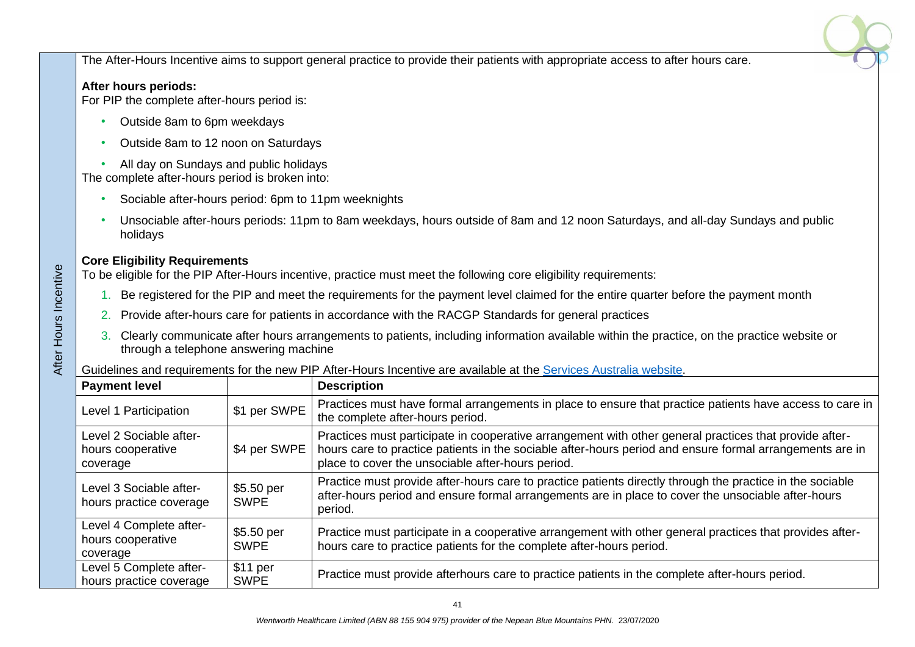After Hours Incentive

The After-Hours Incentive aims to support general practice to provide their patients with appropriate access to after hours care.

**After hours periods:**
For PIP the complete after-hours period is:

- Outside 8am to 6pm weekdays
- Outside 8am to 12 noon on Saturdays
- All day on Sundays and public holidays

The complete after-hours period is broken into:

- Sociable after-hours period: 6pm to 11pm weeknights
- Unsociable after-hours periods: 11pm to 8am weekdays, hours outside of 8am and 12 noon Saturdays, and all-day Sundays and public holidays

**Core Eligibility Requirements**
To be eligible for the PIP After-Hours incentive, practice must meet the following core eligibility requirements:

1. Be registered for the PIP and meet the requirements for the payment level claimed for the entire quarter before the payment month
2. Provide after-hours care for patients in accordance with the RACGP Standards for general practices
3. Clearly communicate after hours arrangements to patients, including information available within the practice, on the practice website or through a telephone answering machine

Guidelines and requirements for the new PIP After-Hours Incentive are available at the [Services Australia website](Services Australia website).

| Payment level | | Description |
|---|---|---|
| Level 1 Participation | $1 per SWPE | Practices must have formal arrangements in place to ensure that practice patients have access to care in the complete after-hours period. |
| Level 2 Sociable after-hours cooperative coverage | $4 per SWPE | Practices must participate in cooperative arrangement with other general practices that provide after-hours care to practice patients in the sociable after-hours period and ensure formal arrangements are in place to cover the unsociable after-hours period. |
| Level 3 Sociable after-hours practice coverage | $5.50 per SWPE | Practice must provide after-hours care to practice patients directly through the practice in the sociable after-hours period and ensure formal arrangements are in place to cover the unsociable after-hours period. |
| Level 4 Complete after-hours cooperative coverage | $5.50 per SWPE | Practice must participate in a cooperative arrangement with other general practices that provides after-hours care to practice patients for the complete after-hours period. |
| Level 5 Complete after-hours practice coverage | $11 per SWPE | Practice must provide afterhours care to practice patients in the complete after-hours period. |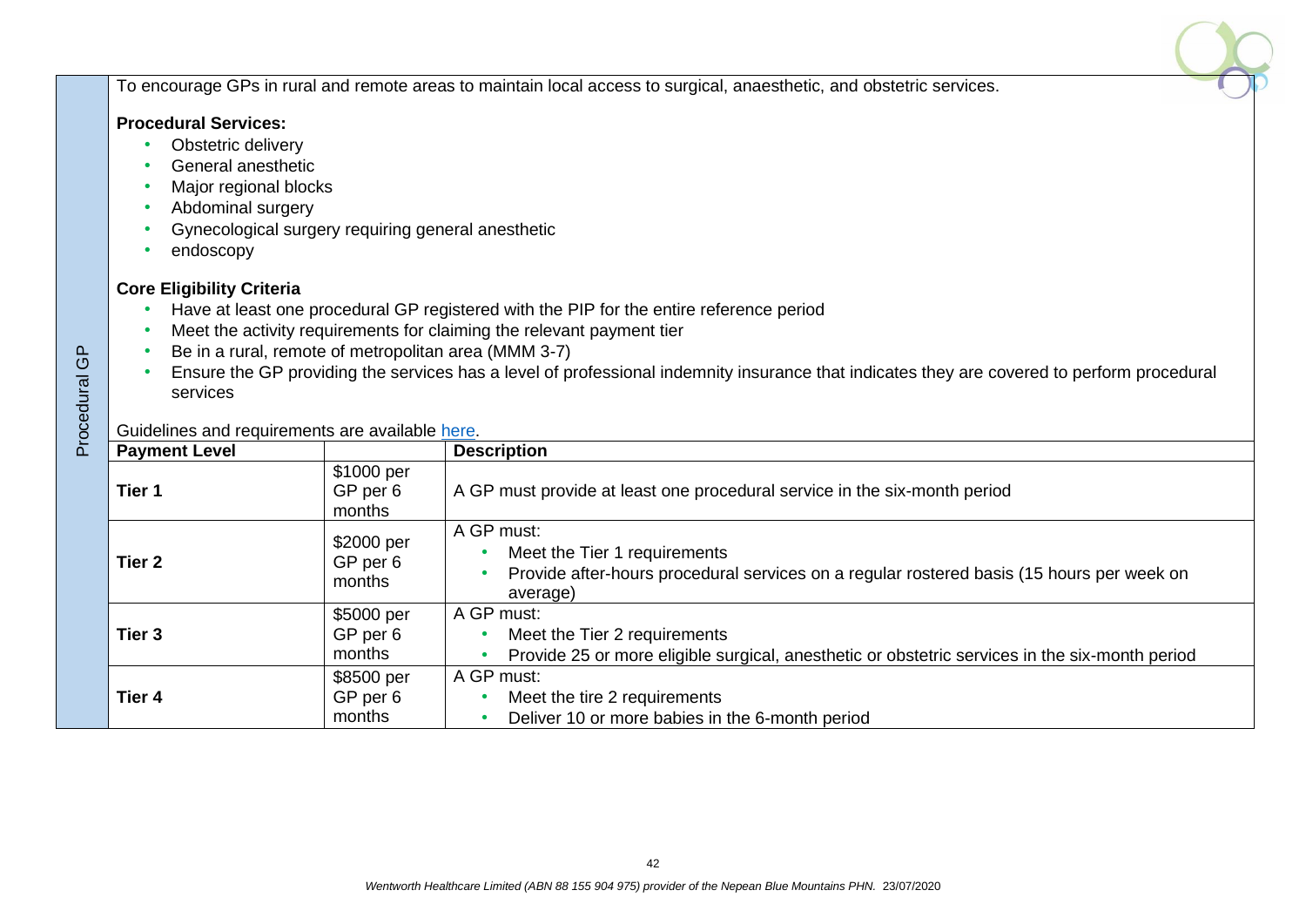Procedural GP

To encourage GPs in rural and remote areas to maintain local access to surgical, anaesthetic, and obstetric services.

**Procedural Services:**

- Obstetric delivery
- General anesthetic
- Major regional blocks
- Abdominal surgery
- Gynecological surgery requiring general anesthetic
- endoscopy

**Core Eligibility Criteria**

- Have at least one procedural GP registered with the PIP for the entire reference period
- Meet the activity requirements for claiming the relevant payment tier
- Be in a rural, remote of metropolitan area (MMM 3-7)
- Ensure the GP providing the services has a level of professional indemnity insurance that indicates they are covered to perform procedural services

Guidelines and requirements are available here.

| Payment Level | | Description |
|---|---|---|
| Tier 1 | $1000 per GP per 6 months | A GP must provide at least one procedural service in the six-month period |
| Tier 2 | $2000 per GP per 6 months | A GP must:<br>• Meet the Tier 1 requirements<br>• Provide after-hours procedural services on a regular rostered basis (15 hours per week on average) |
| Tier 3 | $5000 per GP per 6 months | A GP must:<br>• Meet the Tier 2 requirements<br>• Provide 25 or more eligible surgical, anesthetic or obstetric services in the six-month period |
| Tier 4 | $8500 per GP per 6 months | A GP must:<br>• Meet the tire 2 requirements<br>• Deliver 10 or more babies in the 6-month period |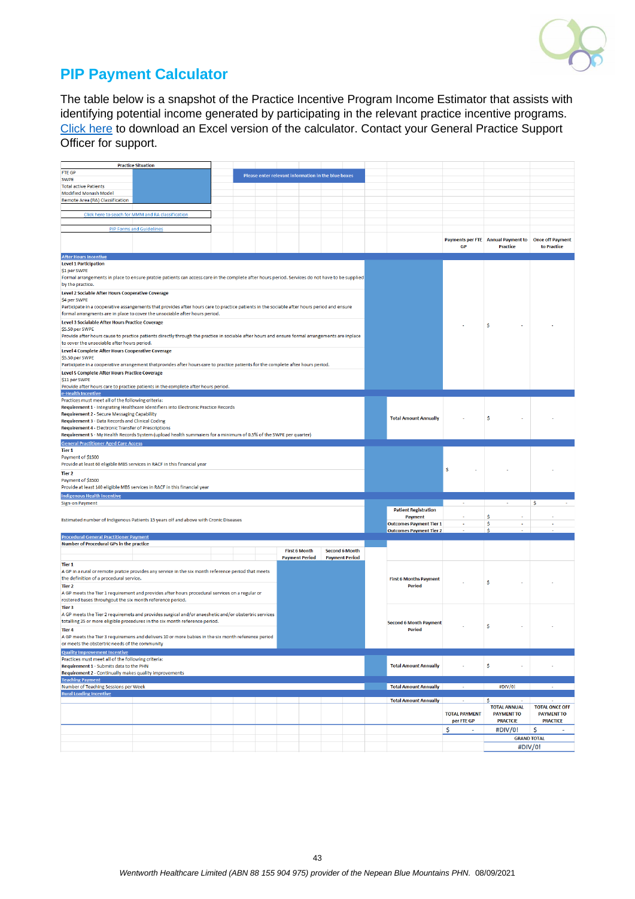## PIP Payment Calculator

The table below is a snapshot of the Practice Incentive Program Income Estimator that assists with identifying potential income generated by participating in the relevant practice incentive programs. Click here to download an Excel version of the calculator. Contact your General Practice Support Officer for support.

**Practice Situation**

| Practice Situation | |
|---|---|
| FTE GP | |
| SWPE | |
| Total active Patients | |
| Modified Monash Model | |
| Remote Area (RA) Classification | |

Please enter relevant information in the blue boxes

Click here to search for MMM and RA classification

PIP Forms and Guidelines

| Incentive | | Payments per FTE GP | Annual Payment to Practice | Once off Payment to Practice |
|---|---|---|---|---|
| **After Hours Incentive** | | | | |
| **Level 1 Participation**<br>$1 per SWPE<br>Formal arrangements in place to ensure pratcie patients can access care in the complete after hours period. Services do not have to be supplied by the practice.<br>**Level 2 Sociable After Hours Cooperative Coverage**<br>$4 per SWPE<br>Participate in a cooperative assangements that provides after hours care to practice patients in the sociable after hours period and ensure formal arrangments are in place to cover the unsociable after hours period.<br>**Level 3 Socialable After Hours Practice Coverage**<br>$5.50 per SWPE<br>Provide after hours cause to practice patients directly through the practice in sociable after hours and ensure formal arrangements are inplace to cover the unsociable after hours period.<br>**Level 4 Complete After Hours Cooperative Coverage**<br>$5.50 per SWPE<br>Participate in a cooperative arrangement thatprovides after hours care to practice patients for the complete after hours period.<br>**Level 5 Complete After Hours Practice Coverage**<br>$11 per SWPE<br>Provide after hours care to practice patients in the complete after hours period. | | - | $ - | - |
| **e-Health Incentive** | | | | |
| Practices must meet all of the following criteria:<br>**Requirement 1** - Integrating Healthcare Identifiers into Electronic Practice Records<br>**Requirement 2** - Secure Messaging Capability<br>**Requirement 3** - Data Records and Clinical Coding<br>**Requirement 4** - Electronic Transfer of Prescriptions<br>**Requirement 5** - My Health Records System (upload health summaries for a minimum of 0.5% of the SWPE per quarter) | **Total Amount Annually** | - | $ - | - |
| **General Practitioner Aged Care Access** | | | | |
| **Tier 1**<br>Payment of $1500<br>Provide at least 60 eligible MBS services in RACF in this financial year<br>**Tier 2**<br>Payment of $3500<br>Provide at least 140 eligible MBS services in RACF in this financial year | | $ - | - | - |
| **Indigenous Health Incentive** | | | | |
| Sign-on Payment | | - | - | $ - |
| Estimated number of Indigenous Patients 15 years old and above with Cronic Diseases | **Patient Registration Payment** | - | $ - | - |
| | **Outcomes Payment Tier 1** | - | $ - | - |
| | **Outcomes Payment Tier 2** | - | $ - | - |
| **Procedural General Practitioner Payment** | | | | |
| Number of Procedural GPs in the practice (First 6 Month Payment Period / Second 6 Month Payment Period) | | | | |
| **Tier 1**<br>A GP in a rural or remote pratcie provides any service in the six month reference period that meets the definition of a procedural service.<br>**Tier 2**<br>A GP meets the Tier 1 requirement and provides after hours procedural services on a regular or rostered bases throughout the six month reference period. | **First 6 Months Payment Period** | - | $ - | - |
| **Tier 3**<br>A GP meets the Tier 2 requirements and provides surgical and/or anaesthetic and/or obstertric services totalling 25 or more eligible procedures in the six month reference period.<br>**Tier 4**<br>A GP meets the Tier 3 requiremens and delivers 10 or more babies in the six month reference period or meets the obstertric needs of the community | **Second 6 Month Payment Period** | - | $ - | - |
| **Quality Improvement Incentive** | | | | |
| Practices must meet all of the following criteria:<br>**Requirement 1** - Submits data to the PHN<br>**Requirement 2** - Continually makes quality improvements | **Total Amount Annually** | - | $ - | - |
| **Teaching Payment** | | | | |
| Number of Teaching Sessions per Week | **Total Amount Annually** | - | #DIV/0! | - |
| **Rural Loading Incentive** | | | | |
| | **Total Amount Annually** | - | $ - | - |

| TOTAL PAYMENT per FTE GP | TOTAL ANNUAL PAYMENT TO PRACTCIE | TOTAL ONCE OFF PAYMENT TO PRACTICE |
|---|---|---|
| $ - | #DIV/0! | $ - |

| GRAND TOTAL |
|---|
| #DIV/0! |

*Wentworth Healthcare Limited (ABN 88 155 904 975) provider of the Nepean Blue Mountains PHN.* 08/09/2021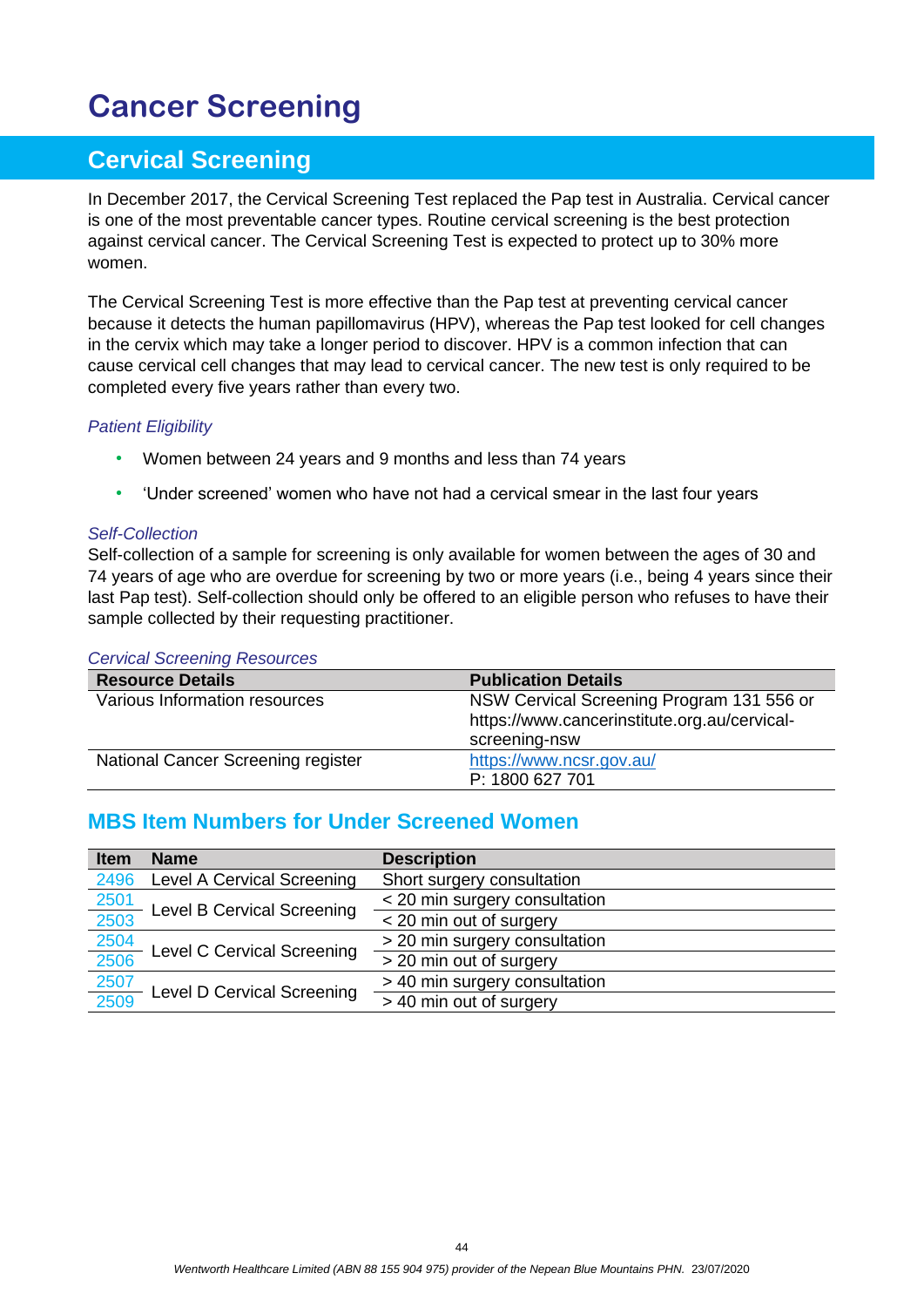# Cancer Screening

## Cervical Screening

In December 2017, the Cervical Screening Test replaced the Pap test in Australia. Cervical cancer is one of the most preventable cancer types. Routine cervical screening is the best protection against cervical cancer. The Cervical Screening Test is expected to protect up to 30% more women.

The Cervical Screening Test is more effective than the Pap test at preventing cervical cancer because it detects the human papillomavirus (HPV), whereas the Pap test looked for cell changes in the cervix which may take a longer period to discover. HPV is a common infection that can cause cervical cell changes that may lead to cervical cancer. The new test is only required to be completed every five years rather than every two.

*Patient Eligibility*

- Women between 24 years and 9 months and less than 74 years
- 'Under screened' women who have not had a cervical smear in the last four years

*Self-Collection*

Self-collection of a sample for screening is only available for women between the ages of 30 and 74 years of age who are overdue for screening by two or more years (i.e., being 4 years since their last Pap test). Self-collection should only be offered to an eligible person who refuses to have their sample collected by their requesting practitioner.

*Cervical Screening Resources*

| Resource Details | Publication Details |
|---|---|
| Various Information resources | NSW Cervical Screening Program 131 556 or https://www.cancerinstitute.org.au/cervical-screening-nsw |
| National Cancer Screening register | https://www.ncsr.gov.au/<br>P: 1800 627 701 |

## MBS Item Numbers for Under Screened Women

| Item | Name | Description |
|---|---|---|
| 2496 | Level A Cervical Screening | Short surgery consultation |
| 2501 | Level B Cervical Screening | < 20 min surgery consultation |
| 2503 | | < 20 min out of surgery |
| 2504 | Level C Cervical Screening | > 20 min surgery consultation |
| 2506 | | > 20 min out of surgery |
| 2507 | Level D Cervical Screening | > 40 min surgery consultation |
| 2509 | | > 40 min out of surgery |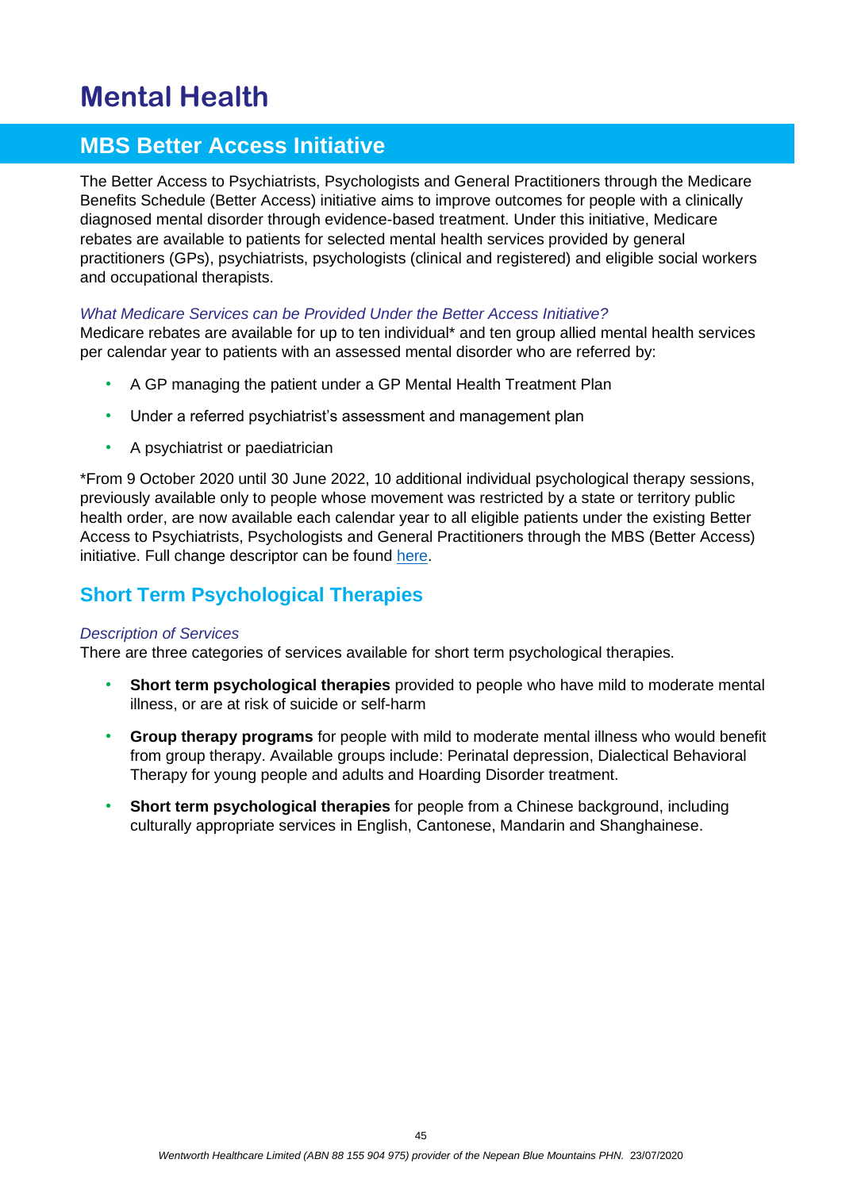# Mental Health

## MBS Better Access Initiative

The Better Access to Psychiatrists, Psychologists and General Practitioners through the Medicare Benefits Schedule (Better Access) initiative aims to improve outcomes for people with a clinically diagnosed mental disorder through evidence-based treatment. Under this initiative, Medicare rebates are available to patients for selected mental health services provided by general practitioners (GPs), psychiatrists, psychologists (clinical and registered) and eligible social workers and occupational therapists.

*What Medicare Services can be Provided Under the Better Access Initiative?*

Medicare rebates are available for up to ten individual* and ten group allied mental health services per calendar year to patients with an assessed mental disorder who are referred by:

- A GP managing the patient under a GP Mental Health Treatment Plan
- Under a referred psychiatrist's assessment and management plan
- A psychiatrist or paediatrician

*From 9 October 2020 until 30 June 2022, 10 additional individual psychological therapy sessions, previously available only to people whose movement was restricted by a state or territory public health order, are now available each calendar year to all eligible patients under the existing Better Access to Psychiatrists, Psychologists and General Practitioners through the MBS (Better Access) initiative. Full change descriptor can be found here.

## Short Term Psychological Therapies

*Description of Services*

There are three categories of services available for short term psychological therapies.

- **Short term psychological therapies** provided to people who have mild to moderate mental illness, or are at risk of suicide or self-harm
- **Group therapy programs** for people with mild to moderate mental illness who would benefit from group therapy. Available groups include: Perinatal depression, Dialectical Behavioral Therapy for young people and adults and Hoarding Disorder treatment.
- **Short term psychological therapies** for people from a Chinese background, including culturally appropriate services in English, Cantonese, Mandarin and Shanghainese.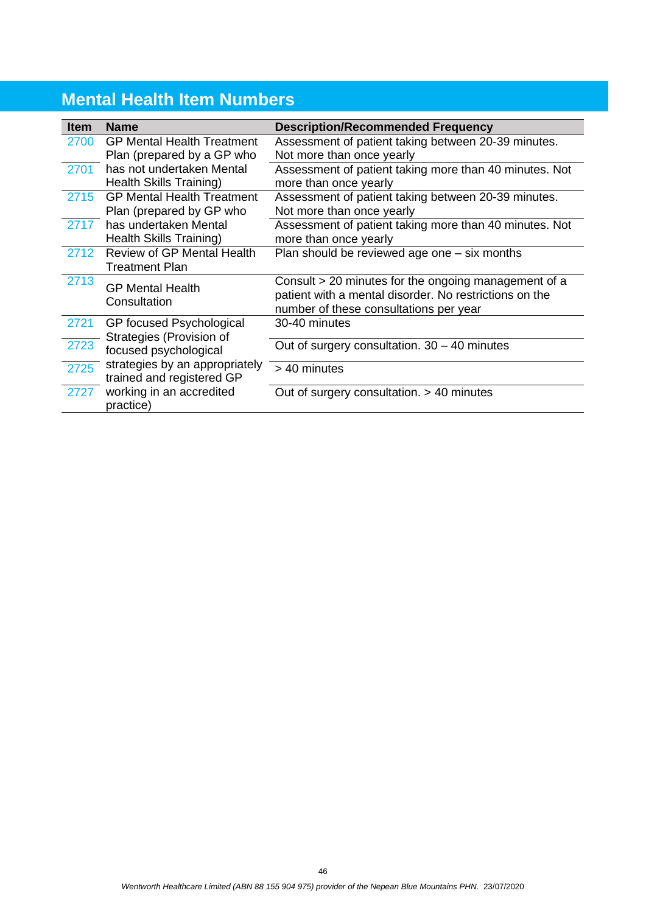## Mental Health Item Numbers

| Item | Name | Description/Recommended Frequency |
|---|---|---|
| 2700 | GP Mental Health Treatment Plan (prepared by a GP who has not undertaken Mental Health Skills Training) | Assessment of patient taking between 20-39 minutes. Not more than once yearly |
| 2701 | | Assessment of patient taking more than 40 minutes. Not more than once yearly |
| 2715 | GP Mental Health Treatment Plan (prepared by GP who has undertaken Mental Health Skills Training) | Assessment of patient taking between 20-39 minutes. Not more than once yearly |
| 2717 | | Assessment of patient taking more than 40 minutes. Not more than once yearly |
| 2712 | Review of GP Mental Health Treatment Plan | Plan should be reviewed age one – six months |
| 2713 | GP Mental Health Consultation | Consult > 20 minutes for the ongoing management of a patient with a mental disorder. No restrictions on the number of these consultations per year |
| 2721 | GP focused Psychological Strategies (Provision of focused psychological strategies by an appropriately trained and registered GP working in an accredited practice) | 30-40 minutes |
| 2723 | | Out of surgery consultation. 30 – 40 minutes |
| 2725 | | > 40 minutes |
| 2727 | | Out of surgery consultation. > 40 minutes |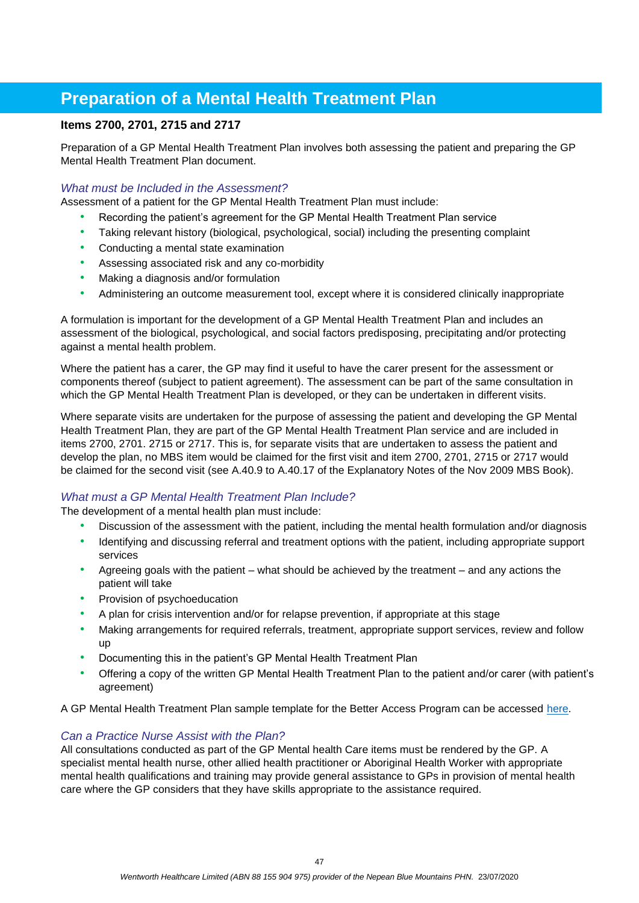# Preparation of a Mental Health Treatment Plan

**Items 2700, 2701, 2715 and 2717**

Preparation of a GP Mental Health Treatment Plan involves both assessing the patient and preparing the GP Mental Health Treatment Plan document.

### *What must be Included in the Assessment?*

Assessment of a patient for the GP Mental Health Treatment Plan must include:

- Recording the patient's agreement for the GP Mental Health Treatment Plan service
- Taking relevant history (biological, psychological, social) including the presenting complaint
- Conducting a mental state examination
- Assessing associated risk and any co-morbidity
- Making a diagnosis and/or formulation
- Administering an outcome measurement tool, except where it is considered clinically inappropriate

A formulation is important for the development of a GP Mental Health Treatment Plan and includes an assessment of the biological, psychological, and social factors predisposing, precipitating and/or protecting against a mental health problem.

Where the patient has a carer, the GP may find it useful to have the carer present for the assessment or components thereof (subject to patient agreement). The assessment can be part of the same consultation in which the GP Mental Health Treatment Plan is developed, or they can be undertaken in different visits.

Where separate visits are undertaken for the purpose of assessing the patient and developing the GP Mental Health Treatment Plan, they are part of the GP Mental Health Treatment Plan service and are included in items 2700, 2701. 2715 or 2717. This is, for separate visits that are undertaken to assess the patient and develop the plan, no MBS item would be claimed for the first visit and item 2700, 2701, 2715 or 2717 would be claimed for the second visit (see A.40.9 to A.40.17 of the Explanatory Notes of the Nov 2009 MBS Book).

### *What must a GP Mental Health Treatment Plan Include?*

The development of a mental health plan must include:

- Discussion of the assessment with the patient, including the mental health formulation and/or diagnosis
- Identifying and discussing referral and treatment options with the patient, including appropriate support services
- Agreeing goals with the patient – what should be achieved by the treatment – and any actions the patient will take
- Provision of psychoeducation
- A plan for crisis intervention and/or for relapse prevention, if appropriate at this stage
- Making arrangements for required referrals, treatment, appropriate support services, review and follow up
- Documenting this in the patient's GP Mental Health Treatment Plan
- Offering a copy of the written GP Mental Health Treatment Plan to the patient and/or carer (with patient's agreement)

A GP Mental Health Treatment Plan sample template for the Better Access Program can be accessed here.

### *Can a Practice Nurse Assist with the Plan?*

All consultations conducted as part of the GP Mental health Care items must be rendered by the GP. A specialist mental health nurse, other allied health practitioner or Aboriginal Health Worker with appropriate mental health qualifications and training may provide general assistance to GPs in provision of mental health care where the GP considers that they have skills appropriate to the assistance required.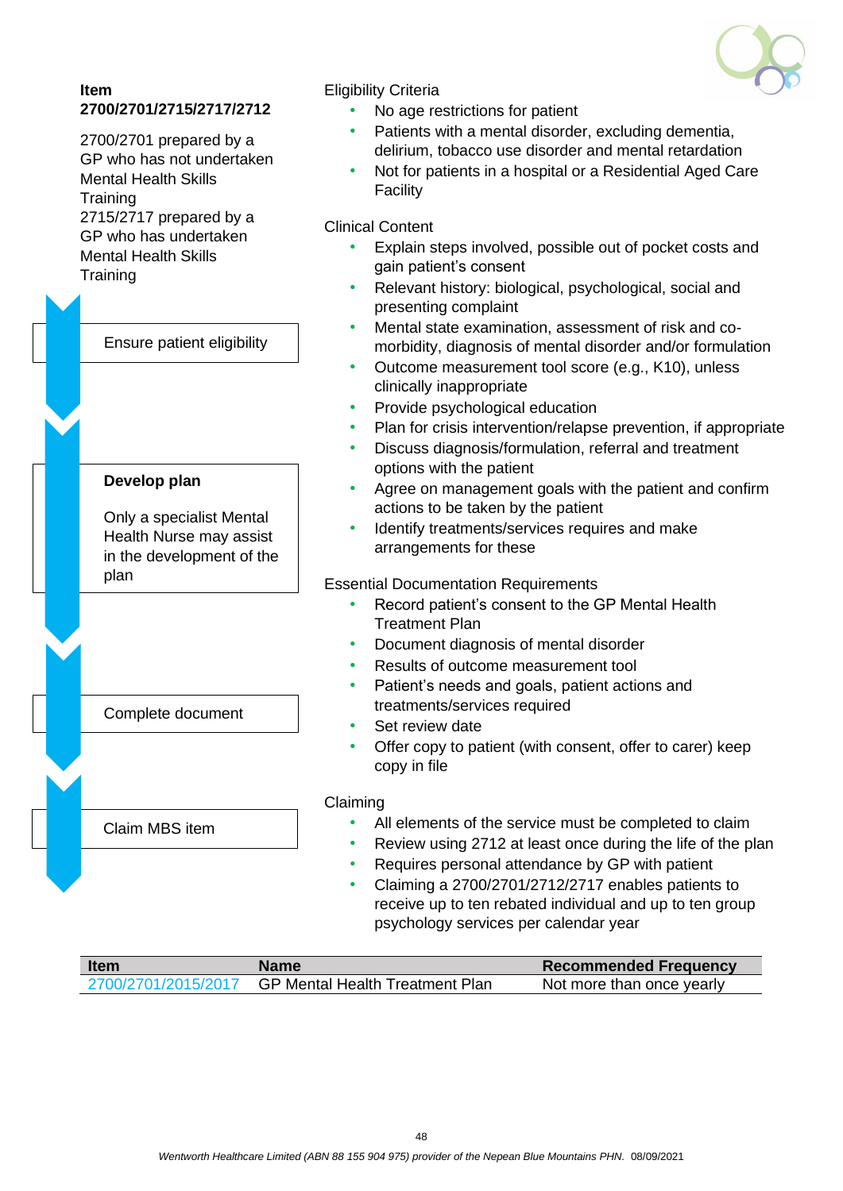**Item 2700/2701/2715/2717/2712**

2700/2701 prepared by a GP who has not undertaken Mental Health Skills Training
2715/2717 prepared by a GP who has undertaken Mental Health Skills Training

Ensure patient eligibility

**Develop plan**

Only a specialist Mental Health Nurse may assist in the development of the plan

Complete document

Claim MBS item

Eligibility Criteria

- No age restrictions for patient
- Patients with a mental disorder, excluding dementia, delirium, tobacco use disorder and mental retardation
- Not for patients in a hospital or a Residential Aged Care Facility

Clinical Content

- Explain steps involved, possible out of pocket costs and gain patient's consent
- Relevant history: biological, psychological, social and presenting complaint
- Mental state examination, assessment of risk and co-morbidity, diagnosis of mental disorder and/or formulation
- Outcome measurement tool score (e.g., K10), unless clinically inappropriate
- Provide psychological education
- Plan for crisis intervention/relapse prevention, if appropriate
- Discuss diagnosis/formulation, referral and treatment options with the patient
- Agree on management goals with the patient and confirm actions to be taken by the patient
- Identify treatments/services requires and make arrangements for these

Essential Documentation Requirements

- Record patient's consent to the GP Mental Health Treatment Plan
- Document diagnosis of mental disorder
- Results of outcome measurement tool
- Patient's needs and goals, patient actions and treatments/services required
- Set review date
- Offer copy to patient (with consent, offer to carer) keep copy in file

Claiming

- All elements of the service must be completed to claim
- Review using 2712 at least once during the life of the plan
- Requires personal attendance by GP with patient
- Claiming a 2700/2701/2712/2717 enables patients to receive up to ten rebated individual and up to ten group psychology services per calendar year

| Item | Name | Recommended Frequency |
|---|---|---|
| 2700/2701/2015/2017 | GP Mental Health Treatment Plan | Not more than once yearly |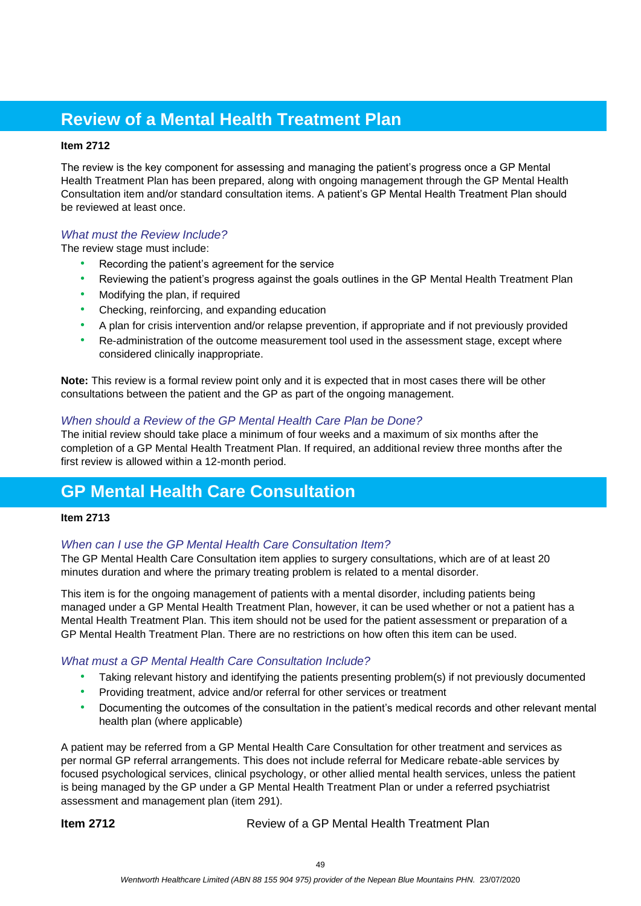## Review of a Mental Health Treatment Plan

**Item 2712**

The review is the key component for assessing and managing the patient's progress once a GP Mental Health Treatment Plan has been prepared, along with ongoing management through the GP Mental Health Consultation item and/or standard consultation items. A patient's GP Mental Health Treatment Plan should be reviewed at least once.

### *What must the Review Include?*

The review stage must include:

- Recording the patient's agreement for the service
- Reviewing the patient's progress against the goals outlines in the GP Mental Health Treatment Plan
- Modifying the plan, if required
- Checking, reinforcing, and expanding education
- A plan for crisis intervention and/or relapse prevention, if appropriate and if not previously provided
- Re-administration of the outcome measurement tool used in the assessment stage, except where considered clinically inappropriate.

**Note:** This review is a formal review point only and it is expected that in most cases there will be other consultations between the patient and the GP as part of the ongoing management.

### *When should a Review of the GP Mental Health Care Plan be Done?*

The initial review should take place a minimum of four weeks and a maximum of six months after the completion of a GP Mental Health Treatment Plan. If required, an additional review three months after the first review is allowed within a 12-month period.

## GP Mental Health Care Consultation

**Item 2713**

### *When can I use the GP Mental Health Care Consultation Item?*

The GP Mental Health Care Consultation item applies to surgery consultations, which are of at least 20 minutes duration and where the primary treating problem is related to a mental disorder.

This item is for the ongoing management of patients with a mental disorder, including patients being managed under a GP Mental Health Treatment Plan, however, it can be used whether or not a patient has a Mental Health Treatment Plan. This item should not be used for the patient assessment or preparation of a GP Mental Health Treatment Plan. There are no restrictions on how often this item can be used.

### *What must a GP Mental Health Care Consultation Include?*

- Taking relevant history and identifying the patients presenting problem(s) if not previously documented
- Providing treatment, advice and/or referral for other services or treatment
- Documenting the outcomes of the consultation in the patient's medical records and other relevant mental health plan (where applicable)

A patient may be referred from a GP Mental Health Care Consultation for other treatment and services as per normal GP referral arrangements. This does not include referral for Medicare rebate-able services by focused psychological services, clinical psychology, or other allied mental health services, unless the patient is being managed by the GP under a GP Mental Health Treatment Plan or under a referred psychiatrist assessment and management plan (item 291).

**Item 2712** Review of a GP Mental Health Treatment Plan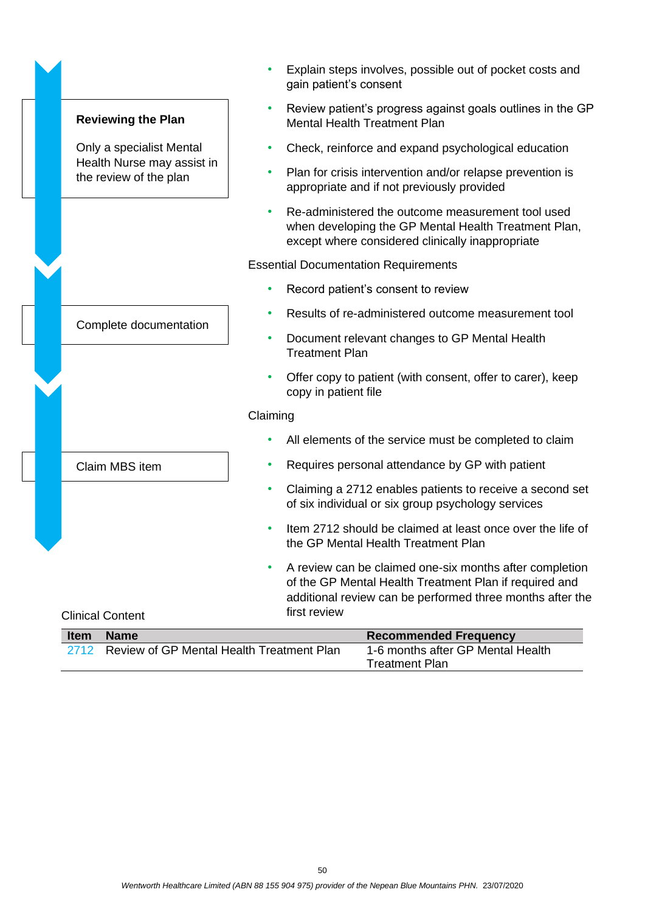**Reviewing the Plan**

Only a specialist Mental Health Nurse may assist in the review of the plan

- Explain steps involves, possible out of pocket costs and gain patient's consent
- Review patient's progress against goals outlines in the GP Mental Health Treatment Plan
- Check, reinforce and expand psychological education
- Plan for crisis intervention and/or relapse prevention is appropriate and if not previously provided
- Re-administered the outcome measurement tool used when developing the GP Mental Health Treatment Plan, except where considered clinically inappropriate

Complete documentation

Essential Documentation Requirements

- Record patient's consent to review
- Results of re-administered outcome measurement tool
- Document relevant changes to GP Mental Health Treatment Plan
- Offer copy to patient (with consent, offer to carer), keep copy in patient file

Claim MBS item

Claiming

- All elements of the service must be completed to claim
- Requires personal attendance by GP with patient
- Claiming a 2712 enables patients to receive a second set of six individual or six group psychology services
- Item 2712 should be claimed at least once over the life of the GP Mental Health Treatment Plan
- A review can be claimed one-six months after completion of the GP Mental Health Treatment Plan if required and additional review can be performed three months after the first review

Clinical Content

| Item | Name | Recommended Frequency |
|---|---|---|
| 2712 | Review of GP Mental Health Treatment Plan | 1-6 months after GP Mental Health Treatment Plan |

*Wentworth Healthcare Limited (ABN 88 155 904 975) provider of the Nepean Blue Mountains PHN.* 23/07/2020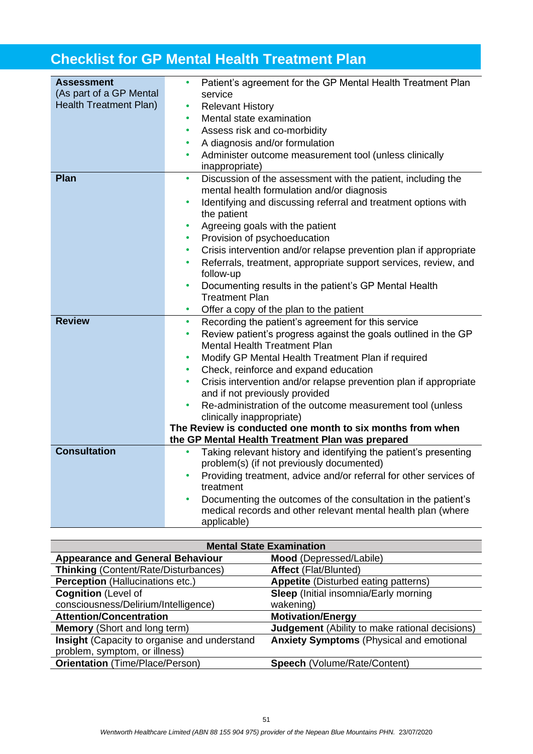## Checklist for GP Mental Health Treatment Plan

| | |
|---|---|
| **Assessment** (As part of a GP Mental Health Treatment Plan) | • Patient's agreement for the GP Mental Health Treatment Plan service<br>• Relevant History<br>• Mental state examination<br>• Assess risk and co-morbidity<br>• A diagnosis and/or formulation<br>• Administer outcome measurement tool (unless clinically inappropriate) |
| **Plan** | • Discussion of the assessment with the patient, including the mental health formulation and/or diagnosis<br>• Identifying and discussing referral and treatment options with the patient<br>• Agreeing goals with the patient<br>• Provision of psychoeducation<br>• Crisis intervention and/or relapse prevention plan if appropriate<br>• Referrals, treatment, appropriate support services, review, and follow-up<br>• Documenting results in the patient's GP Mental Health Treatment Plan<br>• Offer a copy of the plan to the patient |
| **Review** | • Recording the patient's agreement for this service<br>• Review patient's progress against the goals outlined in the GP Mental Health Treatment Plan<br>• Modify GP Mental Health Treatment Plan if required<br>• Check, reinforce and expand education<br>• Crisis intervention and/or relapse prevention plan if appropriate and if not previously provided<br>• Re-administration of the outcome measurement tool (unless clinically inappropriate)<br>**The Review is conducted one month to six months from when the GP Mental Health Treatment Plan was prepared** |
| **Consultation** | • Taking relevant history and identifying the patient's presenting problem(s) (if not previously documented)<br>• Providing treatment, advice and/or referral for other services of treatment<br>• Documenting the outcomes of the consultation in the patient's medical records and other relevant mental health plan (where applicable) |

| **Mental State Examination** | |
|---|---|
| **Appearance and General Behaviour** | **Mood** (Depressed/Labile) |
| **Thinking** (Content/Rate/Disturbances) | **Affect** (Flat/Blunted) |
| **Perception** (Hallucinations etc.) | **Appetite** (Disturbed eating patterns) |
| **Cognition** (Level of consciousness/Delirium/Intelligence) | **Sleep** (Initial insomnia/Early morning wakening) |
| **Attention/Concentration** | **Motivation/Energy** |
| **Memory** (Short and long term) | **Judgement** (Ability to make rational decisions) |
| **Insight** (Capacity to organise and understand problem, symptom, or illness) | **Anxiety Symptoms** (Physical and emotional |
| **Orientation** (Time/Place/Person) | **Speech** (Volume/Rate/Content) |

*Wentworth Healthcare Limited (ABN 88 155 904 975) provider of the Nepean Blue Mountains PHN. 23/07/2020*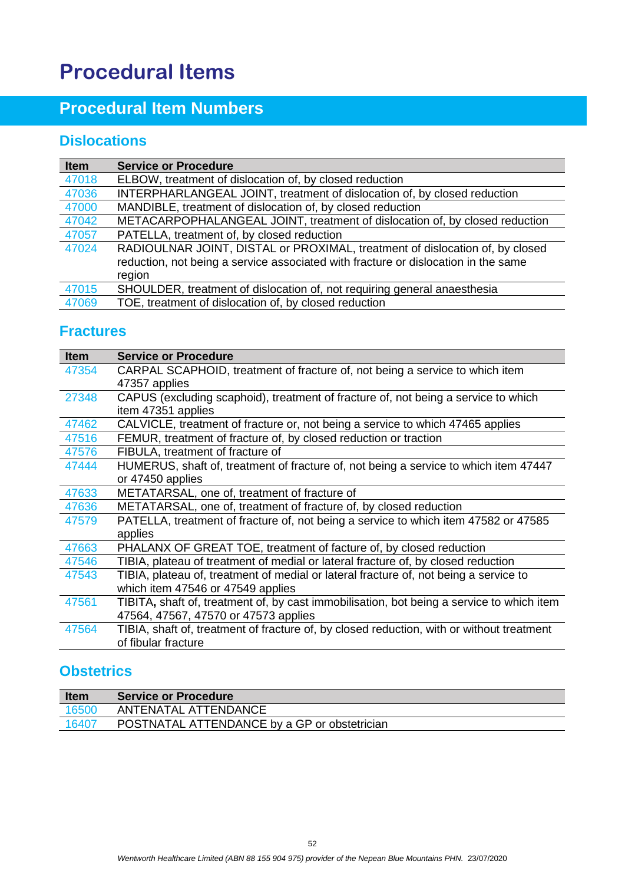# Procedural Items

## Procedural Item Numbers

### Dislocations

| Item | Service or Procedure |
|---|---|
| 47018 | ELBOW, treatment of dislocation of, by closed reduction |
| 47036 | INTERPHARLANGEAL JOINT, treatment of dislocation of, by closed reduction |
| 47000 | MANDIBLE, treatment of dislocation of, by closed reduction |
| 47042 | METACARPOPHALANGEAL JOINT, treatment of dislocation of, by closed reduction |
| 47057 | PATELLA, treatment of, by closed reduction |
| 47024 | RADIOULNAR JOINT, DISTAL or PROXIMAL, treatment of dislocation of, by closed reduction, not being a service associated with fracture or dislocation in the same region |
| 47015 | SHOULDER, treatment of dislocation of, not requiring general anaesthesia |
| 47069 | TOE, treatment of dislocation of, by closed reduction |

### Fractures

| Item | Service or Procedure |
|---|---|
| 47354 | CARPAL SCAPHOID, treatment of fracture of, not being a service to which item 47357 applies |
| 27348 | CAPUS (excluding scaphoid), treatment of fracture of, not being a service to which item 47351 applies |
| 47462 | CALVICLE, treatment of fracture or, not being a service to which 47465 applies |
| 47516 | FEMUR, treatment of fracture of, by closed reduction or traction |
| 47576 | FIBULA, treatment of fracture of |
| 47444 | HUMERUS, shaft of, treatment of fracture of, not being a service to which item 47447 or 47450 applies |
| 47633 | METATARSAL, one of, treatment of fracture of |
| 47636 | METATARSAL, one of, treatment of fracture of, by closed reduction |
| 47579 | PATELLA, treatment of fracture of, not being a service to which item 47582 or 47585 applies |
| 47663 | PHALANX OF GREAT TOE, treatment of facture of, by closed reduction |
| 47546 | TIBIA, plateau of treatment of medial or lateral fracture of, by closed reduction |
| 47543 | TIBIA, plateau of, treatment of medial or lateral fracture of, not being a service to which item 47546 or 47549 applies |
| 47561 | TIBITA**,** shaft of, treatment of, by cast immobilisation, bot being a service to which item 47564, 47567, 47570 or 47573 applies |
| 47564 | TIBIA, shaft of, treatment of fracture of, by closed reduction, with or without treatment of fibular fracture |

### Obstetrics

| Item | Service or Procedure |
|---|---|
| 16500 | ANTENATAL ATTENDANCE |
| 16407 | POSTNATAL ATTENDANCE by a GP or obstetrician |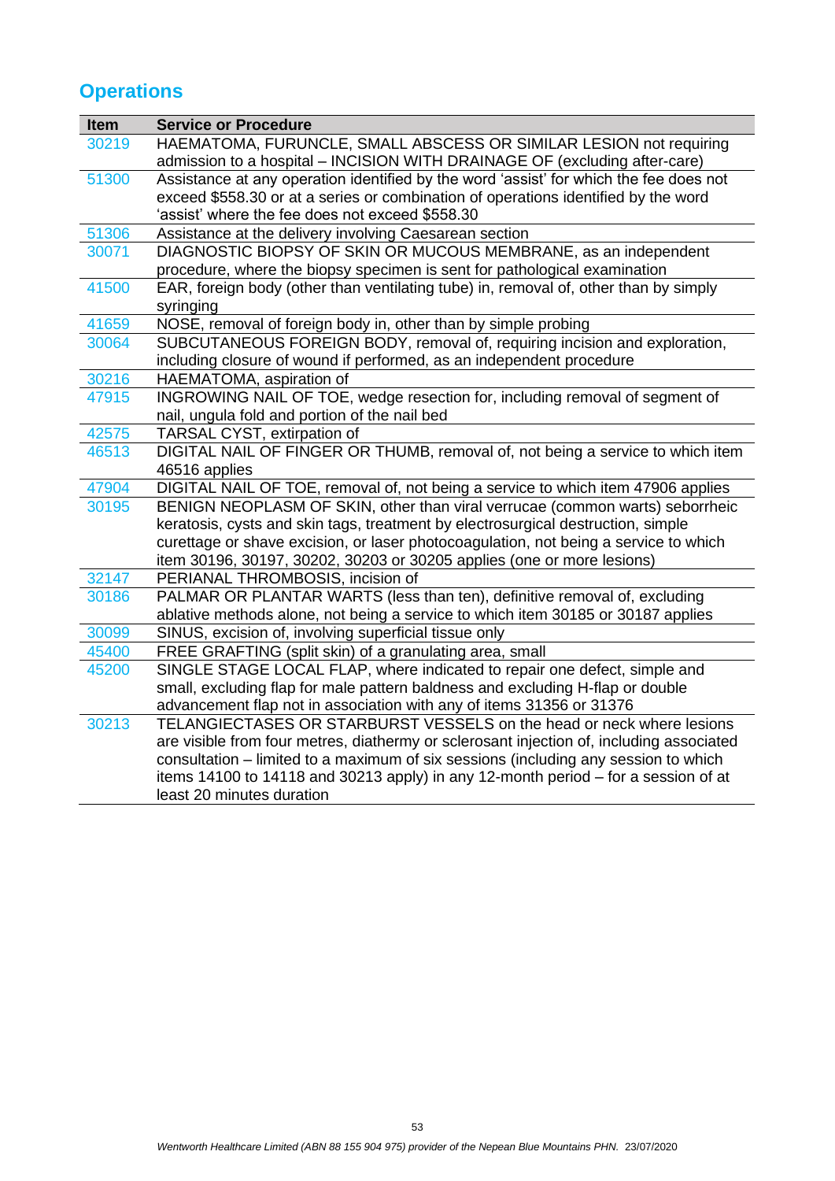## Operations

| Item | Service or Procedure |
|---|---|
| 30219 | HAEMATOMA, FURUNCLE, SMALL ABSCESS OR SIMILAR LESION not requiring admission to a hospital – INCISION WITH DRAINAGE OF (excluding after-care) |
| 51300 | Assistance at any operation identified by the word 'assist' for which the fee does not exceed $558.30 or at a series or combination of operations identified by the word 'assist' where the fee does not exceed $558.30 |
| 51306 | Assistance at the delivery involving Caesarean section |
| 30071 | DIAGNOSTIC BIOPSY OF SKIN OR MUCOUS MEMBRANE, as an independent procedure, where the biopsy specimen is sent for pathological examination |
| 41500 | EAR, foreign body (other than ventilating tube) in, removal of, other than by simply syringing |
| 41659 | NOSE, removal of foreign body in, other than by simple probing |
| 30064 | SUBCUTANEOUS FOREIGN BODY, removal of, requiring incision and exploration, including closure of wound if performed, as an independent procedure |
| 30216 | HAEMATOMA, aspiration of |
| 47915 | INGROWING NAIL OF TOE, wedge resection for, including removal of segment of nail, ungula fold and portion of the nail bed |
| 42575 | TARSAL CYST, extirpation of |
| 46513 | DIGITAL NAIL OF FINGER OR THUMB, removal of, not being a service to which item 46516 applies |
| 47904 | DIGITAL NAIL OF TOE, removal of, not being a service to which item 47906 applies |
| 30195 | BENIGN NEOPLASM OF SKIN, other than viral verrucae (common warts) seborrheic keratosis, cysts and skin tags, treatment by electrosurgical destruction, simple curettage or shave excision, or laser photocoagulation, not being a service to which item 30196, 30197, 30202, 30203 or 30205 applies (one or more lesions) |
| 32147 | PERIANAL THROMBOSIS, incision of |
| 30186 | PALMAR OR PLANTAR WARTS (less than ten), definitive removal of, excluding ablative methods alone, not being a service to which item 30185 or 30187 applies |
| 30099 | SINUS, excision of, involving superficial tissue only |
| 45400 | FREE GRAFTING (split skin) of a granulating area, small |
| 45200 | SINGLE STAGE LOCAL FLAP, where indicated to repair one defect, simple and small, excluding flap for male pattern baldness and excluding H-flap or double advancement flap not in association with any of items 31356 or 31376 |
| 30213 | TELANGIECTASES OR STARBURST VESSELS on the head or neck where lesions are visible from four metres, diathermy or sclerosant injection of, including associated consultation – limited to a maximum of six sessions (including any session to which items 14100 to 14118 and 30213 apply) in any 12-month period – for a session of at least 20 minutes duration |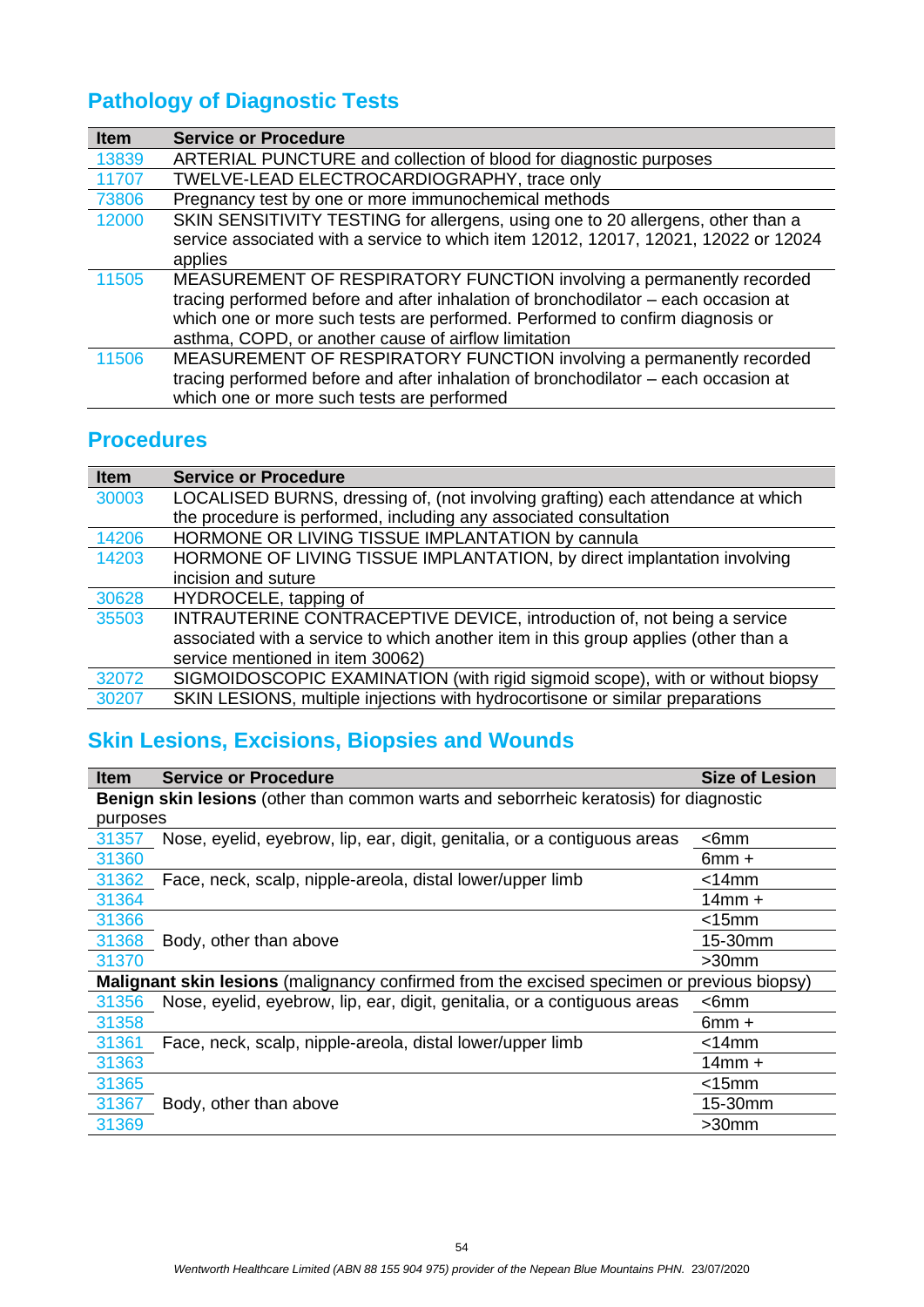## Pathology of Diagnostic Tests

| Item | Service or Procedure |
|---|---|
| 13839 | ARTERIAL PUNCTURE and collection of blood for diagnostic purposes |
| 11707 | TWELVE-LEAD ELECTROCARDIOGRAPHY, trace only |
| 73806 | Pregnancy test by one or more immunochemical methods |
| 12000 | SKIN SENSITIVITY TESTING for allergens, using one to 20 allergens, other than a service associated with a service to which item 12012, 12017, 12021, 12022 or 12024 applies |
| 11505 | MEASUREMENT OF RESPIRATORY FUNCTION involving a permanently recorded tracing performed before and after inhalation of bronchodilator – each occasion at which one or more such tests are performed. Performed to confirm diagnosis or asthma, COPD, or another cause of airflow limitation |
| 11506 | MEASUREMENT OF RESPIRATORY FUNCTION involving a permanently recorded tracing performed before and after inhalation of bronchodilator – each occasion at which one or more such tests are performed |

## Procedures

| Item | Service or Procedure |
|---|---|
| 30003 | LOCALISED BURNS, dressing of, (not involving grafting) each attendance at which the procedure is performed, including any associated consultation |
| 14206 | HORMONE OR LIVING TISSUE IMPLANTATION by cannula |
| 14203 | HORMONE OF LIVING TISSUE IMPLANTATION, by direct implantation involving incision and suture |
| 30628 | HYDROCELE, tapping of |
| 35503 | INTRAUTERINE CONTRACEPTIVE DEVICE, introduction of, not being a service associated with a service to which another item in this group applies (other than a service mentioned in item 30062) |
| 32072 | SIGMOIDOSCOPIC EXAMINATION (with rigid sigmoid scope), with or without biopsy |
| 30207 | SKIN LESIONS, multiple injections with hydrocortisone or similar preparations |

## Skin Lesions, Excisions, Biopsies and Wounds

| Item | Service or Procedure | Size of Lesion |
|---|---|---|
| **Benign skin lesions** (other than common warts and seborrheic keratosis) for diagnostic purposes | | |
| 31357 | Nose, eyelid, eyebrow, lip, ear, digit, genitalia, or a contiguous areas | <6mm |
| 31360 | | 6mm + |
| 31362 | Face, neck, scalp, nipple-areola, distal lower/upper limb | <14mm |
| 31364 | | 14mm + |
| 31366 | | <15mm |
| 31368 | Body, other than above | 15-30mm |
| 31370 | | >30mm |
| **Malignant skin lesions** (malignancy confirmed from the excised specimen or previous biopsy) | | |
| 31356 | Nose, eyelid, eyebrow, lip, ear, digit, genitalia, or a contiguous areas | <6mm |
| 31358 | | 6mm + |
| 31361 | Face, neck, scalp, nipple-areola, distal lower/upper limb | <14mm |
| 31363 | | 14mm + |
| 31365 | | <15mm |
| 31367 | Body, other than above | 15-30mm |
| 31369 | | >30mm |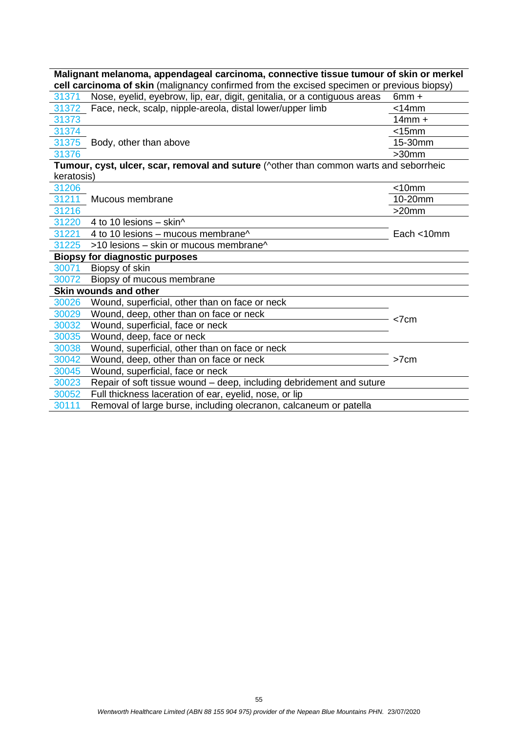| | | |
|---|---|---|
| **Malignant melanoma, appendageal carcinoma, connective tissue tumour of skin or merkel cell carcinoma of skin** (malignancy confirmed from the excised specimen or previous biopsy) | | |
| 31371 | Nose, eyelid, eyebrow, lip, ear, digit, genitalia, or a contiguous areas | 6mm + |
| 31372 | Face, neck, scalp, nipple-areola, distal lower/upper limb | <14mm |
| 31373 | | 14mm + |
| 31374 | | <15mm |
| 31375 | Body, other than above | 15-30mm |
| 31376 | | >30mm |
| **Tumour, cyst, ulcer, scar, removal and suture** (^other than common warts and seborrheic keratosis) | | |
| 31206 | | <10mm |
| 31211 | Mucous membrane | 10-20mm |
| 31216 | | >20mm |
| 31220 | 4 to 10 lesions – skin^ | |
| 31221 | 4 to 10 lesions – mucous membrane^ | Each <10mm |
| 31225 | >10 lesions – skin or mucous membrane^ | |
| **Biopsy for diagnostic purposes** | | |
| 30071 | Biopsy of skin | |
| 30072 | Biopsy of mucous membrane | |
| **Skin wounds and other** | | |
| 30026 | Wound, superficial, other than on face or neck | |
| 30029 | Wound, deep, other than on face or neck | <7cm |
| 30032 | Wound, superficial, face or neck | |
| 30035 | Wound, deep, face or neck | |
| 30038 | Wound, superficial, other than on face or neck | |
| 30042 | Wound, deep, other than on face or neck | >7cm |
| 30045 | Wound, superficial, face or neck | |
| 30023 | Repair of soft tissue wound – deep, including debridement and suture | |
| 30052 | Full thickness laceration of ear, eyelid, nose, or lip | |
| 30111 | Removal of large burse, including olecranon, calcaneum or patella | |

*Wentworth Healthcare Limited (ABN 88 155 904 975) provider of the Nepean Blue Mountains PHN. 23/07/2020*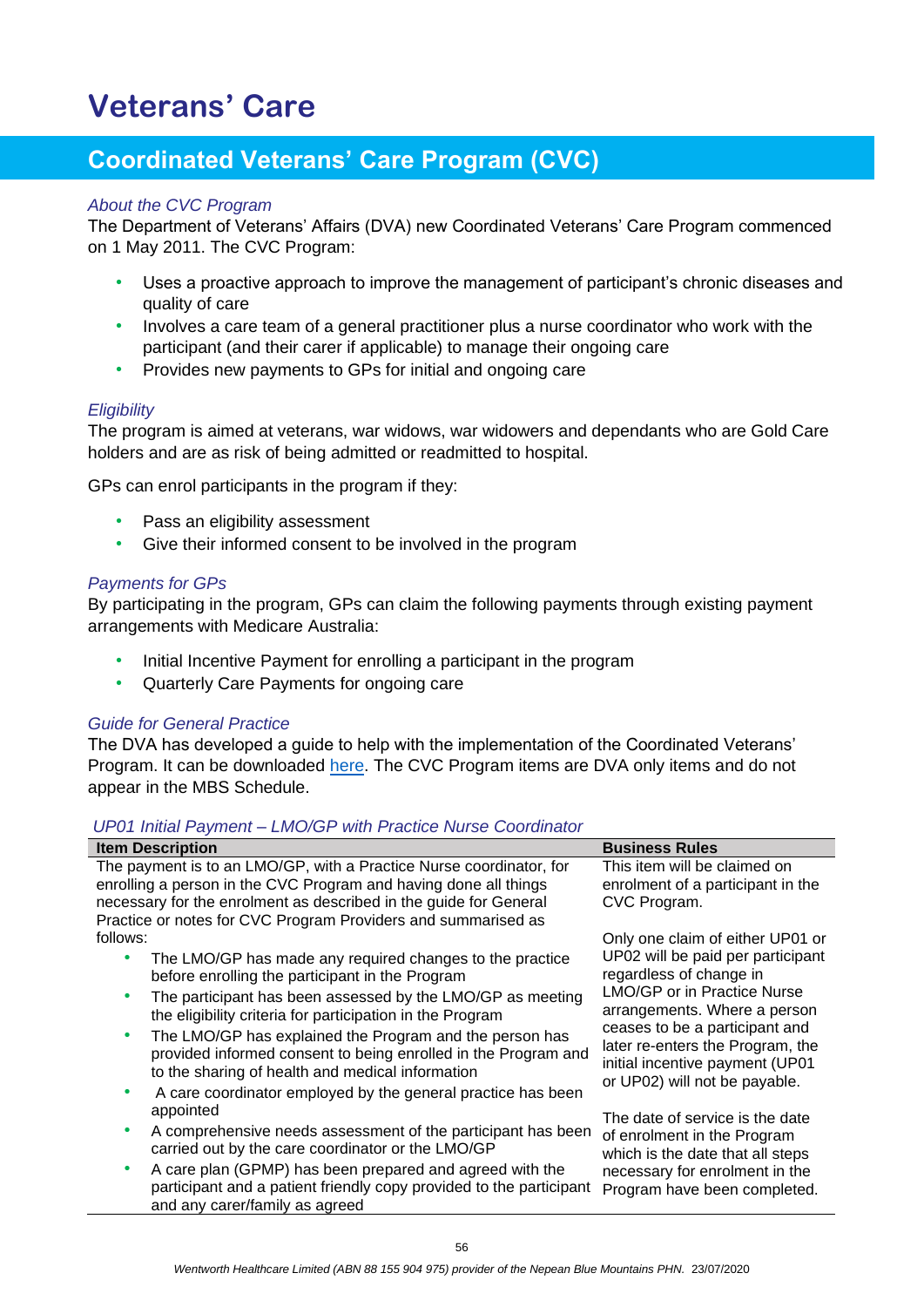# Veterans' Care

## Coordinated Veterans' Care Program (CVC)

*About the CVC Program*

The Department of Veterans' Affairs (DVA) new Coordinated Veterans' Care Program commenced on 1 May 2011. The CVC Program:

- Uses a proactive approach to improve the management of participant's chronic diseases and quality of care
- Involves a care team of a general practitioner plus a nurse coordinator who work with the participant (and their carer if applicable) to manage their ongoing care
- Provides new payments to GPs for initial and ongoing care

*Eligibility*

The program is aimed at veterans, war widows, war widowers and dependants who are Gold Care holders and are as risk of being admitted or readmitted to hospital.

GPs can enrol participants in the program if they:

- Pass an eligibility assessment
- Give their informed consent to be involved in the program

*Payments for GPs*

By participating in the program, GPs can claim the following payments through existing payment arrangements with Medicare Australia:

- Initial Incentive Payment for enrolling a participant in the program
- Quarterly Care Payments for ongoing care

*Guide for General Practice*

The DVA has developed a guide to help with the implementation of the Coordinated Veterans' Program. It can be downloaded here. The CVC Program items are DVA only items and do not appear in the MBS Schedule.

*UP01 Initial Payment – LMO/GP with Practice Nurse Coordinator*

| Item Description | Business Rules |
|---|---|
| The payment is to an LMO/GP, with a Practice Nurse coordinator, for enrolling a person in the CVC Program and having done all things necessary for the enrolment as described in the guide for General Practice or notes for CVC Program Providers and summarised as follows:<br>• The LMO/GP has made any required changes to the practice before enrolling the participant in the Program<br>• The participant has been assessed by the LMO/GP as meeting the eligibility criteria for participation in the Program<br>• The LMO/GP has explained the Program and the person has provided informed consent to being enrolled in the Program and to the sharing of health and medical information<br>• A care coordinator employed by the general practice has been appointed<br>• A comprehensive needs assessment of the participant has been carried out by the care coordinator or the LMO/GP<br>• A care plan (GPMP) has been prepared and agreed with the participant and a patient friendly copy provided to the participant and any carer/family as agreed | This item will be claimed on enrolment of a participant in the CVC Program.<br><br>Only one claim of either UP01 or UP02 will be paid per participant regardless of change in LMO/GP or in Practice Nurse arrangements. Where a person ceases to be a participant and later re-enters the Program, the initial incentive payment (UP01 or UP02) will not be payable.<br><br>The date of service is the date of enrolment in the Program which is the date that all steps necessary for enrolment in the Program have been completed. |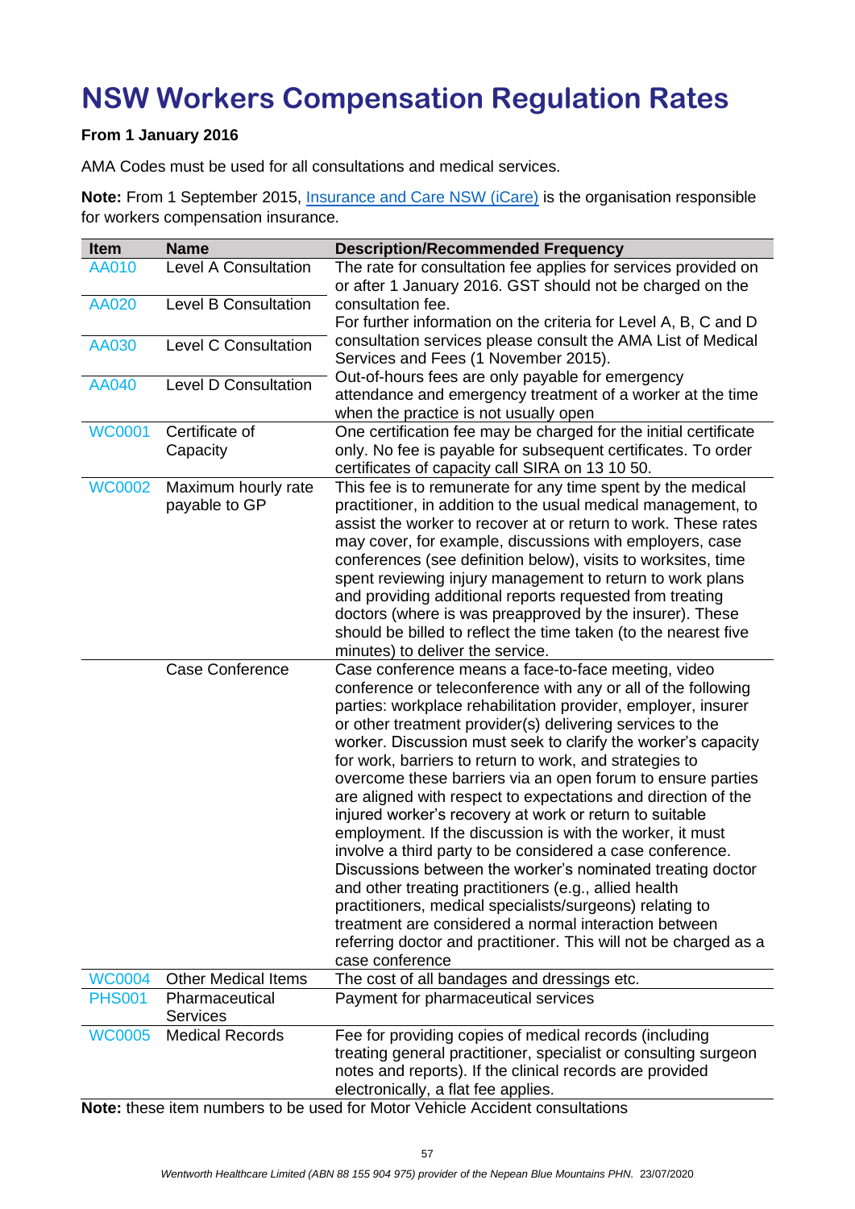# NSW Workers Compensation Regulation Rates

**From 1 January 2016**

AMA Codes must be used for all consultations and medical services.

**Note:** From 1 September 2015, Insurance and Care NSW (iCare) is the organisation responsible for workers compensation insurance.

| Item | Name | Description/Recommended Frequency |
|---|---|---|
| AA010 | Level A Consultation | The rate for consultation fee applies for services provided on or after 1 January 2016. GST should not be charged on the consultation fee. For further information on the criteria for Level A, B, C and D consultation services please consult the AMA List of Medical Services and Fees (1 November 2015). Out-of-hours fees are only payable for emergency attendance and emergency treatment of a worker at the time when the practice is not usually open |
| AA020 | Level B Consultation | |
| AA030 | Level C Consultation | |
| AA040 | Level D Consultation | |
| WC0001 | Certificate of Capacity | One certification fee may be charged for the initial certificate only. No fee is payable for subsequent certificates. To order certificates of capacity call SIRA on 13 10 50. |
| WC0002 | Maximum hourly rate payable to GP | This fee is to remunerate for any time spent by the medical practitioner, in addition to the usual medical management, to assist the worker to recover at or return to work. These rates may cover, for example, discussions with employers, case conferences (see definition below), visits to worksites, time spent reviewing injury management to return to work plans and providing additional reports requested from treating doctors (where is was preapproved by the insurer). These should be billed to reflect the time taken (to the nearest five minutes) to deliver the service. |
| | Case Conference | Case conference means a face-to-face meeting, video conference or teleconference with any or all of the following parties: workplace rehabilitation provider, employer, insurer or other treatment provider(s) delivering services to the worker. Discussion must seek to clarify the worker's capacity for work, barriers to return to work, and strategies to overcome these barriers via an open forum to ensure parties are aligned with respect to expectations and direction of the injured worker's recovery at work or return to suitable employment. If the discussion is with the worker, it must involve a third party to be considered a case conference. Discussions between the worker's nominated treating doctor and other treating practitioners (e.g., allied health practitioners, medical specialists/surgeons) relating to treatment are considered a normal interaction between referring doctor and practitioner. This will not be charged as a case conference |
| WC0004 | Other Medical Items | The cost of all bandages and dressings etc. |
| PHS001 | Pharmaceutical Services | Payment for pharmaceutical services |
| WC0005 | Medical Records | Fee for providing copies of medical records (including treating general practitioner, specialist or consulting surgeon notes and reports). If the clinical records are provided electronically, a flat fee applies. |

**Note:** these item numbers to be used for Motor Vehicle Accident consultations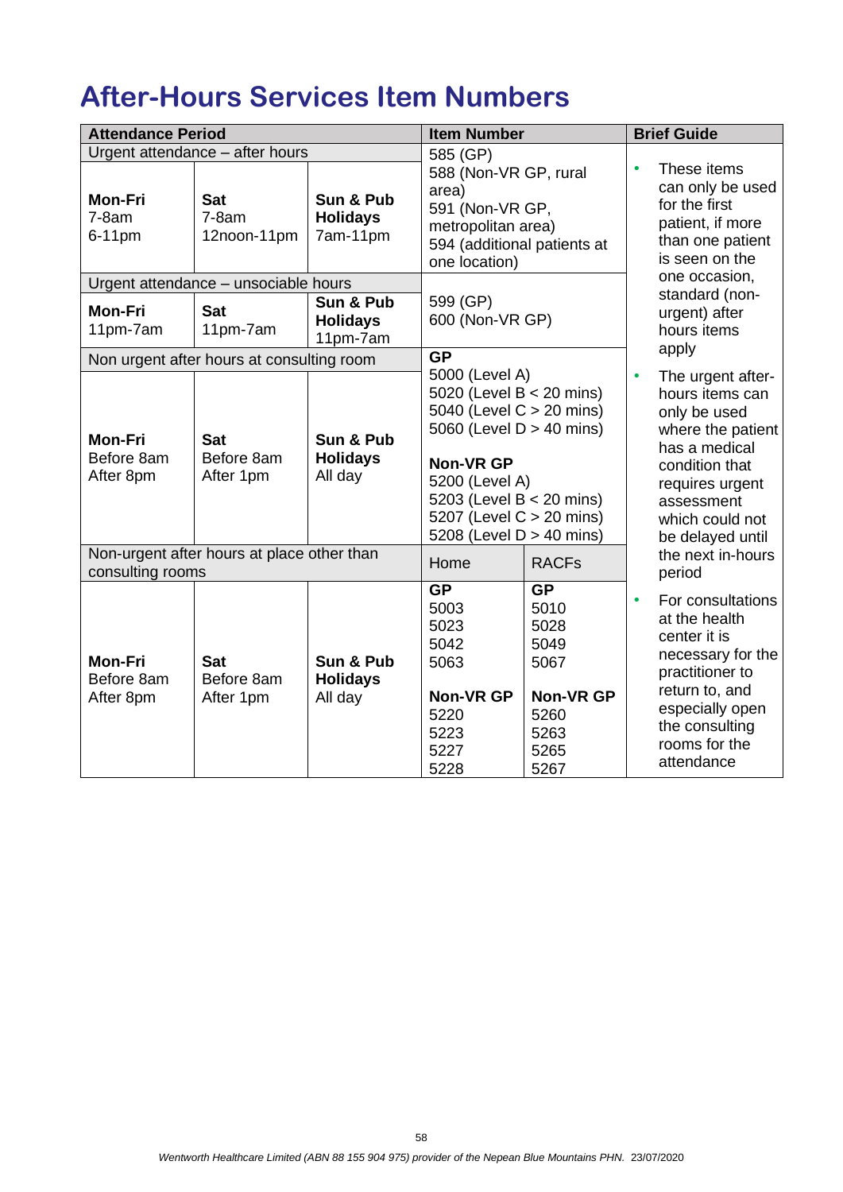# After-Hours Services Item Numbers

| Attendance Period | | | Item Number | | Brief Guide |
|---|---|---|---|---|---|
| Urgent attendance – after hours | | | 585 (GP)<br>588 (Non-VR GP, rural area)<br>591 (Non-VR GP, metropolitan area)<br>594 (additional patients at one location) | | • These items can only be used for the first patient, if more than one patient is seen on the one occasion, standard (non-urgent) after hours items apply<br>• The urgent after-hours items can only be used where the patient has a medical condition that requires urgent assessment which could not be delayed until the next in-hours period<br>• For consultations at the health center it is necessary for the practitioner to return to, and especially open the consulting rooms for the attendance |
| **Mon-Fri**<br>7-8am<br>6-11pm | **Sat**<br>7-8am<br>12noon-11pm | **Sun & Pub Holidays**<br>7am-11pm | | | |
| Urgent attendance – unsociable hours | | | 599 (GP)<br>600 (Non-VR GP) | | |
| **Mon-Fri**<br>11pm-7am | **Sat**<br>11pm-7am | **Sun & Pub Holidays**<br>11pm-7am | | | |
| Non urgent after hours at consulting room | | | **GP**<br>5000 (Level A)<br>5020 (Level B < 20 mins)<br>5040 (Level C > 20 mins)<br>5060 (Level D > 40 mins)<br><br>**Non-VR GP**<br>5200 (Level A)<br>5203 (Level B < 20 mins)<br>5207 (Level C > 20 mins)<br>5208 (Level D > 40 mins) | | |
| **Mon-Fri**<br>Before 8am<br>After 8pm | **Sat**<br>Before 8am<br>After 1pm | **Sun & Pub Holidays**<br>All day | | | |
| Non-urgent after hours at place other than consulting rooms | | | Home | RACFs | |
| **Mon-Fri**<br>Before 8am<br>After 8pm | **Sat**<br>Before 8am<br>After 1pm | **Sun & Pub Holidays**<br>All day | **GP**<br>5003<br>5023<br>5042<br>5063<br><br>**Non-VR GP**<br>5220<br>5223<br>5227<br>5228 | **GP**<br>5010<br>5028<br>5049<br>5067<br><br>**Non-VR GP**<br>5260<br>5263<br>5265<br>5267 | |

*Wentworth Healthcare Limited (ABN 88 155 904 975) provider of the Nepean Blue Mountains PHN. 23/07/2020*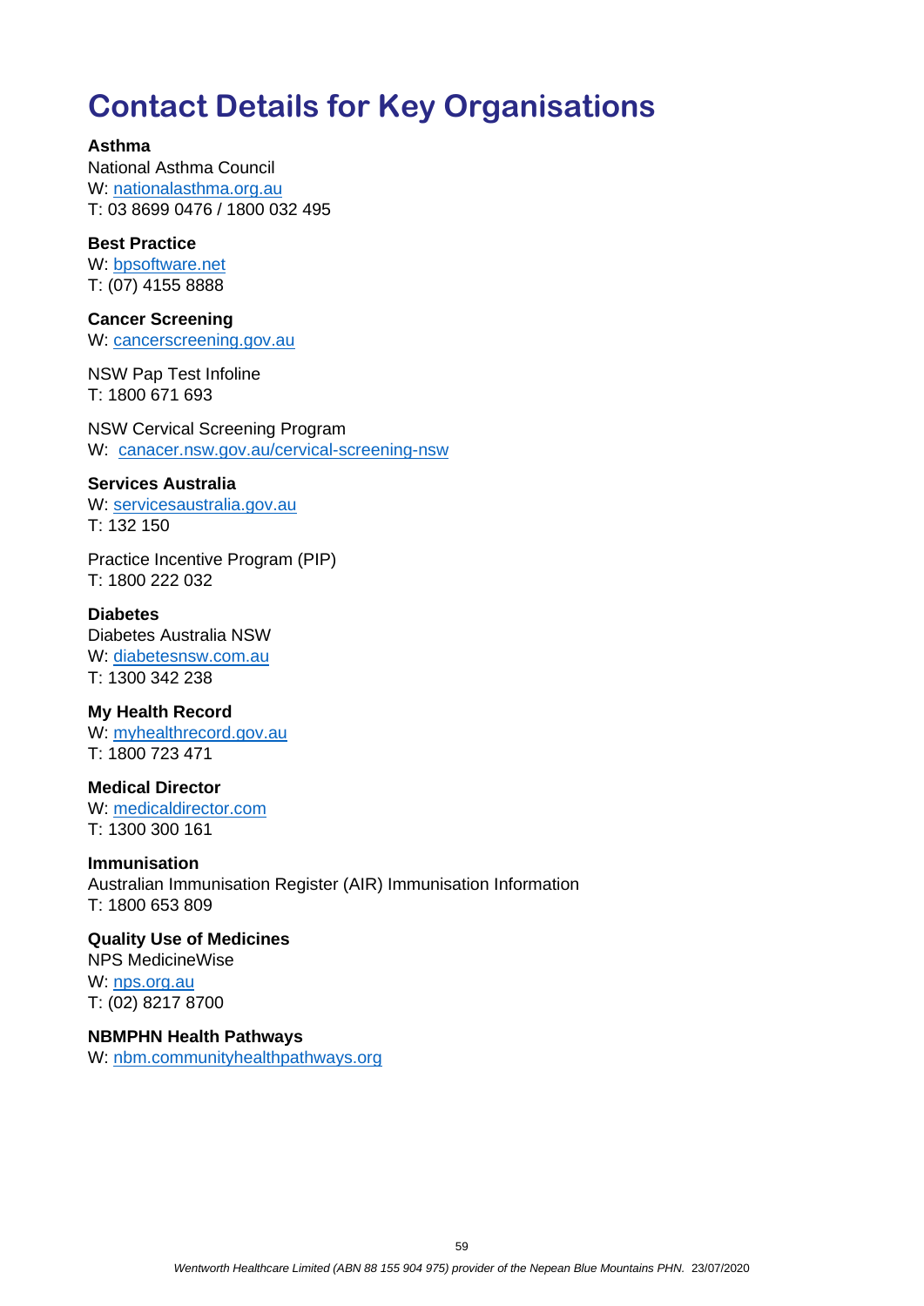# Contact Details for Key Organisations

**Asthma**
National Asthma Council
W: nationalasthma.org.au
T: 03 8699 0476 / 1800 032 495

**Best Practice**
W: bpsoftware.net
T: (07) 4155 8888

**Cancer Screening**
W: cancerscreening.gov.au

NSW Pap Test Infoline
T: 1800 671 693

NSW Cervical Screening Program
W: canacer.nsw.gov.au/cervical-screening-nsw

**Services Australia**
W: servicesaustralia.gov.au
T: 132 150

Practice Incentive Program (PIP)
T: 1800 222 032

**Diabetes**
Diabetes Australia NSW
W: diabetesnsw.com.au
T: 1300 342 238

**My Health Record**
W: myhealthrecord.gov.au
T: 1800 723 471

**Medical Director**
W: medicaldirector.com
T: 1300 300 161

**Immunisation**
Australian Immunisation Register (AIR) Immunisation Information
T: 1800 653 809

**Quality Use of Medicines**
NPS MedicineWise
W: nps.org.au
T: (02) 8217 8700

**NBMPHN Health Pathways**
W: nbm.communityhealthpathways.org

*Wentworth Healthcare Limited (ABN 88 155 904 975) provider of the Nepean Blue Mountains PHN.* 23/07/2020